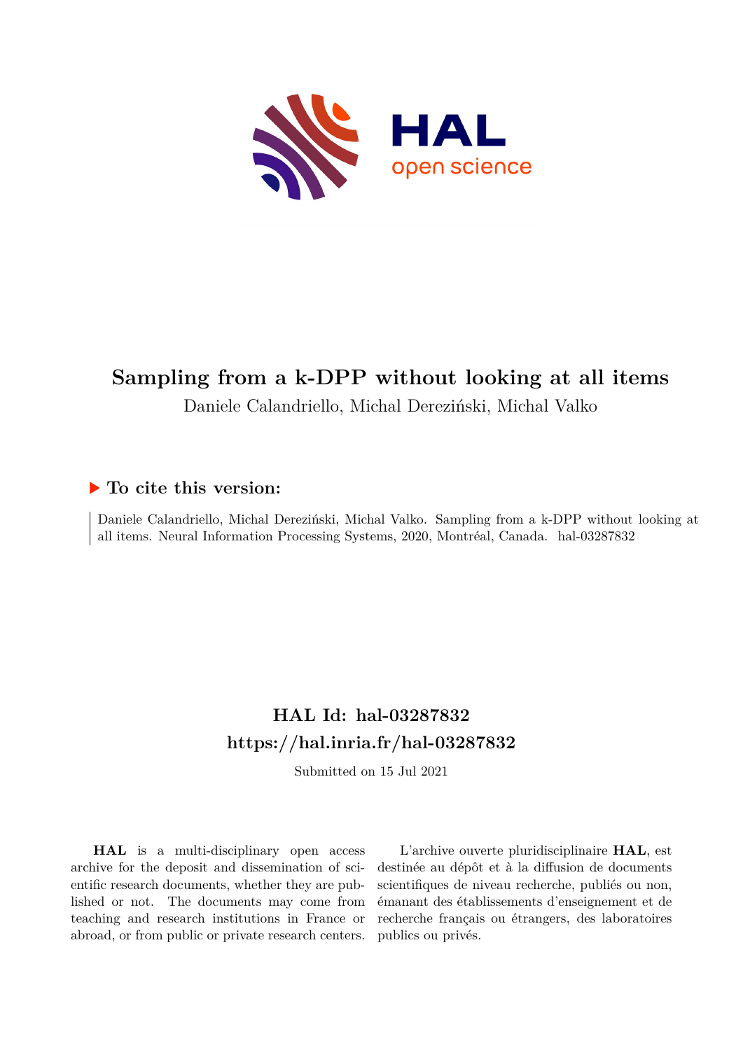# Sampling from a k-DPP without looking at all items

Daniele Calandriello, Michal Dereziński, Michal Valko

## ▶ To cite this version:

Daniele Calandriello, Michal Dereziński, Michal Valko. Sampling from a k-DPP without looking at all items. Neural Information Processing Systems, 2020, Montréal, Canada. hal-03287832

## HAL Id: hal-03287832

## https://hal.inria.fr/hal-03287832

Submitted on 15 Jul 2021

**HAL** is a multi-disciplinary open access archive for the deposit and dissemination of scientific research documents, whether they are published or not. The documents may come from teaching and research institutions in France or abroad, or from public or private research centers.

L'archive ouverte pluridisciplinaire **HAL**, est destinée au dépôt et à la diffusion de documents scientifiques de niveau recherche, publiés ou non, émanant des établissements d'enseignement et de recherche français ou étrangers, des laboratoires publics ou privés.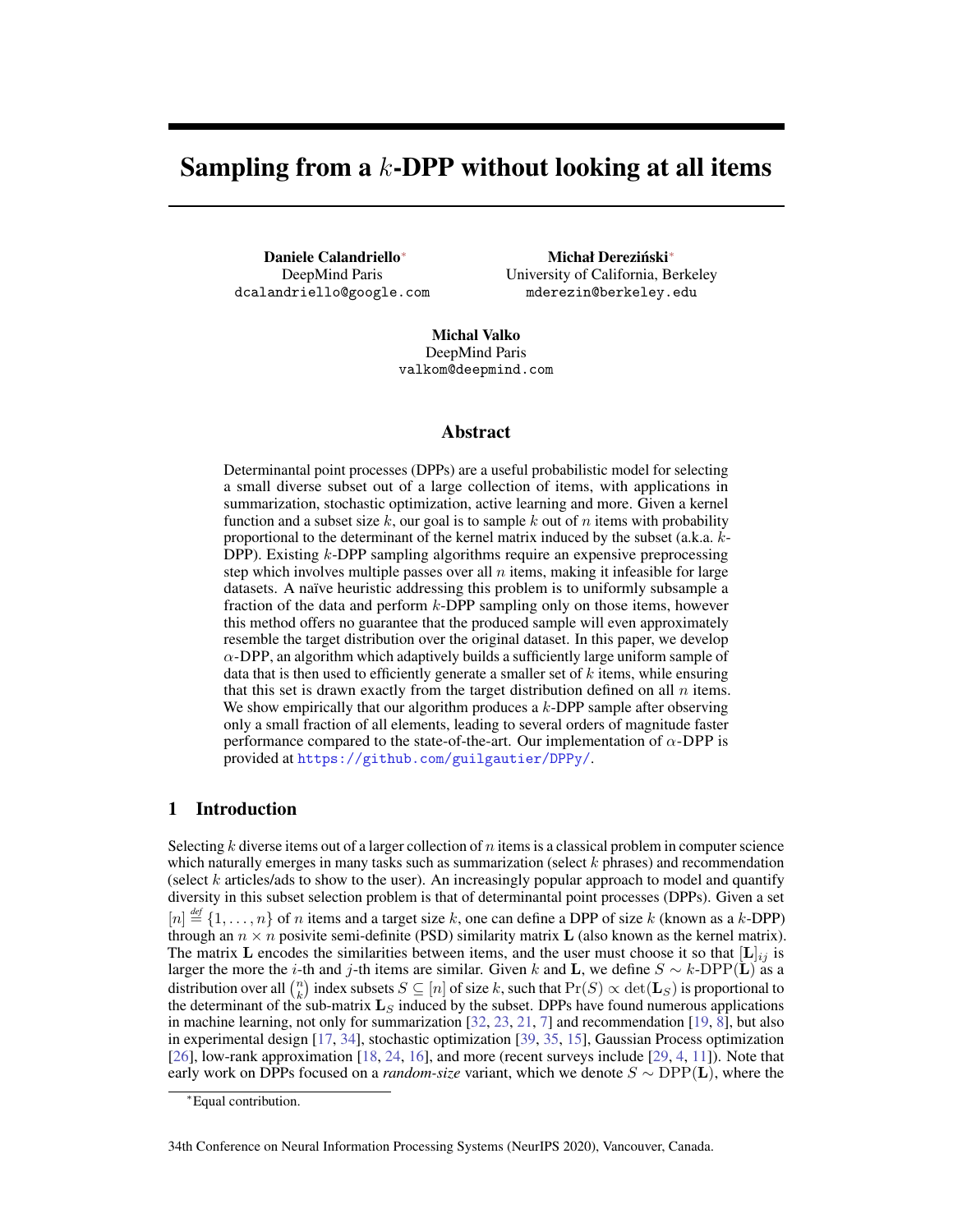# Sampling from a $k$-DPP without looking at all items

**Daniele Calandriello**[*]
DeepMind Paris
dcalandriello@google.com

**Michał Dereziński**[*]
University of California, Berkeley
mderezin@berkeley.edu

**Michal Valko**
DeepMind Paris
valkom@deepmind.com

## Abstract

Determinantal point processes (DPPs) are a useful probabilistic model for selecting a small diverse subset out of a large collection of items, with applications in summarization, stochastic optimization, active learning and more. Given a kernel function and a subset size $k$, our goal is to sample $k$ out of $n$ items with probability proportional to the determinant of the kernel matrix induced by the subset (a.k.a. $k$-DPP). Existing $k$-DPP sampling algorithms require an expensive preprocessing step which involves multiple passes over all $n$ items, making it infeasible for large datasets. A naïve heuristic addressing this problem is to uniformly subsample a fraction of the data and perform $k$-DPP sampling only on those items, however this method offers no guarantee that the produced sample will even approximately resemble the target distribution over the original dataset. In this paper, we develop $\alpha$-DPP, an algorithm which adaptively builds a sufficiently large uniform sample of data that is then used to efficiently generate a smaller set of $k$ items, while ensuring that this set is drawn exactly from the target distribution defined on all $n$ items. We show empirically that our algorithm produces a $k$-DPP sample after observing only a small fraction of all elements, leading to several orders of magnitude faster performance compared to the state-of-the-art. Our implementation of $\alpha$-DPP is provided at https://github.com/guilgautier/DPPy/.

## 1 Introduction

Selecting $k$ diverse items out of a larger collection of $n$ items is a classical problem in computer science which naturally emerges in many tasks such as summarization (select $k$ phrases) and recommendation (select $k$ articles/ads to show to the user). An increasingly popular approach to model and quantify diversity in this subset selection problem is that of determinantal point processes (DPPs). Given a set $[n] \overset{\text{def}}{=} \{1, \ldots, n\}$ of $n$ items and a target size $k$, one can define a DPP of size $k$ (known as a $k$-DPP) through an $n \times n$ posivite semi-definite (PSD) similarity matrix $\mathbf{L}$ (also known as the kernel matrix). The matrix $\mathbf{L}$ encodes the similarities between items, and the user must choose it so that $[\mathbf{L}]_{ij}$ is larger the more the $i$-th and $j$-th items are similar. Given $k$ and $\mathbf{L}$, we define $S \sim k\text{-DPP}(\mathbf{L})$ as a distribution over all $\binom{n}{k}$ index subsets $S \subseteq [n]$ of size $k$, such that $\Pr(S) \propto \det(\mathbf{L}_S)$ is proportional to the determinant of the sub-matrix $\mathbf{L}_S$ induced by the subset. DPPs have found numerous applications in machine learning, not only for summarization [32, 23, 21, 7] and recommendation [19, 8], but also in experimental design [17, 34], stochastic optimization [39, 35, 15], Gaussian Process optimization [26], low-rank approximation [18, 24, 16], and more (recent surveys include [29, 4, 11]). Note that early work on DPPs focused on a *random-size* variant, which we denote $S \sim \text{DPP}(\mathbf{L})$, where the

[*]Equal contribution.

34th Conference on Neural Information Processing Systems (NeurIPS 2020), Vancouver, Canada.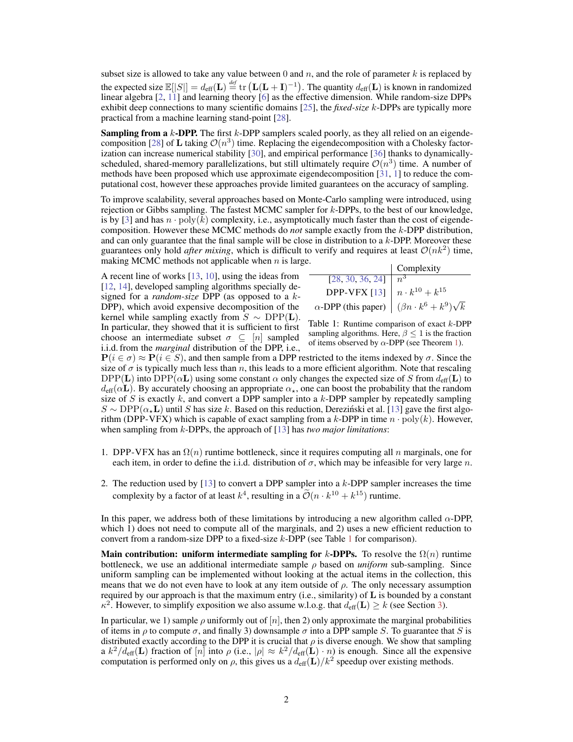subset size is allowed to take any value between 0 and $n$, and the role of parameter $k$ is replaced by the expected size $\mathbb{E}[|S|] = d_{\text{eff}}(\mathbf{L}) \stackrel{\text{def}}{=} \operatorname{tr}\left(\mathbf{L}(\mathbf{L}+\mathbf{I})^{-1}\right)$. The quantity $d_{\text{eff}}(\mathbf{L})$ is known in randomized linear algebra [2, 11] and learning theory [6] as the effective dimension. While random-size DPPs exhibit deep connections to many scientific domains [25], the *fixed-size* $k$-DPPs are typically more practical from a machine learning stand-point [28].

**Sampling from a $k$-DPP.** The first $k$-DPP samplers scaled poorly, as they all relied on an eigendecomposition [28] of $\mathbf{L}$ taking $\mathcal{O}(n^3)$ time. Replacing the eigendecomposition with a Cholesky factorization can increase numerical stability [30], and empirical performance [36] thanks to dynamically-scheduled, shared-memory parallelizations, but still ultimately require $\mathcal{O}(n^3)$ time. A number of methods have been proposed which use approximate eigendecomposition [31, 1] to reduce the computational cost, however these approaches provide limited guarantees on the accuracy of sampling.

To improve scalability, several approaches based on Monte-Carlo sampling were introduced, using rejection or Gibbs sampling. The fastest MCMC sampler for $k$-DPPs, to the best of our knowledge, is by [3] and has $n \cdot \text{poly}(k)$ complexity, i.e., asymptotically much faster than the cost of eigendecomposition. However these MCMC methods do *not* sample exactly from the $k$-DPP distribution, and can only guarantee that the final sample will be close in distribution to a $k$-DPP. Moreover these guarantees only hold *after mixing*, which is difficult to verify and requires at least $\mathcal{O}(nk^2)$ time, making MCMC methods not applicable when $n$ is large.

|  | Complexity |
|---|---|
| [28, 30, 36, 24] | $n^3$ |
| DPP-VFX [13] | $n \cdot k^{10} + k^{15}$ |
| $\alpha$-DPP (this paper) | $(\beta n \cdot k^6 + k^9)\sqrt{k}$ |

Table 1: Runtime comparison of exact $k$-DPP sampling algorithms. Here, $\beta \leq 1$ is the fraction of items observed by $\alpha$-DPP (see Theorem 1).

A recent line of works [13, 10], using the ideas from [12, 14], developed sampling algorithms specially designed for a *random-size* DPP (as opposed to a $k$-DPP), which avoid expensive decomposition of the kernel while sampling exactly from $S \sim \text{DPP}(\mathbf{L})$. In particular, they showed that it is sufficient to first choose an intermediate subset $\sigma \subseteq [n]$ sampled i.i.d. from the *marginal* distribution of the DPP, i.e., $\mathbf{P}(i \in \sigma) \approx \mathbf{P}(i \in S)$, and then sample from a DPP restricted to the items indexed by $\sigma$. Since the size of $\sigma$ is typically much less than $n$, this leads to a more efficient algorithm. Note that rescaling $\text{DPP}(\mathbf{L})$ into $\text{DPP}(\alpha\mathbf{L})$ using some constant $\alpha$ only changes the expected size of $S$ from $d_{\text{eff}}(\mathbf{L})$ to $d_{\text{eff}}(\alpha\mathbf{L})$. By accurately choosing an appropriate $\alpha_\star$, one can boost the probability that the random size of $S$ is exactly $k$, and convert a DPP sampler into a $k$-DPP sampler by repeatedly sampling $S \sim \text{DPP}(\alpha_\star\mathbf{L})$ until $S$ has size $k$. Based on this reduction, Dereziński et al. [13] gave the first algorithm (DPP-VFX) which is capable of exact sampling from a $k$-DPP in time $n \cdot \text{poly}(k)$. However, when sampling from $k$-DPPs, the approach of [13] has *two major limitations*:

1. DPP-VFX has an $\Omega(n)$ runtime bottleneck, since it requires computing all $n$ marginals, one for each item, in order to define the i.i.d. distribution of $\sigma$, which may be infeasible for very large $n$.
2. The reduction used by [13] to convert a DPP sampler into a $k$-DPP sampler increases the time complexity by a factor of at least $k^4$, resulting in a $\widetilde{\mathcal{O}}(n \cdot k^{10} + k^{15})$ runtime.

In this paper, we address both of these limitations by introducing a new algorithm called $\alpha$-DPP, which 1) does not need to compute all of the marginals, and 2) uses a new efficient reduction to convert from a random-size DPP to a fixed-size $k$-DPP (see Table 1 for comparison).

**Main contribution: uniform intermediate sampling for $k$-DPPs.** To resolve the $\Omega(n)$ runtime bottleneck, we use an additional intermediate sample $\rho$ based on *uniform* sub-sampling. Since uniform sampling can be implemented without looking at the actual items in the collection, this means that we do not even have to look at any item outside of $\rho$. The only necessary assumption required by our approach is that the maximum entry (i.e., similarity) of $\mathbf{L}$ is bounded by a constant $\kappa^2$. However, to simplify exposition we also assume w.l.o.g. that $d_{\text{eff}}(\mathbf{L}) \geq k$ (see Section 3).

In particular, we 1) sample $\rho$ uniformly out of $[n]$, then 2) only approximate the marginal probabilities of items in $\rho$ to compute $\sigma$, and finally 3) downsample $\sigma$ into a DPP sample $S$. To guarantee that $S$ is distributed exactly according to the DPP it is crucial that $\rho$ is diverse enough. We show that sampling a $k^2/d_{\text{eff}}(\mathbf{L})$ fraction of $[n]$ into $\rho$ (i.e., $|\rho| \approx k^2/d_{\text{eff}}(\mathbf{L}) \cdot n$) is enough. Since all the expensive computation is performed only on $\rho$, this gives us a $d_{\text{eff}}(\mathbf{L})/k^2$ speedup over existing methods.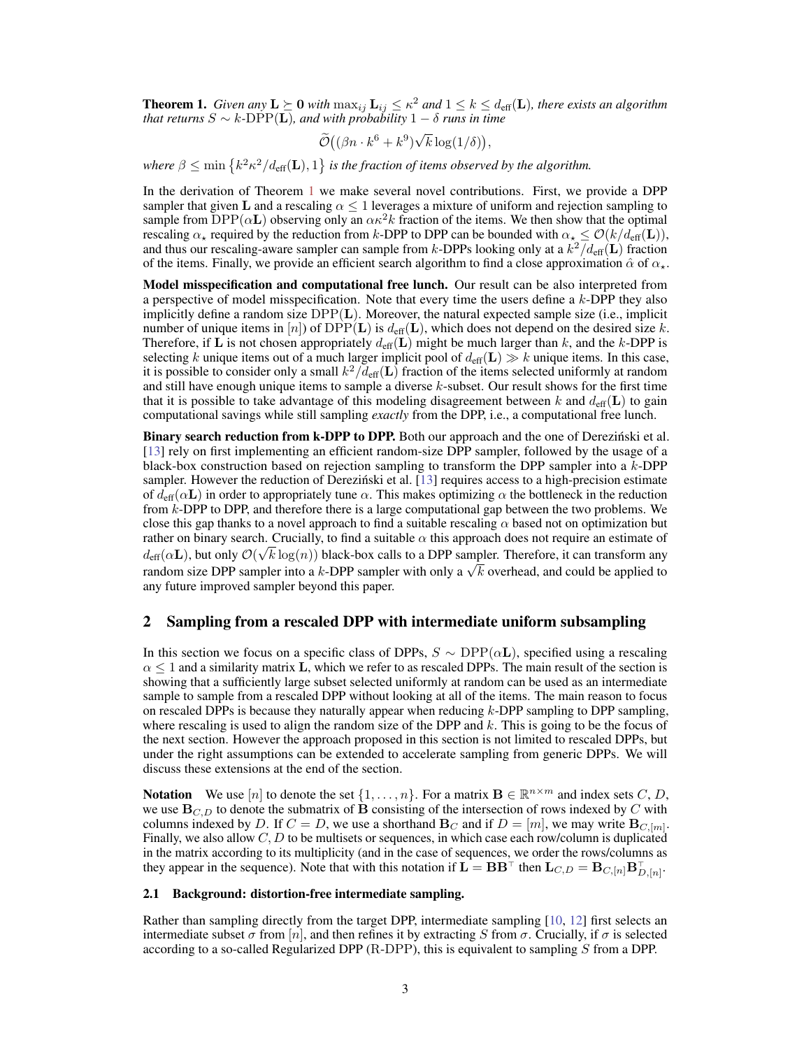**Theorem 1.** *Given any $\mathbf{L} \succeq \mathbf{0}$ with $\max_{ij} \mathbf{L}_{ij} \leq \kappa^2$ and $1 \leq k \leq d_{\text{eff}}(\mathbf{L})$, there exists an algorithm that returns $S \sim k\text{-DPP}(\mathbf{L})$, and with probability $1 - \delta$ runs in time*

$$\widetilde{\mathcal{O}}\big((\beta n \cdot k^6 + k^9)\sqrt{k}\log(1/\delta)\big),$$

*where $\beta \leq \min\left\{k^2\kappa^2/d_{\text{eff}}(\mathbf{L}), 1\right\}$ is the fraction of items observed by the algorithm.*

In the derivation of Theorem 1 we make several novel contributions. First, we provide a DPP sampler that given $\mathbf{L}$ and a rescaling $\alpha \leq 1$ leverages a mixture of uniform and rejection sampling to sample from $\text{DPP}(\alpha\mathbf{L})$ observing only an $\alpha\kappa^2 k$ fraction of the items. We then show that the optimal rescaling $\alpha_\star$ required by the reduction from $k$-DPP to DPP can be bounded with $\alpha_\star \leq \mathcal{O}(k/d_{\text{eff}}(\mathbf{L}))$, and thus our rescaling-aware sampler can sample from $k$-DPPs looking only at a $k^2/d_{\text{eff}}(\mathbf{L})$ fraction of the items. Finally, we provide an efficient search algorithm to find a close approximation $\hat{\alpha}$ of $\alpha_\star$.

**Model misspecification and computational free lunch.** Our result can be also interpreted from a perspective of model misspecification. Note that every time the users define a $k$-DPP they also implicitly define a random size $\text{DPP}(\mathbf{L})$. Moreover, the natural expected sample size (i.e., implicit number of unique items in $[n]$) of $\text{DPP}(\mathbf{L})$ is $d_{\text{eff}}(\mathbf{L})$, which does not depend on the desired size $k$. Therefore, if $\mathbf{L}$ is not chosen appropriately $d_{\text{eff}}(\mathbf{L})$ might be much larger than $k$, and the $k$-DPP is selecting $k$ unique items out of a much larger implicit pool of $d_{\text{eff}}(\mathbf{L}) \gg k$ unique items. In this case, it is possible to consider only a small $k^2/d_{\text{eff}}(\mathbf{L})$ fraction of the items selected uniformly at random and still have enough unique items to sample a diverse $k$-subset. Our result shows for the first time that it is possible to take advantage of this modeling disagreement between $k$ and $d_{\text{eff}}(\mathbf{L})$ to gain computational savings while still sampling *exactly* from the DPP, i.e., a computational free lunch.

**Binary search reduction from k-DPP to DPP.** Both our approach and the one of Dereziński et al. [13] rely on first implementing an efficient random-size DPP sampler, followed by the usage of a black-box construction based on rejection sampling to transform the DPP sampler into a $k$-DPP sampler. However the reduction of Dereziński et al. [13] requires access to a high-precision estimate of $d_{\text{eff}}(\alpha\mathbf{L})$ in order to appropriately tune $\alpha$. This makes optimizing $\alpha$ the bottleneck in the reduction from $k$-DPP to DPP, and therefore there is a large computational gap between the two problems. We close this gap thanks to a novel approach to find a suitable rescaling $\alpha$ based not on optimization but rather on binary search. Crucially, to find a suitable $\alpha$ this approach does not require an estimate of $d_{\text{eff}}(\alpha\mathbf{L})$, but only $\mathcal{O}(\sqrt{k}\log(n))$ black-box calls to a DPP sampler. Therefore, it can transform any random size DPP sampler into a $k$-DPP sampler with only a $\sqrt{k}$ overhead, and could be applied to any future improved sampler beyond this paper.

## 2 Sampling from a rescaled DPP with intermediate uniform subsampling

In this section we focus on a specific class of DPPs, $S \sim \text{DPP}(\alpha\mathbf{L})$, specified using a rescaling $\alpha \leq 1$ and a similarity matrix $\mathbf{L}$, which we refer to as rescaled DPPs. The main result of the section is showing that a sufficiently large subset selected uniformly at random can be used as an intermediate sample to sample from a rescaled DPP without looking at all of the items. The main reason to focus on rescaled DPPs is because they naturally appear when reducing $k$-DPP sampling to DPP sampling, where rescaling is used to align the random size of the DPP and $k$. This is going to be the focus of the next section. However the approach proposed in this section is not limited to rescaled DPPs, but under the right assumptions can be extended to accelerate sampling from generic DPPs. We will discuss these extensions at the end of the section.

**Notation** We use $[n]$ to denote the set $\{1, \ldots, n\}$. For a matrix $\mathbf{B} \in \mathbb{R}^{n \times m}$ and index sets $C$, $D$, we use $\mathbf{B}_{C,D}$ to denote the submatrix of $\mathbf{B}$ consisting of the intersection of rows indexed by $C$ with columns indexed by $D$. If $C = D$, we use a shorthand $\mathbf{B}_C$ and if $D = [m]$, we may write $\mathbf{B}_{C,[m]}$. Finally, we also allow $C, D$ to be multisets or sequences, in which case each row/column is duplicated in the matrix according to its multiplicity (and in the case of sequences, we order the rows/columns as they appear in the sequence). Note that with this notation if $\mathbf{L} = \mathbf{B}\mathbf{B}^\top$ then $\mathbf{L}_{C,D} = \mathbf{B}_{C,[n]}\mathbf{B}_{D,[n]}^\top$.

### 2.1 Background: distortion-free intermediate sampling.

Rather than sampling directly from the target DPP, intermediate sampling [10, 12] first selects an intermediate subset $\sigma$ from $[n]$, and then refines it by extracting $S$ from $\sigma$. Crucially, if $\sigma$ is selected according to a so-called Regularized DPP (R-DPP), this is equivalent to sampling $S$ from a DPP.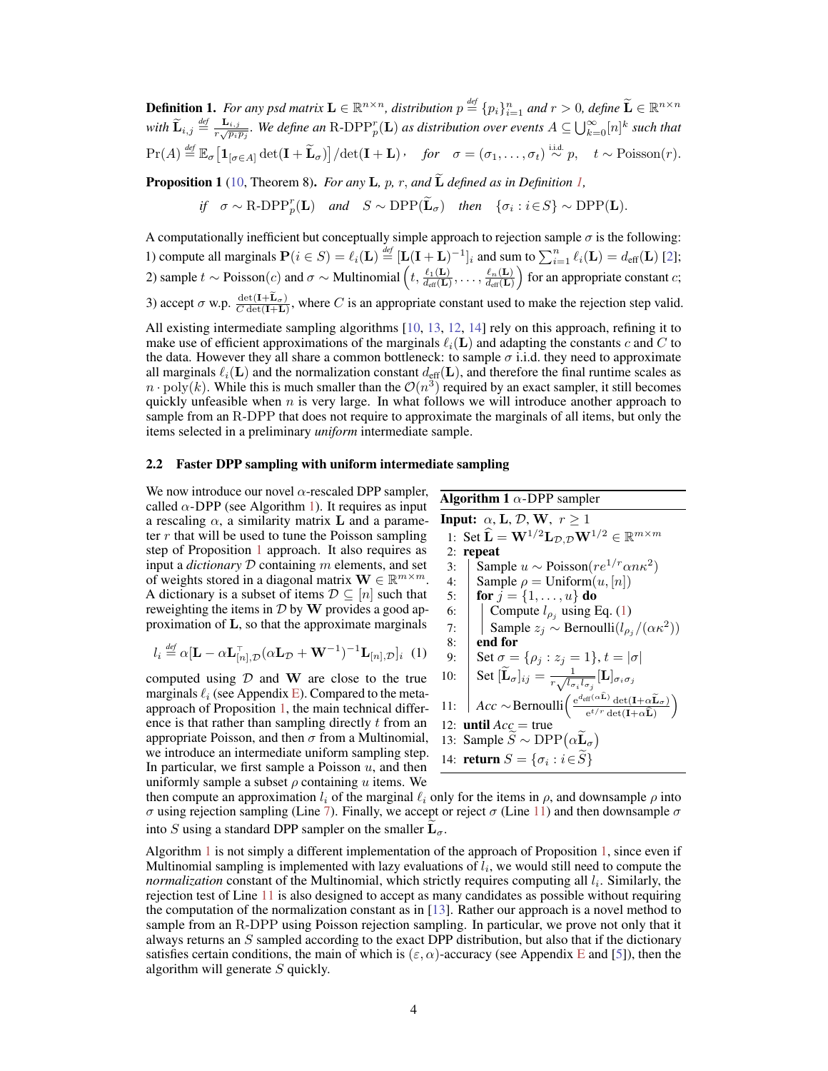**Definition 1.** *For any psd matrix $\mathbf{L} \in \mathbb{R}^{n\times n}$, distribution $p \overset{\text{def}}{=} \{p_i\}_{i=1}^n$ and $r > 0$, define $\widetilde{\mathbf{L}} \in \mathbb{R}^{n\times n}$ with $\widetilde{\mathbf{L}}_{i,j} \overset{\text{def}}{=} \frac{\mathbf{L}_{i,j}}{r\sqrt{p_i p_j}}$. We define an* R-DPP$_p^r(\mathbf{L})$ *as distribution over events $A \subseteq \bigcup_{k=0}^{\infty}[n]^k$ such that*

$$\Pr(A) \overset{\text{def}}{=} \mathbb{E}_\sigma\big[\mathbf{1}_{[\sigma\in A]}\det(\mathbf{I}+\widetilde{\mathbf{L}}_\sigma)\big]/\det(\mathbf{I}+\mathbf{L}), \quad \text{for} \quad \sigma = (\sigma_1,\ldots,\sigma_t) \overset{\text{i.i.d.}}{\sim} p, \quad t \sim \mathrm{Poisson}(r).$$

**Proposition 1** (10, Theorem 8)**.** *For any $\mathbf{L}$, $p$, $r$, and $\widetilde{\mathbf{L}}$ defined as in Definition 1,*

$$\text{if} \quad \sigma \sim \text{R-DPP}_p^r(\mathbf{L}) \quad \text{and} \quad S \sim \mathrm{DPP}(\widetilde{\mathbf{L}}_\sigma) \quad \text{then} \quad \{\sigma_i : i \in S\} \sim \mathrm{DPP}(\mathbf{L}).$$

A computationally inefficient but conceptually simple approach to rejection sample $\sigma$ is the following: 1) compute all marginals $\mathbf{P}(i \in S) = \ell_i(\mathbf{L}) \overset{\text{def}}{=} [\mathbf{L}(\mathbf{I}+\mathbf{L})^{-1}]_i$ and sum to $\sum_{i=1}^n \ell_i(\mathbf{L}) = d_{\text{eff}}(\mathbf{L})$ [2]; 2) sample $t \sim \mathrm{Poisson}(c)$ and $\sigma \sim \mathrm{Multinomial}\left(t, \frac{\ell_1(\mathbf{L})}{d_{\text{eff}}(\mathbf{L})}, \ldots, \frac{\ell_n(\mathbf{L})}{d_{\text{eff}}(\mathbf{L})}\right)$ for an appropriate constant $c$; 3) accept $\sigma$ w.p. $\frac{\det(\mathbf{I}+\widetilde{\mathbf{L}}_\sigma)}{C\det(\mathbf{I}+\mathbf{L})}$, where $C$ is an appropriate constant used to make the rejection step valid.

All existing intermediate sampling algorithms [10, 13, 12, 14] rely on this approach, refining it to make use of efficient approximations of the marginals $\ell_i(\mathbf{L})$ and adapting the constants $c$ and $C$ to the data. However they all share a common bottleneck: to sample $\sigma$ i.i.d. they need to approximate all marginals $\ell_i(\mathbf{L})$ and the normalization constant $d_{\text{eff}}(\mathbf{L})$, and therefore the final runtime scales as $n \cdot \mathrm{poly}(k)$. While this is much smaller than the $\mathcal{O}(n^3)$ required by an exact sampler, it still becomes quickly unfeasible when $n$ is very large. In what follows we will introduce another approach to sample from an R-DPP that does not require to approximate the marginals of all items, but only the items selected in a preliminary *uniform* intermediate sample.

### 2.2 Faster DPP sampling with uniform intermediate sampling

We now introduce our novel $\alpha$-rescaled DPP sampler, called $\alpha$-DPP (see Algorithm 1). It requires as input a rescaling $\alpha$, a similarity matrix $\mathbf{L}$ and a parameter $r$ that will be used to tune the Poisson sampling step of Proposition 1 approach. It also requires as input a *dictionary* $\mathcal{D}$ containing $m$ elements, and set of weights stored in a diagonal matrix $\mathbf{W} \in \mathbb{R}^{m\times m}$. A dictionary is a subset of items $\mathcal{D} \subseteq [n]$ such that reweighting the items in $\mathcal{D}$ by $\mathbf{W}$ provides a good approximation of $\mathbf{L}$, so that the approximate marginals

$$l_i \overset{\text{def}}{=} \alpha[\mathbf{L} - \alpha\mathbf{L}_{[n],\mathcal{D}}^\top(\alpha\mathbf{L}_{\mathcal{D}} + \mathbf{W}^{-1})^{-1}\mathbf{L}_{[n],\mathcal{D}}]_i \quad (1)$$

computed using $\mathcal{D}$ and $\mathbf{W}$ are close to the true marginals $\ell_i$ (see Appendix E). Compared to the meta-approach of Proposition 1, the main technical difference is that rather than sampling directly $t$ from an appropriate Poisson, and then $\sigma$ from a Multinomial, we introduce an intermediate uniform sampling step. In particular, we first sample a Poisson $u$, and then uniformly sample a subset $\rho$ containing $u$ items. We then compute an approximation $l_i$ of the marginal $\ell_i$ only for the items in $\rho$, and downsample $\rho$ into $\sigma$ using rejection sampling (Line 7). Finally, we accept or reject $\sigma$ (Line 11) and then downsample $\sigma$ into $S$ using a standard DPP sampler on the smaller $\widetilde{\mathbf{L}}_\sigma$.

**Algorithm 1** $\alpha$-DPP sampler

**Input:** $\alpha, \mathbf{L}, \mathcal{D}, \mathbf{W}, \ r \geq 1$

```
1:  Set L̂ = W^{1/2} L_{D,D} W^{1/2} ∈ R^{m×m}
2:  repeat
3:    Sample u ~ Poisson(r e^{1/r} α n κ²)
4:    Sample ρ = Uniform(u, [n])
5:    for j = {1, ..., u} do
6:      Compute l_{ρ_j} using Eq. (1)
7:      Sample z_j ~ Bernoulli(l_{ρ_j}/(ακ²))
8:    end for
9:    Set σ = {ρ_j : z_j = 1}, t = |σ|
10:   Set [L̃_σ]_{ij} = 1/(r sqrt(l_{σ_i} l_{σ_j})) [L]_{σ_i σ_j}
11:   Acc ~ Bernoulli( e^{d_eff(αL̂)} det(I + αL̃_σ) / (e^{t/r} det(I + αL̂)) )
12: until Acc = true
13: Sample S̃ ~ DPP(αL̃_σ)
14: return S = {σ_i : i ∈ S̃}
```

Algorithm 1 is not simply a different implementation of the approach of Proposition 1, since even if Multinomial sampling is implemented with lazy evaluations of $l_i$, we would still need to compute the *normalization* constant of the Multinomial, which strictly requires computing all $l_i$. Similarly, the rejection test of Line 11 is also designed to accept as many candidates as possible without requiring the computation of the normalization constant as in [13]. Rather our approach is a novel method to sample from an R-DPP using Poisson rejection sampling. In particular, we prove not only that it always returns an $S$ sampled according to the exact DPP distribution, but also that if the dictionary satisfies certain conditions, the main of which is $(\varepsilon,\alpha)$-accuracy (see Appendix E and [5]), then the algorithm will generate $S$ quickly.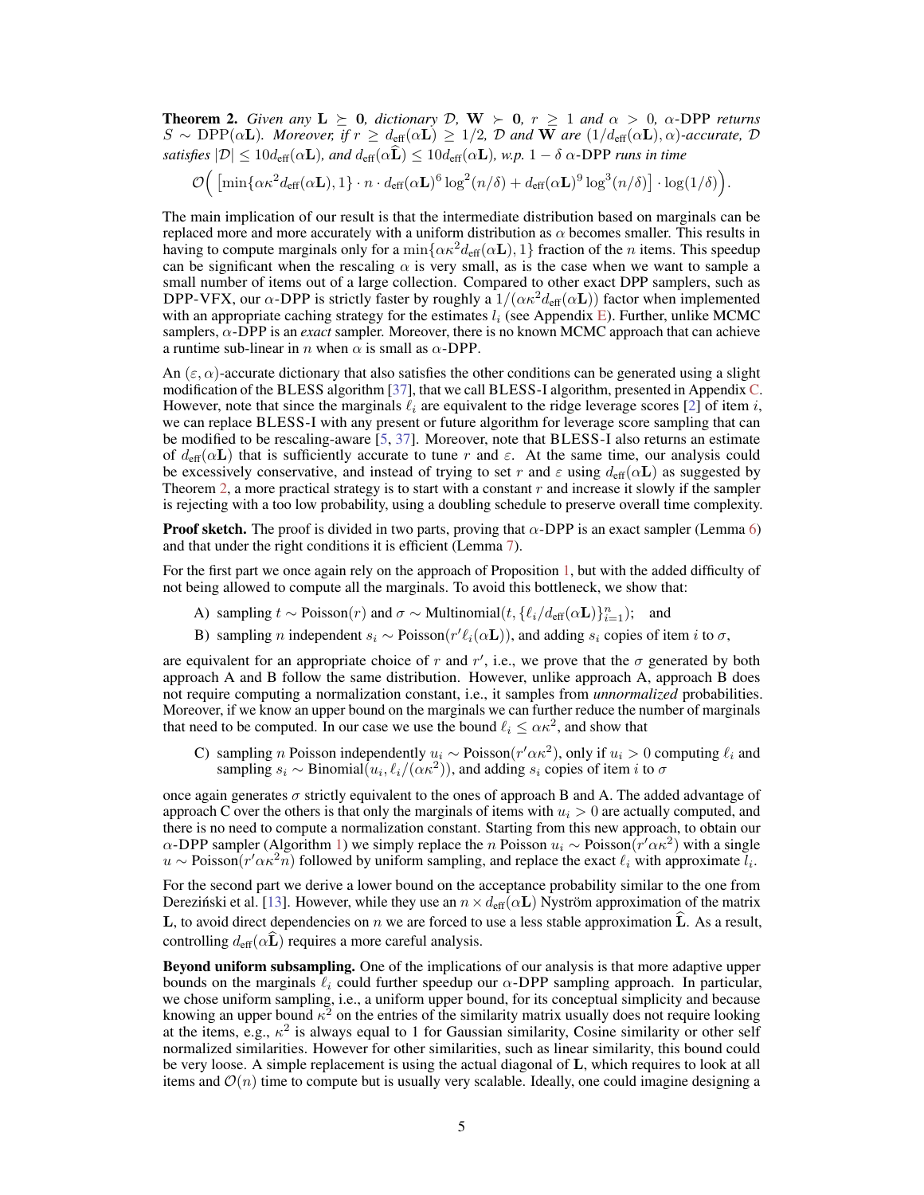**Theorem 2.** *Given any $\mathbf{L} \succeq \mathbf{0}$, dictionary $\mathcal{D}$, $\mathbf{W} \succ \mathbf{0}$, $r \geq 1$ and $\alpha > 0$, $\alpha$-DPP returns $S \sim \mathrm{DPP}(\alpha\mathbf{L})$. Moreover, if $r \geq d_{\text{eff}}(\alpha\mathbf{L}) \geq 1/2$, $\mathcal{D}$ and $\mathbf{W}$ are $(1/d_{\text{eff}}(\alpha\mathbf{L}), \alpha)$-accurate, $\mathcal{D}$ satisfies $|\mathcal{D}| \leq 10 d_{\text{eff}}(\alpha\mathbf{L})$, and $d_{\text{eff}}(\alpha\widehat{\mathbf{L}}) \leq 10 d_{\text{eff}}(\alpha\mathbf{L})$, w.p. $1-\delta$ $\alpha$-DPP runs in time*

$$\mathcal{O}\Big( \left[\min\{\alpha\kappa^2 d_{\text{eff}}(\alpha\mathbf{L}), 1\} \cdot n \cdot d_{\text{eff}}(\alpha\mathbf{L})^6 \log^2(n/\delta) + d_{\text{eff}}(\alpha\mathbf{L})^9 \log^3(n/\delta)\right] \cdot \log(1/\delta)\Big).$$

The main implication of our result is that the intermediate distribution based on marginals can be replaced more and more accurately with a uniform distribution as $\alpha$ becomes smaller. This results in having to compute marginals only for a $\min\{\alpha\kappa^2 d_{\text{eff}}(\alpha\mathbf{L}), 1\}$ fraction of the $n$ items. This speedup can be significant when the rescaling $\alpha$ is very small, as is the case when we want to sample a small number of items out of a large collection. Compared to other exact DPP samplers, such as DPP-VFX, our $\alpha$-DPP is strictly faster by roughly a $1/(\alpha\kappa^2 d_{\text{eff}}(\alpha\mathbf{L}))$ factor when implemented with an appropriate caching strategy for the estimates $l_i$ (see Appendix E). Further, unlike MCMC samplers, $\alpha$-DPP is an *exact* sampler. Moreover, there is no known MCMC approach that can achieve a runtime sub-linear in $n$ when $\alpha$ is small as $\alpha$-DPP.

An $(\varepsilon, \alpha)$-accurate dictionary that also satisfies the other conditions can be generated using a slight modification of the BLESS algorithm [37], that we call BLESS-I algorithm, presented in Appendix C. However, note that since the marginals $\ell_i$ are equivalent to the ridge leverage scores [2] of item $i$, we can replace BLESS-I with any present or future algorithm for leverage score sampling that can be modified to be rescaling-aware [5, 37]. Moreover, note that BLESS-I also returns an estimate of $d_{\text{eff}}(\alpha\mathbf{L})$ that is sufficiently accurate to tune $r$ and $\varepsilon$. At the same time, our analysis could be excessively conservative, and instead of trying to set $r$ and $\varepsilon$ using $d_{\text{eff}}(\alpha\mathbf{L})$ as suggested by Theorem 2, a more practical strategy is to start with a constant $r$ and increase it slowly if the sampler is rejecting with a too low probability, using a doubling schedule to preserve overall time complexity.

**Proof sketch.** The proof is divided in two parts, proving that $\alpha$-DPP is an exact sampler (Lemma 6) and that under the right conditions it is efficient (Lemma 7).

For the first part we once again rely on the approach of Proposition 1, but with the added difficulty of not being allowed to compute all the marginals. To avoid this bottleneck, we show that:

A) sampling $t \sim \mathrm{Poisson}(r)$ and $\sigma \sim \mathrm{Multinomial}(t, \{\ell_i/d_{\text{eff}}(\alpha\mathbf{L})\}_{i=1}^n)$; and

B) sampling $n$ independent $s_i \sim \mathrm{Poisson}(r'\ell_i(\alpha\mathbf{L}))$, and adding $s_i$ copies of item $i$ to $\sigma$,

are equivalent for an appropriate choice of $r$ and $r'$, i.e., we prove that the $\sigma$ generated by both approach A and B follow the same distribution. However, unlike approach A, approach B does not require computing a normalization constant, i.e., it samples from *unnormalized* probabilities. Moreover, if we know an upper bound on the marginals we can further reduce the number of marginals that need to be computed. In our case we use the bound $\ell_i \leq \alpha\kappa^2$, and show that

C) sampling $n$ Poisson independently $u_i \sim \mathrm{Poisson}(r'\alpha\kappa^2)$, only if $u_i > 0$ computing $\ell_i$ and sampling $s_i \sim \mathrm{Binomial}(u_i, \ell_i/(\alpha\kappa^2))$, and adding $s_i$ copies of item $i$ to $\sigma$

once again generates $\sigma$ strictly equivalent to the ones of approach B and A. The added advantage of approach C over the others is that only the marginals of items with $u_i > 0$ are actually computed, and there is no need to compute a normalization constant. Starting from this new approach, to obtain our $\alpha$-DPP sampler (Algorithm 1) we simply replace the $n$ Poisson $u_i \sim \mathrm{Poisson}(r'\alpha\kappa^2)$ with a single $u \sim \mathrm{Poisson}(r'\alpha\kappa^2 n)$ followed by uniform sampling, and replace the exact $\ell_i$ with approximate $l_i$.

For the second part we derive a lower bound on the acceptance probability similar to the one from Dereziński et al. [13]. However, while they use an $n \times d_{\text{eff}}(\alpha\mathbf{L})$ Nyström approximation of the matrix $\mathbf{L}$, to avoid direct dependencies on $n$ we are forced to use a less stable approximation $\widehat{\mathbf{L}}$. As a result, controlling $d_{\text{eff}}(\alpha\widehat{\mathbf{L}})$ requires a more careful analysis.

**Beyond uniform subsampling.** One of the implications of our analysis is that more adaptive upper bounds on the marginals $\ell_i$ could further speedup our $\alpha$-DPP sampling approach. In particular, we chose uniform sampling, i.e., a uniform upper bound, for its conceptual simplicity and because knowing an upper bound $\kappa^2$ on the entries of the similarity matrix usually does not require looking at the items, e.g., $\kappa^2$ is always equal to 1 for Gaussian similarity, Cosine similarity or other self normalized similarities. However for other similarities, such as linear similarity, this bound could be very loose. A simple replacement is using the actual diagonal of $\mathbf{L}$, which requires to look at all items and $\mathcal{O}(n)$ time to compute but is usually very scalable. Ideally, one could imagine designing a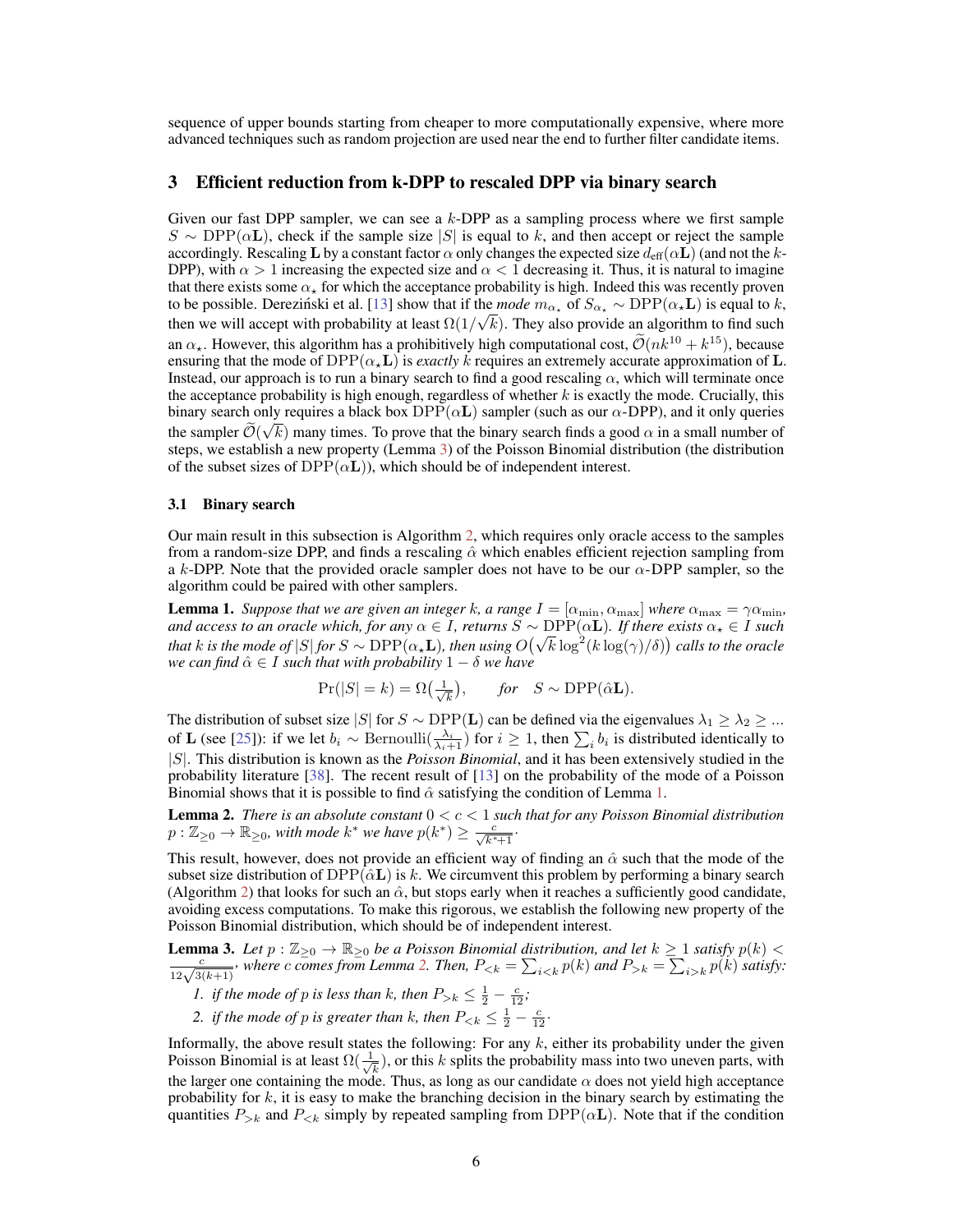sequence of upper bounds starting from cheaper to more computationally expensive, where more advanced techniques such as random projection are used near the end to further filter candidate items.

## 3 Efficient reduction from k-DPP to rescaled DPP via binary search

Given our fast DPP sampler, we can see a $k$-DPP as a sampling process where we first sample $S \sim \mathrm{DPP}(\alpha\mathbf{L})$, check if the sample size $|S|$ is equal to $k$, and then accept or reject the sample accordingly. Rescaling $\mathbf{L}$ by a constant factor $\alpha$ only changes the expected size $d_{\mathrm{eff}}(\alpha\mathbf{L})$ (and not the $k$-DPP), with $\alpha > 1$ increasing the expected size and $\alpha < 1$ decreasing it. Thus, it is natural to imagine that there exists some $\alpha_\star$ for which the acceptance probability is high. Indeed this was recently proven to be possible. Dereziński et al. [13] show that if the *mode* $m_{\alpha_\star}$ of $S_{\alpha_\star} \sim \mathrm{DPP}(\alpha_\star\mathbf{L})$ is equal to $k$, then we will accept with probability at least $\Omega(1/\sqrt{k})$. They also provide an algorithm to find such an $\alpha_\star$. However, this algorithm has a prohibitively high computational cost, $\widetilde{\mathcal{O}}(nk^{10} + k^{15})$, because ensuring that the mode of $\mathrm{DPP}(\alpha_\star\mathbf{L})$ is *exactly* $k$ requires an extremely accurate approximation of $\mathbf{L}$. Instead, our approach is to run a binary search to find a good rescaling $\alpha$, which will terminate once the acceptance probability is high enough, regardless of whether $k$ is exactly the mode. Crucially, this binary search only requires a black box $\mathrm{DPP}(\alpha\mathbf{L})$ sampler (such as our $\alpha$-DPP), and it only queries the sampler $\widetilde{\mathcal{O}}(\sqrt{k})$ many times. To prove that the binary search finds a good $\alpha$ in a small number of steps, we establish a new property (Lemma 3) of the Poisson Binomial distribution (the distribution of the subset sizes of $\mathrm{DPP}(\alpha\mathbf{L})$), which should be of independent interest.

### 3.1 Binary search

Our main result in this subsection is Algorithm 2, which requires only oracle access to the samples from a random-size DPP, and finds a rescaling $\hat{\alpha}$ which enables efficient rejection sampling from a $k$-DPP. Note that the provided oracle sampler does not have to be our $\alpha$-DPP sampler, so the algorithm could be paired with other samplers.

**Lemma 1.** *Suppose that we are given an integer $k$, a range $I = [\alpha_{\min}, \alpha_{\max}]$ where $\alpha_{\max} = \gamma\alpha_{\min}$, and access to an oracle which, for any $\alpha \in I$, returns $S \sim \mathrm{DPP}(\alpha\mathbf{L})$. If there exists $\alpha_\star \in I$ such that $k$ is the mode of $|S|$ for $S \sim \mathrm{DPP}(\alpha_\star\mathbf{L})$, then using $O\big(\sqrt{k}\log^2(k\log(\gamma)/\delta)\big)$ calls to the oracle we can find $\hat{\alpha} \in I$ such that with probability $1-\delta$ we have*

$$\Pr(|S| = k) = \Omega\big(\tfrac{1}{\sqrt{k}}\big), \qquad \textit{for} \quad S \sim \mathrm{DPP}(\hat{\alpha}\mathbf{L}).$$

The distribution of subset size $|S|$ for $S \sim \mathrm{DPP}(\mathbf{L})$ can be defined via the eigenvalues $\lambda_1 \geq \lambda_2 \geq \ldots$ of $\mathbf{L}$ (see [25]): if we let $b_i \sim \mathrm{Bernoulli}(\frac{\lambda_i}{\lambda_i+1})$ for $i \geq 1$, then $\sum_i b_i$ is distributed identically to $|S|$. This distribution is known as the *Poisson Binomial*, and it has been extensively studied in the probability literature [38]. The recent result of [13] on the probability of the mode of a Poisson Binomial shows that it is possible to find $\hat{\alpha}$ satisfying the condition of Lemma 1.

**Lemma 2.** *There is an absolute constant $0 < c < 1$ such that for any Poisson Binomial distribution $p : \mathbb{Z}_{\geq 0} \to \mathbb{R}_{\geq 0}$, with mode $k^*$ we have $p(k^*) \geq \frac{c}{\sqrt{k^*+1}}$.*

This result, however, does not provide an efficient way of finding an $\hat{\alpha}$ such that the mode of the subset size distribution of $\mathrm{DPP}(\hat{\alpha}\mathbf{L})$ is $k$. We circumvent this problem by performing a binary search (Algorithm 2) that looks for such an $\hat{\alpha}$, but stops early when it reaches a sufficiently good candidate, avoiding excess computations. To make this rigorous, we establish the following new property of the Poisson Binomial distribution, which should be of independent interest.

**Lemma 3.** *Let $p : \mathbb{Z}_{\geq 0} \to \mathbb{R}_{\geq 0}$ be a Poisson Binomial distribution, and let $k \geq 1$ satisfy $p(k) < \frac{c}{12\sqrt{3(k+1)}}$, where $c$ comes from Lemma 2. Then, $P_{<k} = \sum_{i<k} p(k)$ and $P_{>k} = \sum_{i>k} p(k)$ satisfy:*

1. *if the mode of $p$ is less than $k$, then $P_{>k} \leq \frac{1}{2} - \frac{c}{12}$;*
2. *if the mode of $p$ is greater than $k$, then $P_{<k} \leq \frac{1}{2} - \frac{c}{12}$.*

Informally, the above result states the following: For any $k$, either its probability under the given Poisson Binomial is at least $\Omega(\frac{1}{\sqrt{k}})$, or this $k$ splits the probability mass into two uneven parts, with the larger one containing the mode. Thus, as long as our candidate $\alpha$ does not yield high acceptance probability for $k$, it is easy to make the branching decision in the binary search by estimating the quantities $P_{>k}$ and $P_{<k}$ simply by repeated sampling from $\mathrm{DPP}(\alpha\mathbf{L})$. Note that if the condition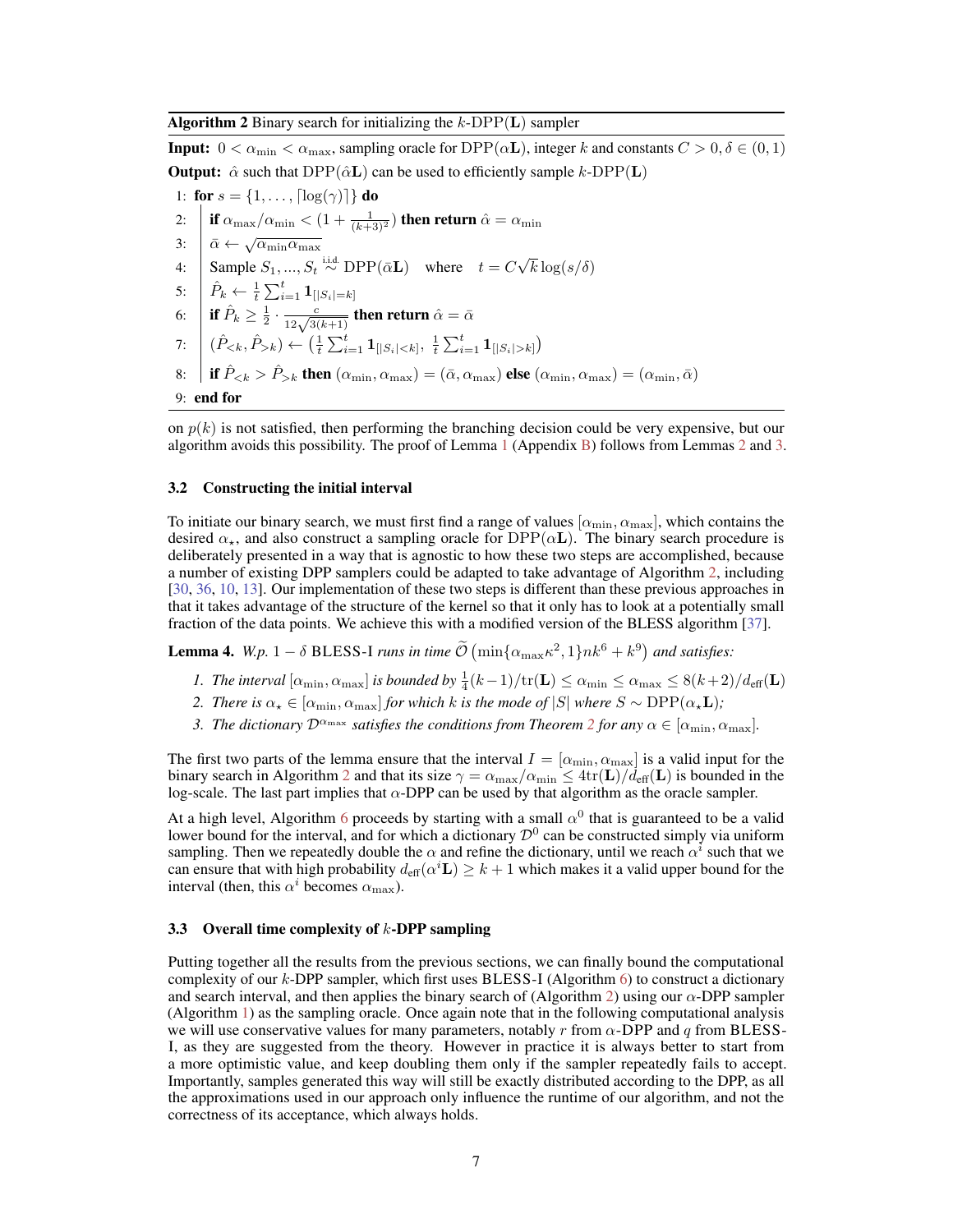**Algorithm 2** Binary search for initializing the $k$-DPP($\mathbf{L}$) sampler

**Input:** $0 < \alpha_{\min} < \alpha_{\max}$, sampling oracle for DPP($\alpha\mathbf{L}$), integer $k$ and constants $C > 0, \delta \in (0, 1)$

**Output:** $\hat{\alpha}$ such that DPP($\hat{\alpha}\mathbf{L}$) can be used to efficiently sample $k$-DPP($\mathbf{L}$)

1: **for** $s = \{1, \ldots, \lceil \log(\gamma) \rceil\}$ **do**

2: &nbsp;&nbsp;&nbsp;&nbsp;**if** $\alpha_{\max}/\alpha_{\min} < (1 + \frac{1}{(k+3)^2})$ **then return** $\hat{\alpha} = \alpha_{\min}$

3: &nbsp;&nbsp;&nbsp;&nbsp;$\bar{\alpha} \leftarrow \sqrt{\alpha_{\min}\alpha_{\max}}$

4: &nbsp;&nbsp;&nbsp;&nbsp;Sample $S_1, ..., S_t \overset{\text{i.i.d.}}{\sim} \text{DPP}(\bar{\alpha}\mathbf{L})$ where $t = C\sqrt{k}\log(s/\delta)$

5: &nbsp;&nbsp;&nbsp;&nbsp;$\hat{P}_k \leftarrow \frac{1}{t}\sum_{i=1}^{t} \mathbf{1}_{[|S_i|=k]}$

6: &nbsp;&nbsp;&nbsp;&nbsp;**if** $\hat{P}_k \geq \frac{1}{2} \cdot \frac{c}{12\sqrt{3(k+1)}}$ **then return** $\hat{\alpha} = \bar{\alpha}$

7: &nbsp;&nbsp;&nbsp;&nbsp;$(\hat{P}_{<k}, \hat{P}_{>k}) \leftarrow \left(\frac{1}{t}\sum_{i=1}^{t} \mathbf{1}_{[|S_i|<k]},\ \frac{1}{t}\sum_{i=1}^{t} \mathbf{1}_{[|S_i|>k]}\right)$

8: &nbsp;&nbsp;&nbsp;&nbsp;**if** $\hat{P}_{<k} > \hat{P}_{>k}$ **then** $(\alpha_{\min}, \alpha_{\max}) = (\bar{\alpha}, \alpha_{\max})$ **else** $(\alpha_{\min}, \alpha_{\max}) = (\alpha_{\min}, \bar{\alpha})$

9: **end for**

on $p(k)$ is not satisfied, then performing the branching decision could be very expensive, but our algorithm avoids this possibility. The proof of Lemma 1 (Appendix B) follows from Lemmas 2 and 3.

### 3.2 Constructing the initial interval

To initiate our binary search, we must first find a range of values $[\alpha_{\min}, \alpha_{\max}]$, which contains the desired $\alpha_\star$, and also construct a sampling oracle for DPP($\alpha\mathbf{L}$). The binary search procedure is deliberately presented in a way that is agnostic to how these two steps are accomplished, because a number of existing DPP samplers could be adapted to take advantage of Algorithm 2, including [30, 36, 10, 13]. Our implementation of these two steps is different than these previous approaches in that it takes advantage of the structure of the kernel so that it only has to look at a potentially small fraction of the data points. We achieve this with a modified version of the BLESS algorithm [37].

**Lemma 4.** *W.p.* $1 - \delta$ BLESS-I *runs in time* $\widetilde{\mathcal{O}}\left(\min\{\alpha_{\max}\kappa^2, 1\}nk^6 + k^9\right)$ *and satisfies:*

1. *The interval* $[\alpha_{\min}, \alpha_{\max}]$ *is bounded by* $\frac{1}{4}(k-1)/\text{tr}(\mathbf{L}) \leq \alpha_{\min} \leq \alpha_{\max} \leq 8(k+2)/d_{\text{eff}}(\mathbf{L})$
2. *There is* $\alpha_\star \in [\alpha_{\min}, \alpha_{\max}]$ *for which* $k$ *is the mode of* $|S|$ *where* $S \sim \text{DPP}(\alpha_\star\mathbf{L})$*;*
3. *The dictionary* $\mathcal{D}^{\alpha_{\max}}$ *satisfies the conditions from Theorem 2 for any* $\alpha \in [\alpha_{\min}, \alpha_{\max}]$.

The first two parts of the lemma ensure that the interval $I = [\alpha_{\min}, \alpha_{\max}]$ is a valid input for the binary search in Algorithm 2 and that its size $\gamma = \alpha_{\max}/\alpha_{\min} \leq 4\text{tr}(\mathbf{L})/d_{\text{eff}}(\mathbf{L})$ is bounded in the log-scale. The last part implies that $\alpha$-DPP can be used by that algorithm as the oracle sampler.

At a high level, Algorithm 6 proceeds by starting with a small $\alpha^0$ that is guaranteed to be a valid lower bound for the interval, and for which a dictionary $\mathcal{D}^0$ can be constructed simply via uniform sampling. Then we repeatedly double the $\alpha$ and refine the dictionary, until we reach $\alpha^i$ such that we can ensure that with high probability $d_{\text{eff}}(\alpha^i\mathbf{L}) \geq k + 1$ which makes it a valid upper bound for the interval (then, this $\alpha^i$ becomes $\alpha_{\max}$).

### 3.3 Overall time complexity of $k$-DPP sampling

Putting together all the results from the previous sections, we can finally bound the computational complexity of our $k$-DPP sampler, which first uses BLESS-I (Algorithm 6) to construct a dictionary and search interval, and then applies the binary search of (Algorithm 2) using our $\alpha$-DPP sampler (Algorithm 1) as the sampling oracle. Once again note that in the following computational analysis we will use conservative values for many parameters, notably $r$ from $\alpha$-DPP and $q$ from BLESS-I, as they are suggested from the theory. However in practice it is always better to start from a more optimistic value, and keep doubling them only if the sampler repeatedly fails to accept. Importantly, samples generated this way will still be exactly distributed according to the DPP, as all the approximations used in our approach only influence the runtime of our algorithm, and not the correctness of its acceptance, which always holds.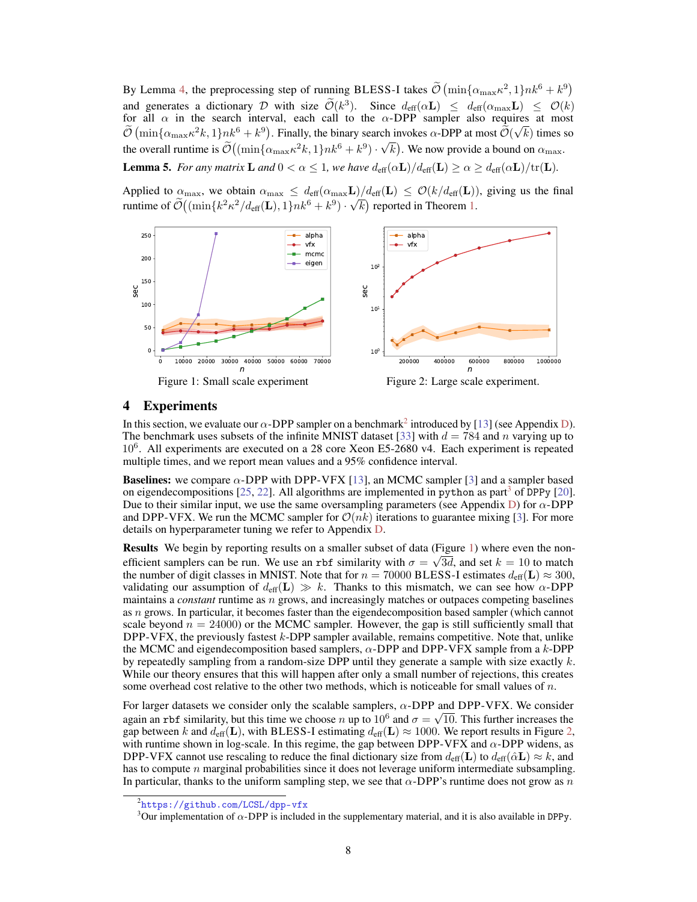By Lemma 4, the preprocessing step of running BLESS-I takes $\widetilde{\mathcal{O}}\left(\min\{\alpha_{\max}\kappa^2, 1\}nk^6 + k^9\right)$ and generates a dictionary $\mathcal{D}$ with size $\widetilde{\mathcal{O}}(k^3)$. Since $d_{\text{eff}}(\alpha\mathbf{L}) \leq d_{\text{eff}}(\alpha_{\max}\mathbf{L}) \leq \mathcal{O}(k)$ for all $\alpha$ in the search interval, each call to the $\alpha$-DPP sampler also requires at most $\widetilde{\mathcal{O}}\left(\min\{\alpha_{\max}\kappa^2 k, 1\}nk^6 + k^9\right)$. Finally, the binary search invokes $\alpha$-DPP at most $\widetilde{\mathcal{O}}(\sqrt{k})$ times so the overall runtime is $\widetilde{\mathcal{O}}\left((\min\{\alpha_{\max}\kappa^2 k, 1\}nk^6 + k^9) \cdot \sqrt{k}\right)$. We now provide a bound on $\alpha_{\max}$.

**Lemma 5.** *For any matrix* $\mathbf{L}$ *and* $0 < \alpha \leq 1$*, we have* $d_{\text{eff}}(\alpha\mathbf{L})/d_{\text{eff}}(\mathbf{L}) \geq \alpha \geq d_{\text{eff}}(\alpha\mathbf{L})/\text{tr}(\mathbf{L})$*.*

Applied to $\alpha_{\max}$, we obtain $\alpha_{\max} \leq d_{\text{eff}}(\alpha_{\max}\mathbf{L})/d_{\text{eff}}(\mathbf{L}) \leq \mathcal{O}(k/d_{\text{eff}}(\mathbf{L}))$, giving us the final runtime of $\widetilde{\mathcal{O}}\left((\min\{k^2\kappa^2/d_{\text{eff}}(\mathbf{L}), 1\}nk^6 + k^9) \cdot \sqrt{k}\right)$ reported in Theorem 1.

Figure 1: Small scale experiment

Figure 2: Large scale experiment.

## 4 Experiments

In this section, we evaluate our $\alpha$-DPP sampler on a benchmark[2] introduced by [13] (see Appendix D). The benchmark uses subsets of the infinite MNIST dataset [33] with $d = 784$ and $n$ varying up to $10^6$. All experiments are executed on a 28 core Xeon E5-2680 v4. Each experiment is repeated multiple times, and we report mean values and a 95% confidence interval.

**Baselines:** we compare $\alpha$-DPP with DPP-VFX [13], an MCMC sampler [3] and a sampler based on eigendecompositions [25, 22]. All algorithms are implemented in `python` as part[3] of `DPPy` [20]. Due to their similar input, we use the same oversampling parameters (see Appendix D) for $\alpha$-DPP and DPP-VFX. We run the MCMC sampler for $\mathcal{O}(nk)$ iterations to guarantee mixing [3]. For more details on hyperparameter tuning we refer to Appendix D.

**Results** We begin by reporting results on a smaller subset of data (Figure 1) where even the non-efficient samplers can be run. We use an `rbf` similarity with $\sigma = \sqrt{3d}$, and set $k = 10$ to match the number of digit classes in MNIST. Note that for $n = 70000$ BLESS-I estimates $d_{\text{eff}}(\mathbf{L}) \approx 300$, validating our assumption of $d_{\text{eff}}(\mathbf{L}) \gg k$. Thanks to this mismatch, we can see how $\alpha$-DPP maintains a *constant* runtime as $n$ grows, and increasingly matches or outpaces competing baselines as $n$ grows. In particular, it becomes faster than the eigendecomposition based sampler (which cannot scale beyond $n = 24000$) or the MCMC sampler. However, the gap is still sufficiently small that DPP-VFX, the previously fastest $k$-DPP sampler available, remains competitive. Note that, unlike the MCMC and eigendecomposition based samplers, $\alpha$-DPP and DPP-VFX sample from a $k$-DPP by repeatedly sampling from a random-size DPP until they generate a sample with size exactly $k$. While our theory ensures that this will happen after only a small number of rejections, this creates some overhead cost relative to the other two methods, which is noticeable for small values of $n$.

For larger datasets we consider only the scalable samplers, $\alpha$-DPP and DPP-VFX. We consider again an `rbf` similarity, but this time we choose $n$ up to $10^6$ and $\sigma = \sqrt{10}$. This further increases the gap between $k$ and $d_{\text{eff}}(\mathbf{L})$, with BLESS-I estimating $d_{\text{eff}}(\mathbf{L}) \approx 1000$. We report results in Figure 2, with runtime shown in log-scale. In this regime, the gap between DPP-VFX and $\alpha$-DPP widens, as DPP-VFX cannot use rescaling to reduce the final dictionary size from $d_{\text{eff}}(\mathbf{L})$ to $d_{\text{eff}}(\hat{\alpha}\mathbf{L}) \approx k$, and has to compute $n$ marginal probabilities since it does not leverage uniform intermediate subsampling. In particular, thanks to the uniform sampling step, we see that $\alpha$-DPP's runtime does not grow as $n$

[2] https://github.com/LCSL/dpp-vfx

[3] Our implementation of $\alpha$-DPP is included in the supplementary material, and it is also available in `DPPy`.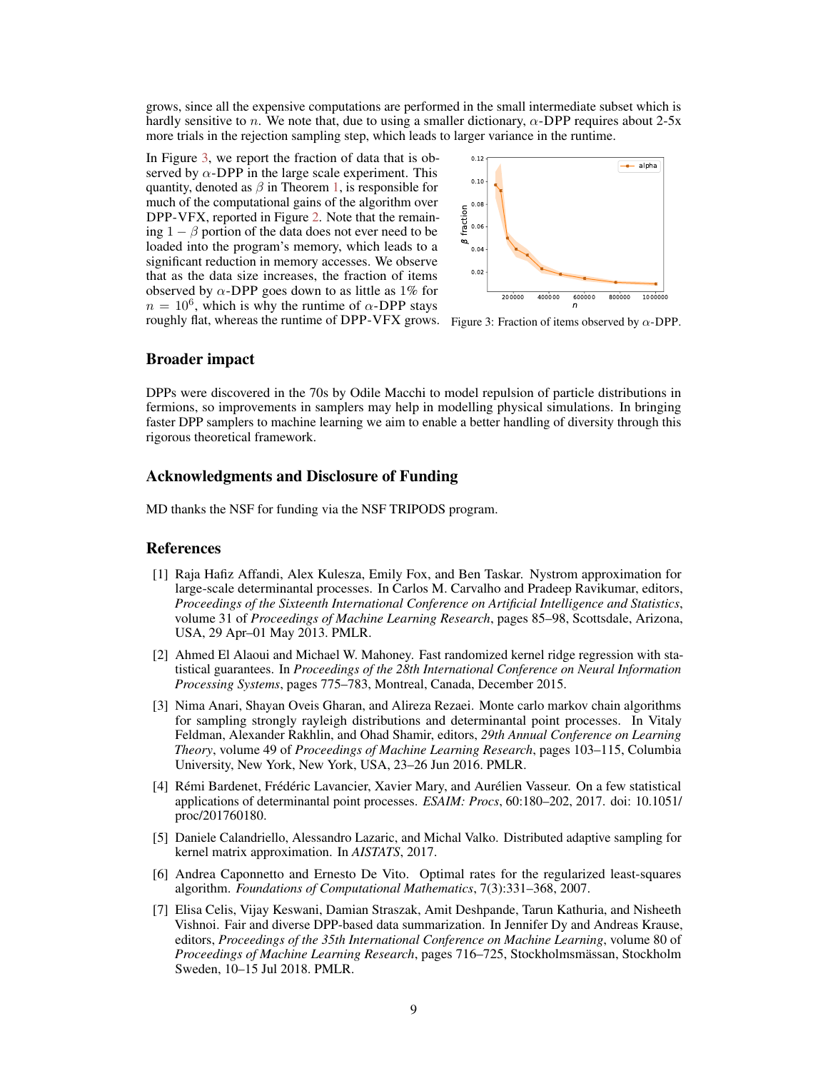grows, since all the expensive computations are performed in the small intermediate subset which is hardly sensitive to $n$. We note that, due to using a smaller dictionary, $\alpha$-DPP requires about 2-5x more trials in the rejection sampling step, which leads to larger variance in the runtime.

In Figure 3, we report the fraction of data that is observed by $\alpha$-DPP in the large scale experiment. This quantity, denoted as $\beta$ in Theorem 1, is responsible for much of the computational gains of the algorithm over DPP-VFX, reported in Figure 2. Note that the remaining $1-\beta$ portion of the data does not ever need to be loaded into the program's memory, which leads to a significant reduction in memory accesses. We observe that as the data size increases, the fraction of items observed by $\alpha$-DPP goes down to as little as 1% for $n = 10^6$, which is why the runtime of $\alpha$-DPP stays roughly flat, whereas the runtime of DPP-VFX grows.

Figure 3: Fraction of items observed by $\alpha$-DPP.

## Broader impact

DPPs were discovered in the 70s by Odile Macchi to model repulsion of particle distributions in fermions, so improvements in samplers may help in modelling physical simulations. In bringing faster DPP samplers to machine learning we aim to enable a better handling of diversity through this rigorous theoretical framework.

## Acknowledgments and Disclosure of Funding

MD thanks the NSF for funding via the NSF TRIPODS program.

## References

[1] Raja Hafiz Affandi, Alex Kulesza, Emily Fox, and Ben Taskar. Nystrom approximation for large-scale determinantal processes. In Carlos M. Carvalho and Pradeep Ravikumar, editors, *Proceedings of the Sixteenth International Conference on Artificial Intelligence and Statistics*, volume 31 of *Proceedings of Machine Learning Research*, pages 85–98, Scottsdale, Arizona, USA, 29 Apr–01 May 2013. PMLR.

[2] Ahmed El Alaoui and Michael W. Mahoney. Fast randomized kernel ridge regression with statistical guarantees. In *Proceedings of the 28th International Conference on Neural Information Processing Systems*, pages 775–783, Montreal, Canada, December 2015.

[3] Nima Anari, Shayan Oveis Gharan, and Alireza Rezaei. Monte carlo markov chain algorithms for sampling strongly rayleigh distributions and determinantal point processes. In Vitaly Feldman, Alexander Rakhlin, and Ohad Shamir, editors, *29th Annual Conference on Learning Theory*, volume 49 of *Proceedings of Machine Learning Research*, pages 103–115, Columbia University, New York, New York, USA, 23–26 Jun 2016. PMLR.

[4] Rémi Bardenet, Frédéric Lavancier, Xavier Mary, and Aurélien Vasseur. On a few statistical applications of determinantal point processes. *ESAIM: Procs*, 60:180–202, 2017. doi: 10.1051/proc/201760180.

[5] Daniele Calandriello, Alessandro Lazaric, and Michal Valko. Distributed adaptive sampling for kernel matrix approximation. In *AISTATS*, 2017.

[6] Andrea Caponnetto and Ernesto De Vito. Optimal rates for the regularized least-squares algorithm. *Foundations of Computational Mathematics*, 7(3):331–368, 2007.

[7] Elisa Celis, Vijay Keswani, Damian Straszak, Amit Deshpande, Tarun Kathuria, and Nisheeth Vishnoi. Fair and diverse DPP-based data summarization. In Jennifer Dy and Andreas Krause, editors, *Proceedings of the 35th International Conference on Machine Learning*, volume 80 of *Proceedings of Machine Learning Research*, pages 716–725, Stockholmsmässan, Stockholm Sweden, 10–15 Jul 2018. PMLR.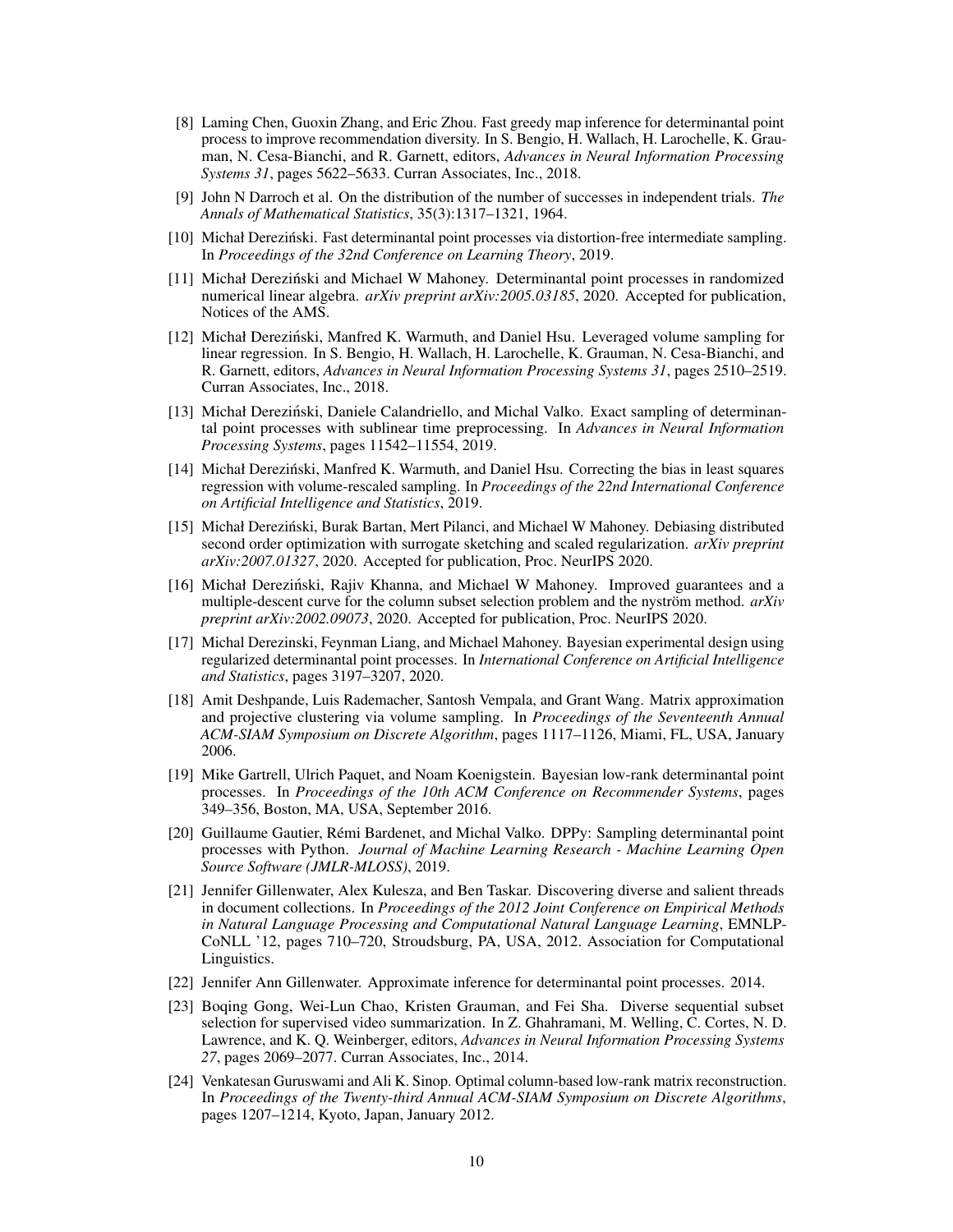[8] Laming Chen, Guoxin Zhang, and Eric Zhou. Fast greedy map inference for determinantal point process to improve recommendation diversity. In S. Bengio, H. Wallach, H. Larochelle, K. Grauman, N. Cesa-Bianchi, and R. Garnett, editors, *Advances in Neural Information Processing Systems 31*, pages 5622–5633. Curran Associates, Inc., 2018.

[9] John N Darroch et al. On the distribution of the number of successes in independent trials. *The Annals of Mathematical Statistics*, 35(3):1317–1321, 1964.

[10] Michał Dereziński. Fast determinantal point processes via distortion-free intermediate sampling. In *Proceedings of the 32nd Conference on Learning Theory*, 2019.

[11] Michał Dereziński and Michael W Mahoney. Determinantal point processes in randomized numerical linear algebra. *arXiv preprint arXiv:2005.03185*, 2020. Accepted for publication, Notices of the AMS.

[12] Michał Dereziński, Manfred K. Warmuth, and Daniel Hsu. Leveraged volume sampling for linear regression. In S. Bengio, H. Wallach, H. Larochelle, K. Grauman, N. Cesa-Bianchi, and R. Garnett, editors, *Advances in Neural Information Processing Systems 31*, pages 2510–2519. Curran Associates, Inc., 2018.

[13] Michał Dereziński, Daniele Calandriello, and Michal Valko. Exact sampling of determinantal point processes with sublinear time preprocessing. In *Advances in Neural Information Processing Systems*, pages 11542–11554, 2019.

[14] Michał Dereziński, Manfred K. Warmuth, and Daniel Hsu. Correcting the bias in least squares regression with volume-rescaled sampling. In *Proceedings of the 22nd International Conference on Artificial Intelligence and Statistics*, 2019.

[15] Michał Dereziński, Burak Bartan, Mert Pilanci, and Michael W Mahoney. Debiasing distributed second order optimization with surrogate sketching and scaled regularization. *arXiv preprint arXiv:2007.01327*, 2020. Accepted for publication, Proc. NeurIPS 2020.

[16] Michał Dereziński, Rajiv Khanna, and Michael W Mahoney. Improved guarantees and a multiple-descent curve for the column subset selection problem and the nyström method. *arXiv preprint arXiv:2002.09073*, 2020. Accepted for publication, Proc. NeurIPS 2020.

[17] Michal Derezinski, Feynman Liang, and Michael Mahoney. Bayesian experimental design using regularized determinantal point processes. In *International Conference on Artificial Intelligence and Statistics*, pages 3197–3207, 2020.

[18] Amit Deshpande, Luis Rademacher, Santosh Vempala, and Grant Wang. Matrix approximation and projective clustering via volume sampling. In *Proceedings of the Seventeenth Annual ACM-SIAM Symposium on Discrete Algorithm*, pages 1117–1126, Miami, FL, USA, January 2006.

[19] Mike Gartrell, Ulrich Paquet, and Noam Koenigstein. Bayesian low-rank determinantal point processes. In *Proceedings of the 10th ACM Conference on Recommender Systems*, pages 349–356, Boston, MA, USA, September 2016.

[20] Guillaume Gautier, Rémi Bardenet, and Michal Valko. DPPy: Sampling determinantal point processes with Python. *Journal of Machine Learning Research - Machine Learning Open Source Software (JMLR-MLOSS)*, 2019.

[21] Jennifer Gillenwater, Alex Kulesza, and Ben Taskar. Discovering diverse and salient threads in document collections. In *Proceedings of the 2012 Joint Conference on Empirical Methods in Natural Language Processing and Computational Natural Language Learning*, EMNLP-CoNLL '12, pages 710–720, Stroudsburg, PA, USA, 2012. Association for Computational Linguistics.

[22] Jennifer Ann Gillenwater. Approximate inference for determinantal point processes. 2014.

[23] Boqing Gong, Wei-Lun Chao, Kristen Grauman, and Fei Sha. Diverse sequential subset selection for supervised video summarization. In Z. Ghahramani, M. Welling, C. Cortes, N. D. Lawrence, and K. Q. Weinberger, editors, *Advances in Neural Information Processing Systems 27*, pages 2069–2077. Curran Associates, Inc., 2014.

[24] Venkatesan Guruswami and Ali K. Sinop. Optimal column-based low-rank matrix reconstruction. In *Proceedings of the Twenty-third Annual ACM-SIAM Symposium on Discrete Algorithms*, pages 1207–1214, Kyoto, Japan, January 2012.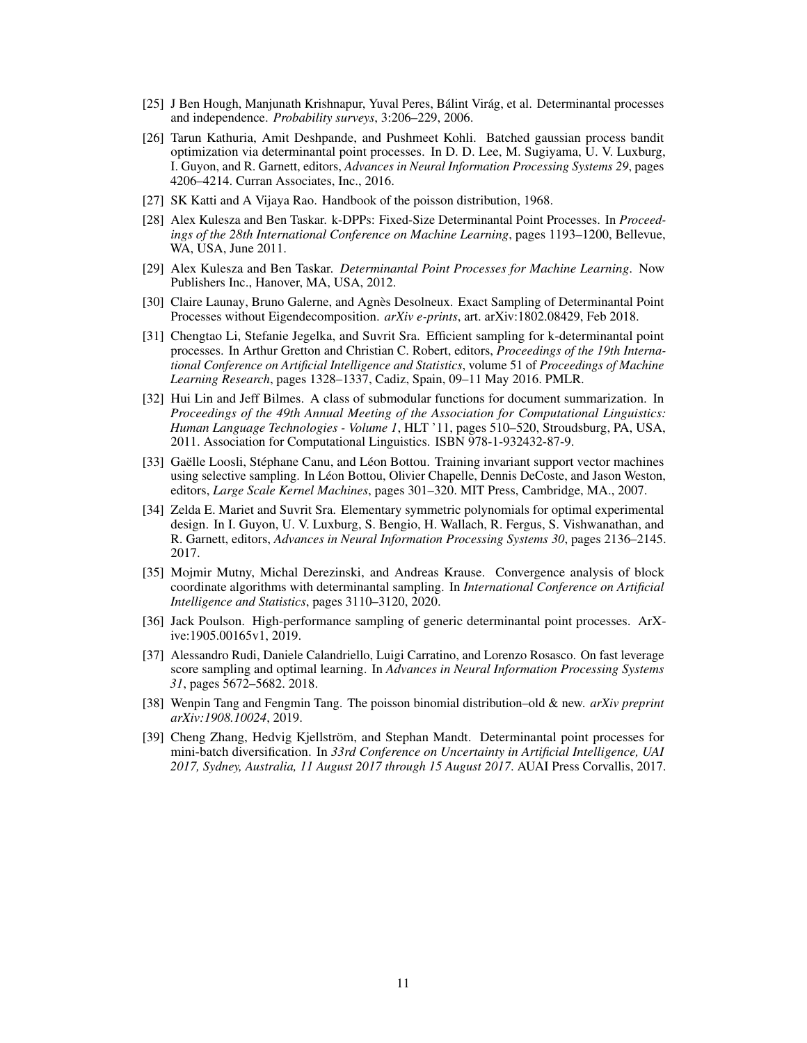[25] J Ben Hough, Manjunath Krishnapur, Yuval Peres, Bálint Virág, et al. Determinantal processes and independence. *Probability surveys*, 3:206–229, 2006.

[26] Tarun Kathuria, Amit Deshpande, and Pushmeet Kohli. Batched gaussian process bandit optimization via determinantal point processes. In D. D. Lee, M. Sugiyama, U. V. Luxburg, I. Guyon, and R. Garnett, editors, *Advances in Neural Information Processing Systems 29*, pages 4206–4214. Curran Associates, Inc., 2016.

[27] SK Katti and A Vijaya Rao. Handbook of the poisson distribution, 1968.

[28] Alex Kulesza and Ben Taskar. k-DPPs: Fixed-Size Determinantal Point Processes. In *Proceedings of the 28th International Conference on Machine Learning*, pages 1193–1200, Bellevue, WA, USA, June 2011.

[29] Alex Kulesza and Ben Taskar. *Determinantal Point Processes for Machine Learning*. Now Publishers Inc., Hanover, MA, USA, 2012.

[30] Claire Launay, Bruno Galerne, and Agnès Desolneux. Exact Sampling of Determinantal Point Processes without Eigendecomposition. *arXiv e-prints*, art. arXiv:1802.08429, Feb 2018.

[31] Chengtao Li, Stefanie Jegelka, and Suvrit Sra. Efficient sampling for k-determinantal point processes. In Arthur Gretton and Christian C. Robert, editors, *Proceedings of the 19th International Conference on Artificial Intelligence and Statistics*, volume 51 of *Proceedings of Machine Learning Research*, pages 1328–1337, Cadiz, Spain, 09–11 May 2016. PMLR.

[32] Hui Lin and Jeff Bilmes. A class of submodular functions for document summarization. In *Proceedings of the 49th Annual Meeting of the Association for Computational Linguistics: Human Language Technologies - Volume 1*, HLT '11, pages 510–520, Stroudsburg, PA, USA, 2011. Association for Computational Linguistics. ISBN 978-1-932432-87-9.

[33] Gaëlle Loosli, Stéphane Canu, and Léon Bottou. Training invariant support vector machines using selective sampling. In Léon Bottou, Olivier Chapelle, Dennis DeCoste, and Jason Weston, editors, *Large Scale Kernel Machines*, pages 301–320. MIT Press, Cambridge, MA., 2007.

[34] Zelda E. Mariet and Suvrit Sra. Elementary symmetric polynomials for optimal experimental design. In I. Guyon, U. V. Luxburg, S. Bengio, H. Wallach, R. Fergus, S. Vishwanathan, and R. Garnett, editors, *Advances in Neural Information Processing Systems 30*, pages 2136–2145. 2017.

[35] Mojmir Mutny, Michal Derezinski, and Andreas Krause. Convergence analysis of block coordinate algorithms with determinantal sampling. In *International Conference on Artificial Intelligence and Statistics*, pages 3110–3120, 2020.

[36] Jack Poulson. High-performance sampling of generic determinantal point processes. ArXive:1905.00165v1, 2019.

[37] Alessandro Rudi, Daniele Calandriello, Luigi Carratino, and Lorenzo Rosasco. On fast leverage score sampling and optimal learning. In *Advances in Neural Information Processing Systems 31*, pages 5672–5682. 2018.

[38] Wenpin Tang and Fengmin Tang. The poisson binomial distribution–old & new. *arXiv preprint arXiv:1908.10024*, 2019.

[39] Cheng Zhang, Hedvig Kjellström, and Stephan Mandt. Determinantal point processes for mini-batch diversification. In *33rd Conference on Uncertainty in Artificial Intelligence, UAI 2017, Sydney, Australia, 11 August 2017 through 15 August 2017*. AUAI Press Corvallis, 2017.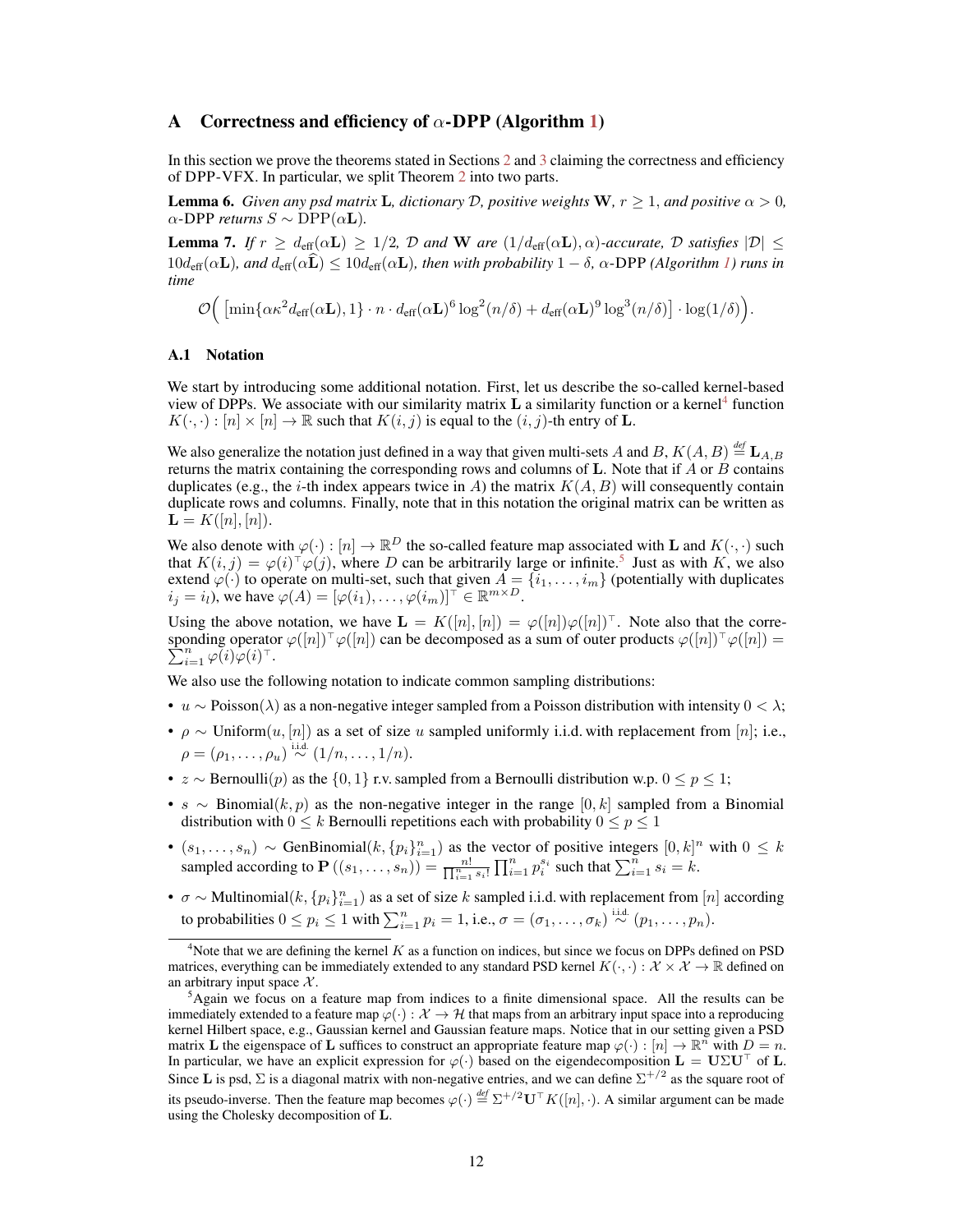# A Correctness and efficiency of $\alpha$-DPP (Algorithm 1)

In this section we prove the theorems stated in Sections 2 and 3 claiming the correctness and efficiency of DPP-VFX. In particular, we split Theorem 2 into two parts.

**Lemma 6.** *Given any psd matrix $\mathbf{L}$, dictionary $\mathcal{D}$, positive weights $\mathbf{W}$, $r \geq 1$, and positive $\alpha > 0$, $\alpha$-DPP returns $S \sim \mathrm{DPP}(\alpha\mathbf{L})$.*

**Lemma 7.** *If $r \geq d_{\text{eff}}(\alpha\mathbf{L}) \geq 1/2$, $\mathcal{D}$ and $\mathbf{W}$ are $(1/d_{\text{eff}}(\alpha\mathbf{L}), \alpha)$-accurate, $\mathcal{D}$ satisfies $|\mathcal{D}| \leq 10 d_{\text{eff}}(\alpha\mathbf{L})$, and $d_{\text{eff}}(\alpha\widehat{\mathbf{L}}) \leq 10 d_{\text{eff}}(\alpha\mathbf{L})$, then with probability $1-\delta$, $\alpha$-DPP (Algorithm 1) runs in time*

$$\mathcal{O}\Big( \big[\min\{\alpha\kappa^2 d_{\text{eff}}(\alpha\mathbf{L}), 1\} \cdot n \cdot d_{\text{eff}}(\alpha\mathbf{L})^6 \log^2(n/\delta) + d_{\text{eff}}(\alpha\mathbf{L})^9 \log^3(n/\delta)\big] \cdot \log(1/\delta)\Big).$$

## A.1 Notation

We start by introducing some additional notation. First, let us describe the so-called kernel-based view of DPPs. We associate with our similarity matrix $\mathbf{L}$ a similarity function or a kernel[4] function $K(\cdot,\cdot) : [n] \times [n] \to \mathbb{R}$ such that $K(i,j)$ is equal to the $(i,j)$-th entry of $\mathbf{L}$.

We also generalize the notation just defined in a way that given multi-sets $A$ and $B$, $K(A,B) \overset{def}{=} \mathbf{L}_{A,B}$ returns the matrix containing the corresponding rows and columns of $\mathbf{L}$. Note that if $A$ or $B$ contains duplicates (e.g., the $i$-th index appears twice in $A$) the matrix $K(A,B)$ will consequently contain duplicate rows and columns. Finally, note that in this notation the original matrix can be written as $\mathbf{L} = K([n],[n])$.

We also denote with $\varphi(\cdot) : [n] \to \mathbb{R}^D$ the so-called feature map associated with $\mathbf{L}$ and $K(\cdot,\cdot)$ such that $K(i,j) = \varphi(i)^\top \varphi(j)$, where $D$ can be arbitrarily large or infinite.[5] Just as with $K$, we also extend $\varphi(\cdot)$ to operate on multi-set, such that given $A = \{i_1, \dots, i_m\}$ (potentially with duplicates $i_j = i_l$), we have $\varphi(A) = [\varphi(i_1), \dots, \varphi(i_m)]^\top \in \mathbb{R}^{m \times D}$.

Using the above notation, we have $\mathbf{L} = K([n],[n]) = \varphi([n])\varphi([n])^\top$. Note also that the corresponding operator $\varphi([n])^\top\varphi([n])$ can be decomposed as a sum of outer products $\varphi([n])^\top\varphi([n]) = \sum_{i=1}^n \varphi(i)\varphi(i)^\top$.

We also use the following notation to indicate common sampling distributions:

- $u \sim \mathrm{Poisson}(\lambda)$ as a non-negative integer sampled from a Poisson distribution with intensity $0 < \lambda$;
- $\rho \sim \mathrm{Uniform}(u, [n])$ as a set of size $u$ sampled uniformly i.i.d. with replacement from $[n]$; i.e., $\rho = (\rho_1, \dots, \rho_u) \overset{\text{i.i.d.}}{\sim} (1/n, \dots, 1/n)$.
- $z \sim \mathrm{Bernoulli}(p)$ as the $\{0,1\}$ r.v. sampled from a Bernoulli distribution w.p. $0 \leq p \leq 1$;
- $s \sim \mathrm{Binomial}(k,p)$ as the non-negative integer in the range $[0,k]$ sampled from a Binomial distribution with $0 \leq k$ Bernoulli repetitions each with probability $0 \leq p \leq 1$
- $(s_1, \dots, s_n) \sim \mathrm{GenBinomial}(k, \{p_i\}_{i=1}^n)$ as the vector of positive integers $[0,k]^n$ with $0 \leq k$ sampled according to $\mathbf{P}\left((s_1,\dots,s_n)\right) = \frac{n!}{\prod_{i=1}^n s_i!}\prod_{i=1}^n p_i^{s_i}$ such that $\sum_{i=1}^n s_i = k$.
- $\sigma \sim \mathrm{Multinomial}(k, \{p_i\}_{i=1}^n)$ as a set of size $k$ sampled i.i.d. with replacement from $[n]$ according to probabilities $0 \leq p_i \leq 1$ with $\sum_{i=1}^n p_i = 1$, i.e., $\sigma = (\sigma_1, \dots, \sigma_k) \overset{\text{i.i.d.}}{\sim} (p_1, \dots, p_n)$.

---

[4] Note that we are defining the kernel $K$ as a function on indices, but since we focus on DPPs defined on PSD matrices, everything can be immediately extended to any standard PSD kernel $K(\cdot,\cdot) : \mathcal{X} \times \mathcal{X} \to \mathbb{R}$ defined on an arbitrary input space $\mathcal{X}$.

[5] Again we focus on a feature map from indices to a finite dimensional space. All the results can be immediately extended to a feature map $\varphi(\cdot) : \mathcal{X} \to \mathcal{H}$ that maps from an arbitrary input space into a reproducing kernel Hilbert space, e.g., Gaussian kernel and Gaussian feature maps. Notice that in our setting given a PSD matrix $\mathbf{L}$ the eigenspace of $\mathbf{L}$ suffices to construct an appropriate feature map $\varphi(\cdot) : [n] \to \mathbb{R}^n$ with $D = n$. In particular, we have an explicit expression for $\varphi(\cdot)$ based on the eigendecomposition $\mathbf{L} = \mathbf{U}\Sigma\mathbf{U}^\top$ of $\mathbf{L}$. Since $\mathbf{L}$ is psd, $\Sigma$ is a diagonal matrix with non-negative entries, and we can define $\Sigma^{+/2}$ as the square root of its pseudo-inverse. Then the feature map becomes $\varphi(\cdot) \overset{def}{=} \Sigma^{+/2}\mathbf{U}^\top K([n],\cdot)$. A similar argument can be made using the Cholesky decomposition of $\mathbf{L}$.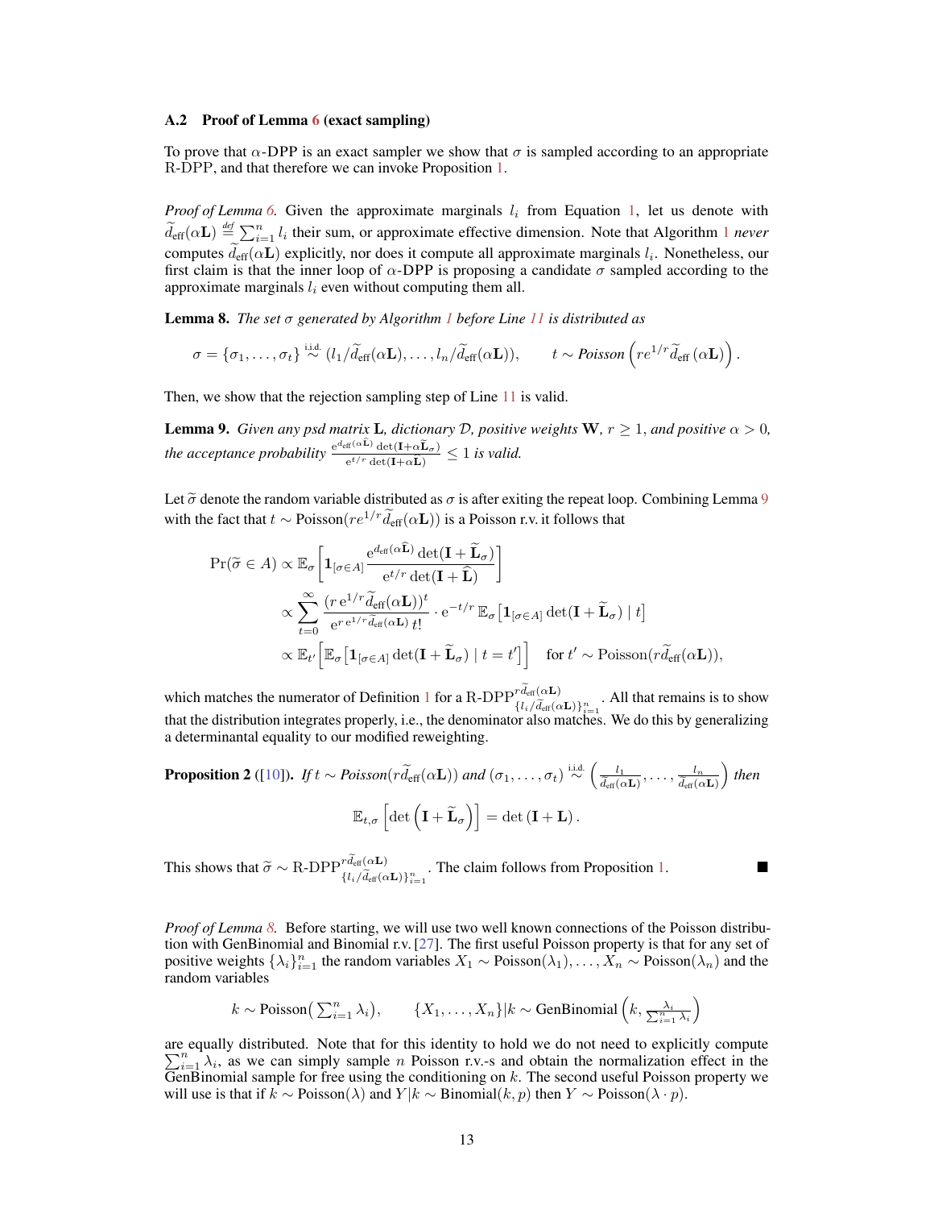### A.2 Proof of Lemma 6 (exact sampling)

To prove that $\alpha$-DPP is an exact sampler we show that $\sigma$ is sampled according to an appropriate R-DPP, and that therefore we can invoke Proposition 1.

*Proof of Lemma 6.* Given the approximate marginals $l_i$ from Equation 1, let us denote with $\widetilde{d}_{\text{eff}}(\alpha\mathbf{L}) \stackrel{def}{=} \sum_{i=1}^n l_i$ their sum, or approximate effective dimension. Note that Algorithm 1 *never* computes $\widetilde{d}_{\text{eff}}(\alpha\mathbf{L})$ explicitly, nor does it compute all approximate marginals $l_i$. Nonetheless, our first claim is that the inner loop of $\alpha$-DPP is proposing a candidate $\sigma$ sampled according to the approximate marginals $l_i$ even without computing them all.

**Lemma 8.** *The set $\sigma$ generated by Algorithm 1 before Line 11 is distributed as*

$$\sigma = \{\sigma_1, \dots, \sigma_t\} \overset{\text{i.i.d.}}{\sim} (l_1/\widetilde{d}_{\text{eff}}(\alpha\mathbf{L}), \dots, l_n/\widetilde{d}_{\text{eff}}(\alpha\mathbf{L})), \qquad t \sim \textit{Poisson}\left(re^{1/r}\widetilde{d}_{\text{eff}}(\alpha\mathbf{L})\right).$$

Then, we show that the rejection sampling step of Line 11 is valid.

**Lemma 9.** *Given any psd matrix $\mathbf{L}$, dictionary $\mathcal{D}$, positive weights $\mathbf{W}$, $r \geq 1$, and positive $\alpha > 0$, the acceptance probability $\frac{\mathrm{e}^{d_{\text{eff}}(\alpha\widehat{\mathbf{L}})}\det(\mathbf{I}+\alpha\widetilde{\mathbf{L}}_\sigma)}{\mathrm{e}^{t/r}\det(\mathbf{I}+\alpha\widehat{\mathbf{L}})} \leq 1$ is valid.*

Let $\widetilde{\sigma}$ denote the random variable distributed as $\sigma$ is after exiting the repeat loop. Combining Lemma 9 with the fact that $t \sim \text{Poisson}(re^{1/r}\widetilde{d}_{\text{eff}}(\alpha\mathbf{L}))$ is a Poisson r.v. it follows that

$$\begin{aligned}
\Pr(\widetilde{\sigma} \in A) &\propto \mathbb{E}_\sigma\left[\mathbf{1}_{[\sigma\in A]}\frac{\mathrm{e}^{d_{\text{eff}}(\alpha\widehat{\mathbf{L}})}\det(\mathbf{I}+\widetilde{\mathbf{L}}_\sigma)}{\mathrm{e}^{t/r}\det(\mathbf{I}+\widehat{\mathbf{L}})}\right] \\
&\propto \sum_{t=0}^\infty \frac{(r\,\mathrm{e}^{1/r}\widetilde{d}_{\text{eff}}(\alpha\mathbf{L}))^t}{\mathrm{e}^{r\,\mathrm{e}^{1/r}\widetilde{d}_{\text{eff}}(\alpha\mathbf{L})}\,t!}\cdot \mathrm{e}^{-t/r}\,\mathbb{E}_\sigma\big[\mathbf{1}_{[\sigma\in A]}\det(\mathbf{I}+\widetilde{\mathbf{L}}_\sigma) \mid t\big] \\
&\propto \mathbb{E}_{t'}\Big[\mathbb{E}_\sigma\big[\mathbf{1}_{[\sigma\in A]}\det(\mathbf{I}+\widetilde{\mathbf{L}}_\sigma) \mid t=t'\big]\Big] \quad \text{ for } t' \sim \text{Poisson}(r\widetilde{d}_{\text{eff}}(\alpha\mathbf{L})),
\end{aligned}$$

which matches the numerator of Definition 1 for a $\text{R-DPP}^{r\widetilde{d}_{\text{eff}}(\alpha\mathbf{L})}_{\{l_i/\widetilde{d}_{\text{eff}}(\alpha\mathbf{L})\}_{i=1}^n}$. All that remains is to show that the distribution integrates properly, i.e., the denominator also matches. We do this by generalizing a determinantal equality to our modified reweighting.

**Proposition 2** ([10]). *If $t \sim \textit{Poisson}(r\widetilde{d}_{\text{eff}}(\alpha\mathbf{L}))$ and $(\sigma_1, \dots, \sigma_t) \overset{\text{i.i.d.}}{\sim} \left(\frac{l_1}{\widetilde{d}_{\text{eff}}(\alpha\mathbf{L})}, \dots, \frac{l_n}{\widetilde{d}_{\text{eff}}(\alpha\mathbf{L})}\right)$ then*

$$\mathbb{E}_{t,\sigma}\left[\det\left(\mathbf{I}+\widetilde{\mathbf{L}}_\sigma\right)\right] = \det\left(\mathbf{I}+\mathbf{L}\right).$$

This shows that $\widetilde{\sigma} \sim \text{R-DPP}^{r\widetilde{d}_{\text{eff}}(\alpha\mathbf{L})}_{\{l_i/\widetilde{d}_{\text{eff}}(\alpha\mathbf{L})\}_{i=1}^n}$. The claim follows from Proposition 1. ■

*Proof of Lemma 8.* Before starting, we will use two well known connections of the Poisson distribution with GenBinomial and Binomial r.v. [27]. The first useful Poisson property is that for any set of positive weights $\{\lambda_i\}_{i=1}^n$ the random variables $X_1 \sim \text{Poisson}(\lambda_1), \dots, X_n \sim \text{Poisson}(\lambda_n)$ and the random variables

$$k \sim \text{Poisson}\big(\textstyle\sum_{i=1}^n \lambda_i\big), \qquad \{X_1, \dots, X_n\}|k \sim \text{GenBinomial}\left(k, \frac{\lambda_i}{\sum_{i=1}^n \lambda_i}\right)$$

are equally distributed. Note that for this identity to hold we do not need to explicitly compute $\sum_{i=1}^n \lambda_i$, as we can simply sample $n$ Poisson r.v.-s and obtain the normalization effect in the GenBinomial sample for free using the conditioning on $k$. The second useful Poisson property we will use is that if $k \sim \text{Poisson}(\lambda)$ and $Y|k \sim \text{Binomial}(k, p)$ then $Y \sim \text{Poisson}(\lambda \cdot p)$.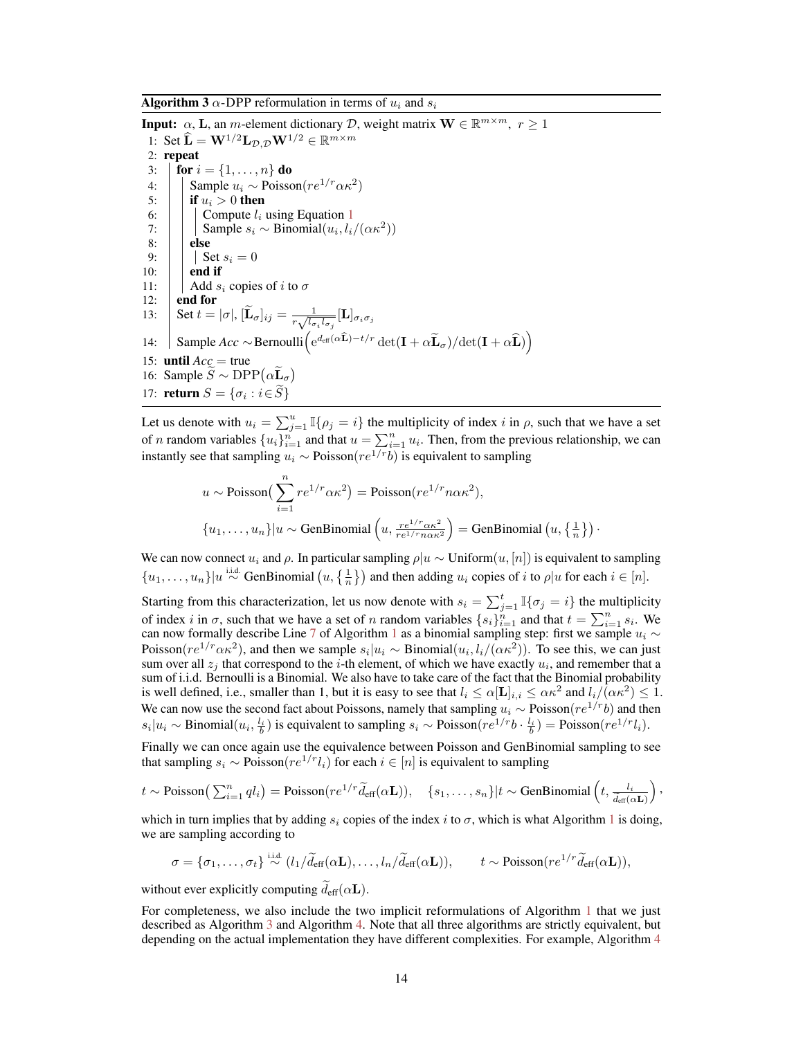**Algorithm 3** $\alpha$-DPP reformulation in terms of $u_i$ and $s_i$

**Input:** $\alpha$, $\mathbf{L}$, an $m$-element dictionary $\mathcal{D}$, weight matrix $\mathbf{W} \in \mathbb{R}^{m \times m}$, $r \geq 1$

1: Set $\widehat{\mathbf{L}} = \mathbf{W}^{1/2}\mathbf{L}_{\mathcal{D},\mathcal{D}}\mathbf{W}^{1/2} \in \mathbb{R}^{m \times m}$
2: **repeat**
3: &nbsp;&nbsp;&nbsp;&nbsp;**for** $i = \{1, \dots, n\}$ **do**
4: &nbsp;&nbsp;&nbsp;&nbsp;&nbsp;&nbsp;&nbsp;&nbsp;Sample $u_i \sim \mathrm{Poisson}(re^{1/r}\alpha\kappa^2)$
5: &nbsp;&nbsp;&nbsp;&nbsp;&nbsp;&nbsp;&nbsp;&nbsp;**if** $u_i > 0$ **then**
6: &nbsp;&nbsp;&nbsp;&nbsp;&nbsp;&nbsp;&nbsp;&nbsp;&nbsp;&nbsp;&nbsp;&nbsp;Compute $l_i$ using Equation 1
7: &nbsp;&nbsp;&nbsp;&nbsp;&nbsp;&nbsp;&nbsp;&nbsp;&nbsp;&nbsp;&nbsp;&nbsp;Sample $s_i \sim \mathrm{Binomial}(u_i, l_i/(\alpha\kappa^2))$
8: &nbsp;&nbsp;&nbsp;&nbsp;&nbsp;&nbsp;&nbsp;&nbsp;**else**
9: &nbsp;&nbsp;&nbsp;&nbsp;&nbsp;&nbsp;&nbsp;&nbsp;&nbsp;&nbsp;&nbsp;&nbsp;Set $s_i = 0$
10: &nbsp;&nbsp;&nbsp;&nbsp;&nbsp;&nbsp;&nbsp;**end if**
11: &nbsp;&nbsp;&nbsp;&nbsp;&nbsp;&nbsp;&nbsp;Add $s_i$ copies of $i$ to $\sigma$
12: &nbsp;&nbsp;&nbsp;**end for**
13: &nbsp;&nbsp;&nbsp;Set $t = |\sigma|$, $[\widetilde{\mathbf{L}}_\sigma]_{ij} = \frac{1}{r\sqrt{l_{\sigma_i} l_{\sigma_j}}}[\mathbf{L}]_{\sigma_i \sigma_j}$
14: &nbsp;&nbsp;&nbsp;Sample $Acc \sim \mathrm{Bernoulli}\Big(\mathrm{e}^{d_{\text{eff}}(\alpha\widehat{\mathbf{L}}) - t/r} \det(\mathbf{I} + \alpha\widetilde{\mathbf{L}}_\sigma)/\det(\mathbf{I} + \alpha\widehat{\mathbf{L}})\Big)$
15: **until** $Acc$ = true
16: Sample $\widetilde{S} \sim \mathrm{DPP}(\alpha\widetilde{\mathbf{L}}_\sigma)$
17: **return** $S = \{\sigma_i : i \in \widetilde{S}\}$

Let us denote with $u_i = \sum_{j=1}^{u} \mathbb{I}\{\rho_j = i\}$ the multiplicity of index $i$ in $\rho$, such that we have a set of $n$ random variables $\{u_i\}_{i=1}^n$ and that $u = \sum_{i=1}^n u_i$. Then, from the previous relationship, we can instantly see that sampling $u_i \sim \mathrm{Poisson}(re^{1/r}b)$ is equivalent to sampling

$$u \sim \mathrm{Poisson}\big(\sum_{i=1}^{n} re^{1/r}\alpha\kappa^2\big) = \mathrm{Poisson}(re^{1/r}n\alpha\kappa^2),$$

$$\{u_1, \dots, u_n\}|u \sim \mathrm{GenBinomial}\left(u, \tfrac{re^{1/r}\alpha\kappa^2}{re^{1/r}n\alpha\kappa^2}\right) = \mathrm{GenBinomial}\left(u, \{\tfrac{1}{n}\}\right).$$

We can now connect $u_i$ and $\rho$. In particular sampling $\rho|u \sim \mathrm{Uniform}(u, [n])$ is equivalent to sampling $\{u_1, \dots, u_n\}|u \overset{\text{i.i.d.}}{\sim} \mathrm{GenBinomial}\left(u, \{\frac{1}{n}\}\right)$ and then adding $u_i$ copies of $i$ to $\rho|u$ for each $i \in [n]$.

Starting from this characterization, let us now denote with $s_i = \sum_{j=1}^{t} \mathbb{I}\{\sigma_j = i\}$ the multiplicity of index $i$ in $\sigma$, such that we have a set of $n$ random variables $\{s_i\}_{i=1}^n$ and that $t = \sum_{i=1}^n s_i$. We can now formally describe Line 7 of Algorithm 1 as a binomial sampling step: first we sample $u_i \sim \mathrm{Poisson}(re^{1/r}\alpha\kappa^2)$, and then we sample $s_i|u_i \sim \mathrm{Binomial}(u_i, l_i/(\alpha\kappa^2))$. To see this, we can just sum over all $z_j$ that correspond to the $i$-th element, of which we have exactly $u_i$, and remember that a sum of i.i.d. Bernoulli is a Binomial. We also have to take care of the fact that the Binomial probability is well defined, i.e., smaller than 1, but it is easy to see that $l_i \leq \alpha[\mathbf{L}]_{i,i} \leq \alpha\kappa^2$ and $l_i/(\alpha\kappa^2) \leq 1$. We can now use the second fact about Poissons, namely that sampling $u_i \sim \mathrm{Poisson}(re^{1/r}b)$ and then $s_i|u_i \sim \mathrm{Binomial}(u_i, \frac{l_i}{b})$ is equivalent to sampling $s_i \sim \mathrm{Poisson}(re^{1/r}b \cdot \frac{l_i}{b}) = \mathrm{Poisson}(re^{1/r}l_i)$.

Finally we can once again use the equivalence between Poisson and GenBinomial sampling to see that sampling $s_i \sim \mathrm{Poisson}(re^{1/r}l_i)$ for each $i \in [n]$ is equivalent to sampling

$$t \sim \mathrm{Poisson}\big(\textstyle\sum_{i=1}^{n} ql_i\big) = \mathrm{Poisson}(re^{1/r}\widetilde{d}_{\text{eff}}(\alpha\mathbf{L})), \quad \{s_1, \dots, s_n\}|t \sim \mathrm{GenBinomial}\left(t, \tfrac{l_i}{d_{\text{eff}}(\alpha\mathbf{L})}\right),$$

which in turn implies that by adding $s_i$ copies of the index $i$ to $\sigma$, which is what Algorithm 1 is doing, we are sampling according to

$$\sigma = \{\sigma_1, \dots, \sigma_t\} \overset{\text{i.i.d.}}{\sim} (l_1/\widetilde{d}_{\text{eff}}(\alpha\mathbf{L}), \dots, l_n/\widetilde{d}_{\text{eff}}(\alpha\mathbf{L})), \qquad t \sim \mathrm{Poisson}(re^{1/r}\widetilde{d}_{\text{eff}}(\alpha\mathbf{L})),$$

without ever explicitly computing $\widetilde{d}_{\text{eff}}(\alpha\mathbf{L})$.

For completeness, we also include the two implicit reformulations of Algorithm 1 that we just described as Algorithm 3 and Algorithm 4. Note that all three algorithms are strictly equivalent, but depending on the actual implementation they have different complexities. For example, Algorithm 4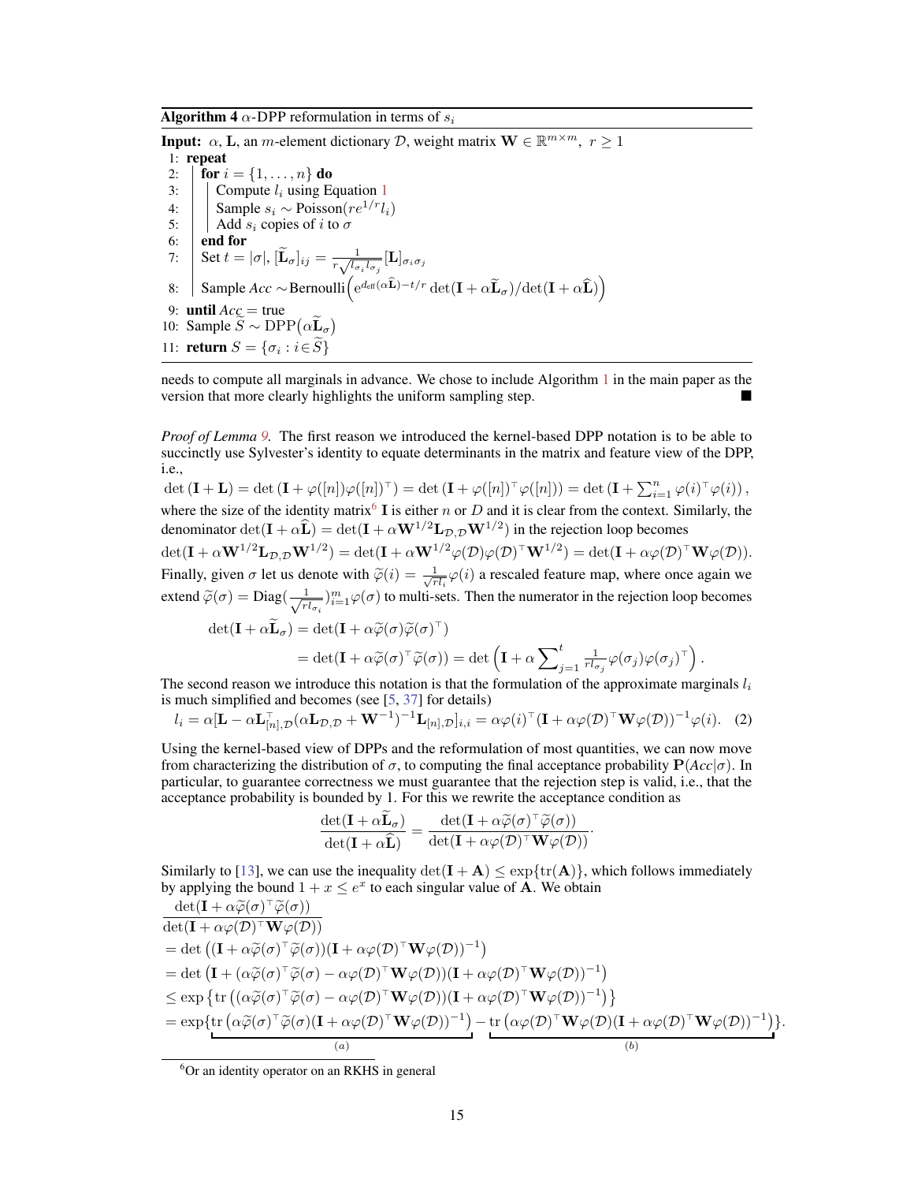**Algorithm 4** $\alpha$-DPP reformulation in terms of $s_i$

**Input:** $\alpha$, $\mathbf{L}$, an $m$-element dictionary $\mathcal{D}$, weight matrix $\mathbf{W} \in \mathbb{R}^{m \times m}$, $r \geq 1$

1: **repeat**
2: &nbsp;&nbsp;&nbsp;&nbsp;**for** $i = \{1, \ldots, n\}$ **do**
3: &nbsp;&nbsp;&nbsp;&nbsp;&nbsp;&nbsp;&nbsp;&nbsp;Compute $l_i$ using Equation 1
4: &nbsp;&nbsp;&nbsp;&nbsp;&nbsp;&nbsp;&nbsp;&nbsp;Sample $s_i \sim \text{Poisson}(re^{1/r} l_i)$
5: &nbsp;&nbsp;&nbsp;&nbsp;&nbsp;&nbsp;&nbsp;&nbsp;Add $s_i$ copies of $i$ to $\sigma$
6: &nbsp;&nbsp;&nbsp;&nbsp;**end for**
7: &nbsp;&nbsp;&nbsp;&nbsp;Set $t = |\sigma|$, $[\widetilde{\mathbf{L}}_\sigma]_{ij} = \frac{1}{r\sqrt{l_{\sigma_i} l_{\sigma_j}}}[\mathbf{L}]_{\sigma_i \sigma_j}$
8: &nbsp;&nbsp;&nbsp;&nbsp;Sample *Acc* $\sim$Bernoulli$\left(e^{d_{\text{eff}}(\alpha\widehat{\mathbf{L}}) - t/r} \det(\mathbf{I} + \alpha\widetilde{\mathbf{L}}_\sigma)/\det(\mathbf{I} + \alpha\widehat{\mathbf{L}})\right)$
9: **until** *Acc* = true
10: Sample $\widetilde{S} \sim \text{DPP}(\alpha\widetilde{\mathbf{L}}_\sigma)$
11: **return** $S = \{\sigma_i : i \in \widetilde{S}\}$

needs to compute all marginals in advance. We chose to include Algorithm 1 in the main paper as the version that more clearly highlights the uniform sampling step. ∎

*Proof of Lemma 9.* The first reason we introduced the kernel-based DPP notation is to be able to succinctly use Sylvester's identity to equate determinants in the matrix and feature view of the DPP, i.e.,

$$\det(\mathbf{I} + \mathbf{L}) = \det(\mathbf{I} + \varphi([n])\varphi([n])^\top) = \det(\mathbf{I} + \varphi([n])^\top\varphi([n])) = \det\left(\mathbf{I} + \textstyle\sum_{i=1}^n \varphi(i)^\top\varphi(i)\right),$$

where the size of the identity matrix[6] $\mathbf{I}$ is either $n$ or $D$ and it is clear from the context. Similarly, the denominator $\det(\mathbf{I} + \alpha\widehat{\mathbf{L}}) = \det(\mathbf{I} + \alpha\mathbf{W}^{1/2}\mathbf{L}_{\mathcal{D},\mathcal{D}}\mathbf{W}^{1/2})$ in the rejection loop becomes

$$\det(\mathbf{I} + \alpha\mathbf{W}^{1/2}\mathbf{L}_{\mathcal{D},\mathcal{D}}\mathbf{W}^{1/2}) = \det(\mathbf{I} + \alpha\mathbf{W}^{1/2}\varphi(\mathcal{D})\varphi(\mathcal{D})^\top\mathbf{W}^{1/2}) = \det(\mathbf{I} + \alpha\varphi(\mathcal{D})^\top\mathbf{W}\varphi(\mathcal{D})).$$

Finally, given $\sigma$ let us denote with $\widetilde{\varphi}(i) = \frac{1}{\sqrt{rl_i}}\varphi(i)$ a rescaled feature map, where once again we extend $\widetilde{\varphi}(\sigma) = \text{Diag}(\frac{1}{\sqrt{rl_{\sigma_i}}})_{i=1}^m \varphi(\sigma)$ to multi-sets. Then the numerator in the rejection loop becomes

$$\begin{aligned}
\det(\mathbf{I} + \alpha\widetilde{\mathbf{L}}_\sigma) &= \det(\mathbf{I} + \alpha\widetilde{\varphi}(\sigma)\widetilde{\varphi}(\sigma)^\top) \\
&= \det(\mathbf{I} + \alpha\widetilde{\varphi}(\sigma)^\top\widetilde{\varphi}(\sigma)) = \det\left(\mathbf{I} + \alpha\sum\nolimits_{j=1}^t \tfrac{1}{rl_{\sigma_j}}\varphi(\sigma_j)\varphi(\sigma_j)^\top\right).
\end{aligned}$$

The second reason we introduce this notation is that the formulation of the approximate marginals $l_i$ is much simplified and becomes (see [5, 37] for details)

$$l_i = \alpha[\mathbf{L} - \alpha\mathbf{L}_{[n],\mathcal{D}}^\top(\alpha\mathbf{L}_{\mathcal{D},\mathcal{D}} + \mathbf{W}^{-1})^{-1}\mathbf{L}_{[n],\mathcal{D}}]_{i,i} = \alpha\varphi(i)^\top(\mathbf{I} + \alpha\varphi(\mathcal{D})^\top\mathbf{W}\varphi(\mathcal{D}))^{-1}\varphi(i). \quad (2)$$

Using the kernel-based view of DPPs and the reformulation of most quantities, we can now move from characterizing the distribution of $\sigma$, to computing the final acceptance probability $\mathbf{P}(Acc|\sigma)$. In particular, to guarantee correctness we must guarantee that the rejection step is valid, i.e., that the acceptance probability is bounded by 1. For this we rewrite the acceptance condition as

$$\frac{\det(\mathbf{I} + \alpha\widetilde{\mathbf{L}}_\sigma)}{\det(\mathbf{I} + \alpha\widehat{\mathbf{L}})} = \frac{\det(\mathbf{I} + \alpha\widetilde{\varphi}(\sigma)^\top\widetilde{\varphi}(\sigma))}{\det(\mathbf{I} + \alpha\varphi(\mathcal{D})^\top\mathbf{W}\varphi(\mathcal{D}))}.$$

Similarly to [13], we can use the inequality $\det(\mathbf{I} + \mathbf{A}) \leq \exp\{\text{tr}(\mathbf{A})\}$, which follows immediately by applying the bound $1 + x \leq e^x$ to each singular value of $\mathbf{A}$. We obtain

$$\begin{aligned}
&\frac{\det(\mathbf{I} + \alpha\widetilde{\varphi}(\sigma)^\top\widetilde{\varphi}(\sigma))}{\det(\mathbf{I} + \alpha\varphi(\mathcal{D})^\top\mathbf{W}\varphi(\mathcal{D}))} \\
&= \det\left((\mathbf{I} + \alpha\widetilde{\varphi}(\sigma)^\top\widetilde{\varphi}(\sigma))(\mathbf{I} + \alpha\varphi(\mathcal{D})^\top\mathbf{W}\varphi(\mathcal{D}))^{-1}\right) \\
&= \det\left(\mathbf{I} + (\alpha\widetilde{\varphi}(\sigma)^\top\widetilde{\varphi}(\sigma) - \alpha\varphi(\mathcal{D})^\top\mathbf{W}\varphi(\mathcal{D}))(\mathbf{I} + \alpha\varphi(\mathcal{D})^\top\mathbf{W}\varphi(\mathcal{D}))^{-1}\right) \\
&\leq \exp\left\{\text{tr}\left((\alpha\widetilde{\varphi}(\sigma)^\top\widetilde{\varphi}(\sigma) - \alpha\varphi(\mathcal{D})^\top\mathbf{W}\varphi(\mathcal{D}))(\mathbf{I} + \alpha\varphi(\mathcal{D})^\top\mathbf{W}\varphi(\mathcal{D}))^{-1}\right)\right\} \\
&= \exp\{\underbrace{\text{tr}\left(\alpha\widetilde{\varphi}(\sigma)^\top\widetilde{\varphi}(\sigma)(\mathbf{I} + \alpha\varphi(\mathcal{D})^\top\mathbf{W}\varphi(\mathcal{D}))^{-1}\right)}_{(a)} - \underbrace{\text{tr}\left(\alpha\varphi(\mathcal{D})^\top\mathbf{W}\varphi(\mathcal{D})(\mathbf{I} + \alpha\varphi(\mathcal{D})^\top\mathbf{W}\varphi(\mathcal{D}))^{-1}\right)}_{(b)}\}.
\end{aligned}$$

[6] Or an identity operator on an RKHS in general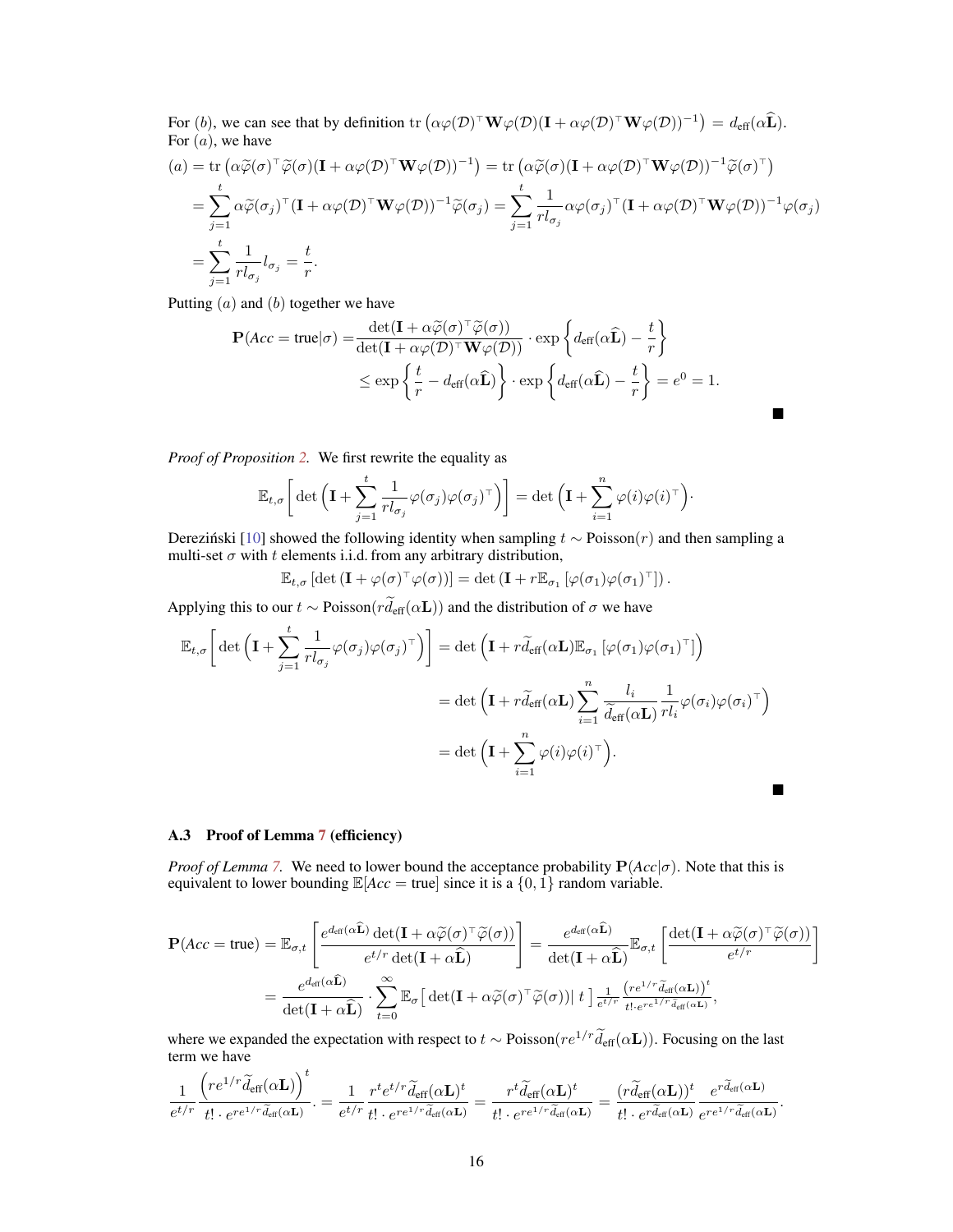For $(b)$, we can see that by definition $\mathrm{tr}\left(\alpha\varphi(\mathcal{D})^\top \mathbf{W}\varphi(\mathcal{D})(\mathbf{I}+\alpha\varphi(\mathcal{D})^\top \mathbf{W}\varphi(\mathcal{D}))^{-1}\right) = d_{\text{eff}}(\alpha\widehat{\mathbf{L}})$. For $(a)$, we have

$$
\begin{aligned}
(a) &= \mathrm{tr}\left(\alpha\widetilde{\varphi}(\sigma)^\top\widetilde{\varphi}(\sigma)(\mathbf{I}+\alpha\varphi(\mathcal{D})^\top \mathbf{W}\varphi(\mathcal{D}))^{-1}\right) = \mathrm{tr}\left(\alpha\widetilde{\varphi}(\sigma)(\mathbf{I}+\alpha\varphi(\mathcal{D})^\top \mathbf{W}\varphi(\mathcal{D}))^{-1}\widetilde{\varphi}(\sigma)^\top\right)\\
&= \sum_{j=1}^t \alpha\widetilde{\varphi}(\sigma_j)^\top(\mathbf{I}+\alpha\varphi(\mathcal{D})^\top \mathbf{W}\varphi(\mathcal{D}))^{-1}\widetilde{\varphi}(\sigma_j) = \sum_{j=1}^t \frac{1}{rl_{\sigma_j}}\alpha\varphi(\sigma_j)^\top(\mathbf{I}+\alpha\varphi(\mathcal{D})^\top \mathbf{W}\varphi(\mathcal{D}))^{-1}\varphi(\sigma_j)\\
&= \sum_{j=1}^t \frac{1}{rl_{\sigma_j}} l_{\sigma_j} = \frac{t}{r}.
\end{aligned}
$$

Putting $(a)$ and $(b)$ together we have

$$
\begin{aligned}
\mathbf{P}(\mathit{Acc}=\text{true}|\sigma) &= \frac{\det(\mathbf{I}+\alpha\widetilde{\varphi}(\sigma)^\top\widetilde{\varphi}(\sigma))}{\det(\mathbf{I}+\alpha\varphi(\mathcal{D})^\top \mathbf{W}\varphi(\mathcal{D}))}\cdot\exp\left\{d_{\text{eff}}(\alpha\widehat{\mathbf{L}}) - \frac{t}{r}\right\}\\
&\le \exp\left\{\frac{t}{r} - d_{\text{eff}}(\alpha\widehat{\mathbf{L}})\right\}\cdot\exp\left\{d_{\text{eff}}(\alpha\widehat{\mathbf{L}}) - \frac{t}{r}\right\} = e^0 = 1.
\end{aligned}
$$

■

*Proof of Proposition 2.* We first rewrite the equality as

$$
\mathbb{E}_{t,\sigma}\bigg[\det\Big(\mathbf{I}+\sum_{j=1}^t \frac{1}{rl_{\sigma_j}}\varphi(\sigma_j)\varphi(\sigma_j)^\top\Big)\bigg] = \det\Big(\mathbf{I}+\sum_{i=1}^n \varphi(i)\varphi(i)^\top\Big).
$$

Dereziński [10] showed the following identity when sampling $t\sim\text{Poisson}(r)$ and then sampling a multi-set $\sigma$ with $t$ elements i.i.d. from any arbitrary distribution,

$$
\mathbb{E}_{t,\sigma}\left[\det\left(\mathbf{I}+\varphi(\sigma)^\top\varphi(\sigma)\right)\right] = \det\left(\mathbf{I}+r\mathbb{E}_{\sigma_1}\left[\varphi(\sigma_1)\varphi(\sigma_1)^\top\right]\right).
$$

Applying this to our $t\sim\text{Poisson}(r\widetilde{d}_{\text{eff}}(\alpha\mathbf{L}))$ and the distribution of $\sigma$ we have

$$
\begin{aligned}
\mathbb{E}_{t,\sigma}\bigg[\det\Big(\mathbf{I}+\sum_{j=1}^t \frac{1}{rl_{\sigma_j}}\varphi(\sigma_j)\varphi(\sigma_j)^\top\Big)\bigg] &= \det\Big(\mathbf{I}+r\widetilde{d}_{\text{eff}}(\alpha\mathbf{L})\mathbb{E}_{\sigma_1}\left[\varphi(\sigma_1)\varphi(\sigma_1)^\top\right]\Big)\\
&= \det\Big(\mathbf{I}+r\widetilde{d}_{\text{eff}}(\alpha\mathbf{L})\sum_{i=1}^n \frac{l_i}{\widetilde{d}_{\text{eff}}(\alpha\mathbf{L})}\frac{1}{rl_i}\varphi(\sigma_i)\varphi(\sigma_i)^\top\Big)\\
&= \det\Big(\mathbf{I}+\sum_{i=1}^n\varphi(i)\varphi(i)^\top\Big).
\end{aligned}
$$

■

### A.3 Proof of Lemma 7 (efficiency)

*Proof of Lemma 7.* We need to lower bound the acceptance probability $\mathbf{P}(\mathit{Acc}|\sigma)$. Note that this is equivalent to lower bounding $\mathbb{E}[\mathit{Acc}=\text{true}]$ since it is a $\{0,1\}$ random variable.

$$
\begin{aligned}
\mathbf{P}(\mathit{Acc}=\text{true}) &= \mathbb{E}_{\sigma,t}\left[\frac{e^{d_{\text{eff}}(\alpha\widehat{\mathbf{L}})}\det(\mathbf{I}+\alpha\widetilde{\varphi}(\sigma)^\top\widetilde{\varphi}(\sigma))}{e^{t/r}\det(\mathbf{I}+\alpha\widehat{\mathbf{L}})}\right] = \frac{e^{d_{\text{eff}}(\alpha\widehat{\mathbf{L}})}}{\det(\mathbf{I}+\alpha\widehat{\mathbf{L}})}\mathbb{E}_{\sigma,t}\left[\frac{\det(\mathbf{I}+\alpha\widetilde{\varphi}(\sigma)^\top\widetilde{\varphi}(\sigma))}{e^{t/r}}\right]\\
&= \frac{e^{d_{\text{eff}}(\alpha\widehat{\mathbf{L}})}}{\det(\mathbf{I}+\alpha\widehat{\mathbf{L}})}\cdot\sum_{t=0}^\infty \mathbb{E}_\sigma\big[\det(\mathbf{I}+\alpha\widetilde{\varphi}(\sigma)^\top\widetilde{\varphi}(\sigma))|\ t\,\big]\,\frac{1}{e^{t/r}}\frac{\left(re^{1/r}\widetilde{d}_{\text{eff}}(\alpha\mathbf{L})\right)^t}{t!\cdot e^{re^{1/r}\widetilde{d}_{\text{eff}}(\alpha\mathbf{L})}},
\end{aligned}
$$

where we expanded the expectation with respect to $t\sim\text{Poisson}(re^{1/r}\widetilde{d}_{\text{eff}}(\alpha\mathbf{L}))$. Focusing on the last term we have

$$
\frac{1}{e^{t/r}}\frac{\left(re^{1/r}\widetilde{d}_{\text{eff}}(\alpha\mathbf{L})\right)^t}{t!\cdot e^{re^{1/r}\widetilde{d}_{\text{eff}}(\alpha\mathbf{L})}}. = \frac{1}{e^{t/r}}\frac{r^t e^{t/r}\widetilde{d}_{\text{eff}}(\alpha\mathbf{L})^t}{t!\cdot e^{re^{1/r}\widetilde{d}_{\text{eff}}(\alpha\mathbf{L})}} = \frac{r^t\widetilde{d}_{\text{eff}}(\alpha\mathbf{L})^t}{t!\cdot e^{re^{1/r}\widetilde{d}_{\text{eff}}(\alpha\mathbf{L})}} = \frac{(r\widetilde{d}_{\text{eff}}(\alpha\mathbf{L}))^t}{t!\cdot e^{r\widetilde{d}_{\text{eff}}(\alpha\mathbf{L})}}\frac{e^{r\widetilde{d}_{\text{eff}}(\alpha\mathbf{L})}}{e^{re^{1/r}\widetilde{d}_{\text{eff}}(\alpha\mathbf{L})}}.
$$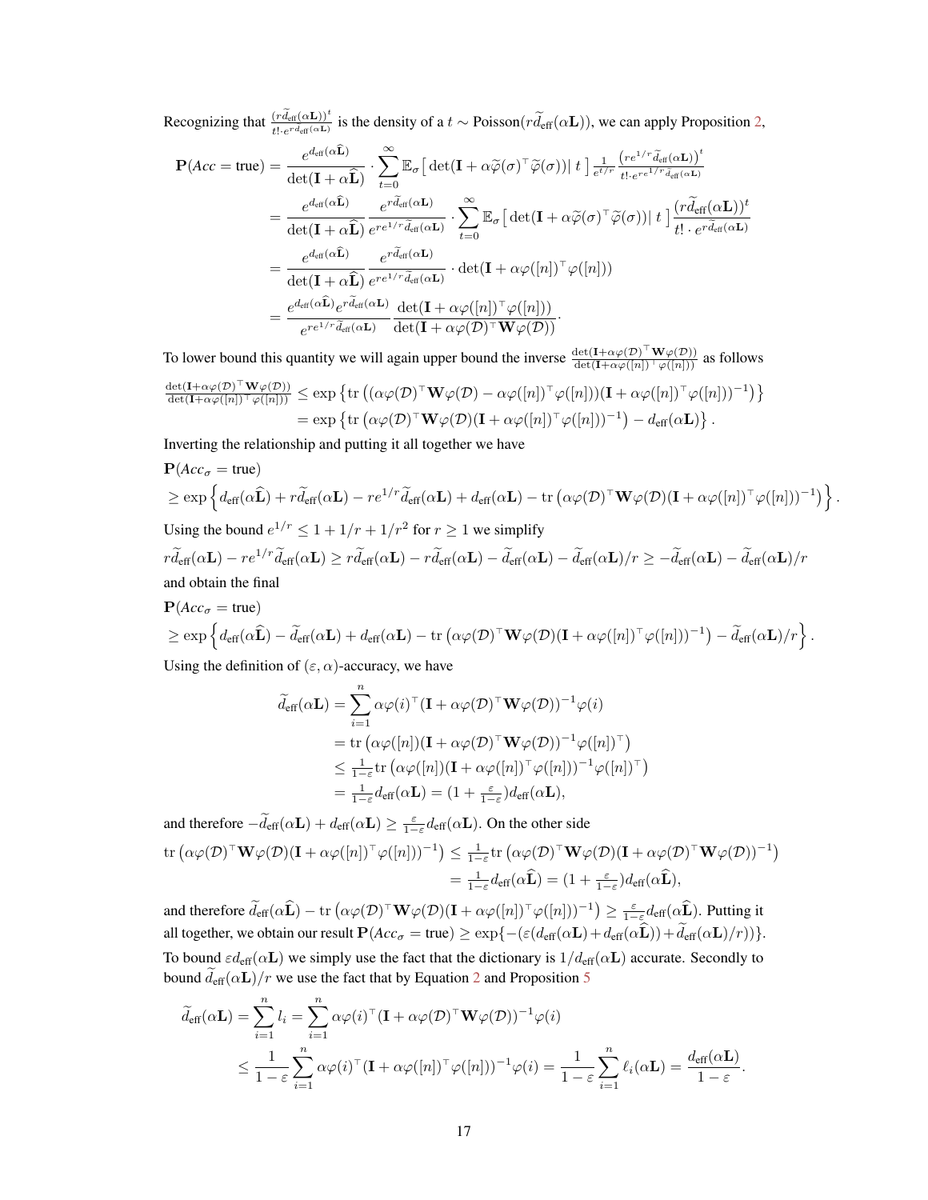Recognizing that $\frac{(r\widetilde{d}_{\text{eff}}(\alpha\mathbf{L}))^t}{t! \cdot e^{r\widetilde{d}_{\text{eff}}(\alpha\mathbf{L})}}$ is the density of a $t \sim \text{Poisson}(r\widetilde{d}_{\text{eff}}(\alpha\mathbf{L}))$, we can apply Proposition 2,

$$
\begin{aligned}
\mathbf{P}(Acc = \text{true}) &= \frac{e^{d_{\text{eff}}(\alpha\widehat{\mathbf{L}})}}{\det(\mathbf{I} + \alpha\widehat{\mathbf{L}})} \cdot \sum_{t=0}^{\infty} \mathbb{E}_\sigma\big[\det(\mathbf{I} + \alpha\widetilde{\varphi}(\sigma)^\top\widetilde{\varphi}(\sigma))|\, t\,\big] \tfrac{1}{e^{t/r}} \frac{\left(re^{1/r}\widetilde{d}_{\text{eff}}(\alpha\mathbf{L})\right)^t}{t! \cdot e^{re^{1/r}\widetilde{d}_{\text{eff}}(\alpha\mathbf{L})}} \\
&= \frac{e^{d_{\text{eff}}(\alpha\widehat{\mathbf{L}})}}{\det(\mathbf{I} + \alpha\widehat{\mathbf{L}})} \frac{e^{r\widetilde{d}_{\text{eff}}(\alpha\mathbf{L})}}{e^{re^{1/r}\widetilde{d}_{\text{eff}}(\alpha\mathbf{L})}} \cdot \sum_{t=0}^{\infty} \mathbb{E}_\sigma\big[\det(\mathbf{I} + \alpha\widetilde{\varphi}(\sigma)^\top\widetilde{\varphi}(\sigma))|\, t\,\big] \frac{(r\widetilde{d}_{\text{eff}}(\alpha\mathbf{L}))^t}{t! \cdot e^{r\widetilde{d}_{\text{eff}}(\alpha\mathbf{L})}} \\
&= \frac{e^{d_{\text{eff}}(\alpha\widehat{\mathbf{L}})}}{\det(\mathbf{I} + \alpha\widehat{\mathbf{L}})} \frac{e^{r\widetilde{d}_{\text{eff}}(\alpha\mathbf{L})}}{e^{re^{1/r}\widetilde{d}_{\text{eff}}(\alpha\mathbf{L})}} \cdot \det(\mathbf{I} + \alpha\varphi([n])^\top\varphi([n])) \\
&= \frac{e^{d_{\text{eff}}(\alpha\widehat{\mathbf{L}})}e^{r\widetilde{d}_{\text{eff}}(\alpha\mathbf{L})}}{e^{re^{1/r}\widetilde{d}_{\text{eff}}(\alpha\mathbf{L})}} \frac{\det(\mathbf{I} + \alpha\varphi([n])^\top\varphi([n]))}{\det(\mathbf{I} + \alpha\varphi(\mathcal{D})^\top\mathbf{W}\varphi(\mathcal{D}))}.
\end{aligned}
$$

To lower bound this quantity we will again upper bound the inverse $\frac{\det(\mathbf{I}+\alpha\varphi(\mathcal{D})^\top\mathbf{W}\varphi(\mathcal{D}))}{\det(\mathbf{I}+\alpha\varphi([n])^\top\varphi([n]))}$ as follows

$$
\begin{aligned}
\tfrac{\det(\mathbf{I}+\alpha\varphi(\mathcal{D})^\top\mathbf{W}\varphi(\mathcal{D}))}{\det(\mathbf{I}+\alpha\varphi([n])^\top\varphi([n]))} &\leq \exp\left\{\text{tr}\left((\alpha\varphi(\mathcal{D})^\top\mathbf{W}\varphi(\mathcal{D}) - \alpha\varphi([n])^\top\varphi([n]))(\mathbf{I} + \alpha\varphi([n])^\top\varphi([n]))^{-1}\right)\right\} \\
&= \exp\left\{\text{tr}\left(\alpha\varphi(\mathcal{D})^\top\mathbf{W}\varphi(\mathcal{D})(\mathbf{I} + \alpha\varphi([n])^\top\varphi([n]))^{-1}\right) - d_{\text{eff}}(\alpha\mathbf{L})\right\}.
\end{aligned}
$$

Inverting the relationship and putting it all together we have

$$
\begin{aligned}
&\mathbf{P}(Acc_\sigma = \text{true}) \\
&\geq \exp\left\{d_{\text{eff}}(\alpha\widehat{\mathbf{L}}) + r\widetilde{d}_{\text{eff}}(\alpha\mathbf{L}) - re^{1/r}\widetilde{d}_{\text{eff}}(\alpha\mathbf{L}) + d_{\text{eff}}(\alpha\mathbf{L}) - \text{tr}\left(\alpha\varphi(\mathcal{D})^\top\mathbf{W}\varphi(\mathcal{D})(\mathbf{I} + \alpha\varphi([n])^\top\varphi([n]))^{-1}\right)\right\}.
\end{aligned}
$$

Using the bound $e^{1/r} \leq 1 + 1/r + 1/r^2$ for $r \geq 1$ we simplify

$$
r\widetilde{d}_{\text{eff}}(\alpha\mathbf{L}) - re^{1/r}\widetilde{d}_{\text{eff}}(\alpha\mathbf{L}) \geq r\widetilde{d}_{\text{eff}}(\alpha\mathbf{L}) - r\widetilde{d}_{\text{eff}}(\alpha\mathbf{L}) - \widetilde{d}_{\text{eff}}(\alpha\mathbf{L}) - \widetilde{d}_{\text{eff}}(\alpha\mathbf{L})/r \geq -\widetilde{d}_{\text{eff}}(\alpha\mathbf{L}) - \widetilde{d}_{\text{eff}}(\alpha\mathbf{L})/r
$$

and obtain the final

$$
\begin{aligned}
&\mathbf{P}(Acc_\sigma = \text{true}) \\
&\geq \exp\left\{d_{\text{eff}}(\alpha\widehat{\mathbf{L}}) - \widetilde{d}_{\text{eff}}(\alpha\mathbf{L}) + d_{\text{eff}}(\alpha\mathbf{L}) - \text{tr}\left(\alpha\varphi(\mathcal{D})^\top\mathbf{W}\varphi(\mathcal{D})(\mathbf{I} + \alpha\varphi([n])^\top\varphi([n]))^{-1}\right) - \widetilde{d}_{\text{eff}}(\alpha\mathbf{L})/r\right\}.
\end{aligned}
$$

Using the definition of $(\varepsilon, \alpha)$-accuracy, we have

$$
\begin{aligned}
\widetilde{d}_{\text{eff}}(\alpha\mathbf{L}) &= \sum_{i=1}^{n} \alpha\varphi(i)^\top(\mathbf{I} + \alpha\varphi(\mathcal{D})^\top\mathbf{W}\varphi(\mathcal{D}))^{-1}\varphi(i) \\
&= \text{tr}\left(\alpha\varphi([n])(\mathbf{I} + \alpha\varphi(\mathcal{D})^\top\mathbf{W}\varphi(\mathcal{D}))^{-1}\varphi([n])^\top\right) \\
&\leq \tfrac{1}{1-\varepsilon}\text{tr}\left(\alpha\varphi([n])(\mathbf{I} + \alpha\varphi([n])^\top\varphi([n]))^{-1}\varphi([n])^\top\right) \\
&= \tfrac{1}{1-\varepsilon}d_{\text{eff}}(\alpha\mathbf{L}) = (1 + \tfrac{\varepsilon}{1-\varepsilon})d_{\text{eff}}(\alpha\mathbf{L}),
\end{aligned}
$$

and therefore $-\widetilde{d}_{\text{eff}}(\alpha\mathbf{L}) + d_{\text{eff}}(\alpha\mathbf{L}) \geq \frac{\varepsilon}{1-\varepsilon}d_{\text{eff}}(\alpha\mathbf{L})$. On the other side

$$
\begin{aligned}
\text{tr}\left(\alpha\varphi(\mathcal{D})^\top\mathbf{W}\varphi(\mathcal{D})(\mathbf{I} + \alpha\varphi([n])^\top\varphi([n]))^{-1}\right) &\leq \tfrac{1}{1-\varepsilon}\text{tr}\left(\alpha\varphi(\mathcal{D})^\top\mathbf{W}\varphi(\mathcal{D})(\mathbf{I} + \alpha\varphi(\mathcal{D})^\top\mathbf{W}\varphi(\mathcal{D}))^{-1}\right) \\
&= \tfrac{1}{1-\varepsilon}d_{\text{eff}}(\alpha\widehat{\mathbf{L}}) = (1 + \tfrac{\varepsilon}{1-\varepsilon})d_{\text{eff}}(\alpha\widehat{\mathbf{L}}),
\end{aligned}
$$

and therefore $\widetilde{d}_{\text{eff}}(\alpha\widehat{\mathbf{L}}) - \text{tr}\left(\alpha\varphi(\mathcal{D})^\top\mathbf{W}\varphi(\mathcal{D})(\mathbf{I} + \alpha\varphi([n])^\top\varphi([n]))^{-1}\right) \geq \frac{\varepsilon}{1-\varepsilon}d_{\text{eff}}(\alpha\widehat{\mathbf{L}})$. Putting it all together, we obtain our result $\mathbf{P}(Acc_\sigma = \text{true}) \geq \exp\{-(\varepsilon(d_{\text{eff}}(\alpha\mathbf{L}) + d_{\text{eff}}(\alpha\widehat{\mathbf{L}})) + \widetilde{d}_{\text{eff}}(\alpha\mathbf{L})/r)\}$.

To bound $\varepsilon d_{\text{eff}}(\alpha\mathbf{L})$ we simply use the fact that the dictionary is $1/d_{\text{eff}}(\alpha\mathbf{L})$ accurate. Secondly to bound $\widetilde{d}_{\text{eff}}(\alpha\mathbf{L})/r$ we use the fact that by Equation 2 and Proposition 5

$$
\begin{aligned}
\widetilde{d}_{\text{eff}}(\alpha\mathbf{L}) &= \sum_{i=1}^{n} l_i = \sum_{i=1}^{n} \alpha\varphi(i)^\top(\mathbf{I} + \alpha\varphi(\mathcal{D})^\top\mathbf{W}\varphi(\mathcal{D}))^{-1}\varphi(i) \\
&\leq \frac{1}{1-\varepsilon}\sum_{i=1}^{n} \alpha\varphi(i)^\top(\mathbf{I} + \alpha\varphi([n])^\top\varphi([n]))^{-1}\varphi(i) = \frac{1}{1-\varepsilon}\sum_{i=1}^{n} \ell_i(\alpha\mathbf{L}) = \frac{d_{\text{eff}}(\alpha\mathbf{L})}{1-\varepsilon}.
\end{aligned}
$$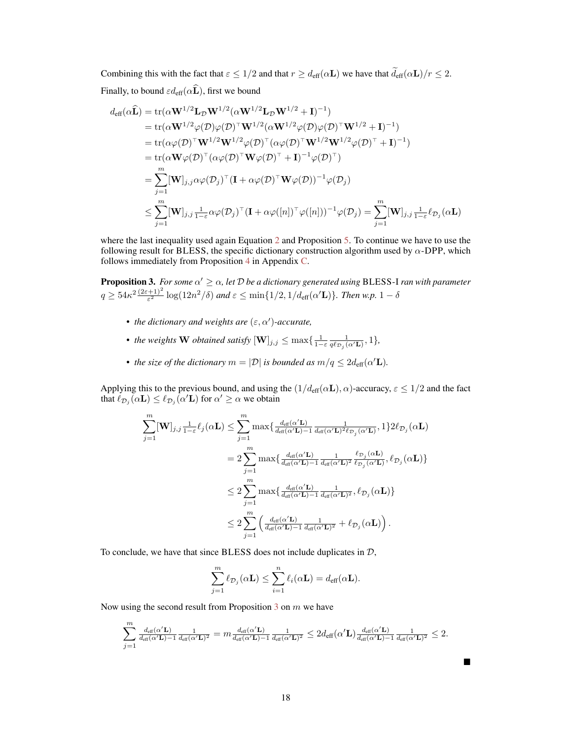Combining this with the fact that $\varepsilon \leq 1/2$ and that $r \geq d_{\text{eff}}(\alpha\mathbf{L})$ we have that $\widetilde{d}_{\text{eff}}(\alpha\mathbf{L})/r \leq 2$.

Finally, to bound $\varepsilon d_{\text{eff}}(\alpha\widehat{\mathbf{L}})$, first we bound

$$
\begin{aligned}
d_{\text{eff}}(\alpha\widehat{\mathbf{L}}) &= \operatorname{tr}(\alpha\mathbf{W}^{1/2}\mathbf{L}_{\mathcal{D}}\mathbf{W}^{1/2}(\alpha\mathbf{W}^{1/2}\mathbf{L}_{\mathcal{D}}\mathbf{W}^{1/2} + \mathbf{I})^{-1}) \\
&= \operatorname{tr}(\alpha\mathbf{W}^{1/2}\varphi(\mathcal{D})\varphi(\mathcal{D})^\top\mathbf{W}^{1/2}(\alpha\mathbf{W}^{1/2}\varphi(\mathcal{D})\varphi(\mathcal{D})^\top\mathbf{W}^{1/2} + \mathbf{I})^{-1}) \\
&= \operatorname{tr}(\alpha\varphi(\mathcal{D})^\top\mathbf{W}^{1/2}\mathbf{W}^{1/2}\varphi(\mathcal{D})^\top(\alpha\varphi(\mathcal{D})^\top\mathbf{W}^{1/2}\mathbf{W}^{1/2}\varphi(\mathcal{D})^\top + \mathbf{I})^{-1}) \\
&= \operatorname{tr}(\alpha\mathbf{W}\varphi(\mathcal{D})^\top(\alpha\varphi(\mathcal{D})^\top\mathbf{W}\varphi(\mathcal{D})^\top + \mathbf{I})^{-1}\varphi(\mathcal{D})^\top) \\
&= \sum_{j=1}^{m}[\mathbf{W}]_{j,j}\alpha\varphi(\mathcal{D}_j)^\top(\mathbf{I} + \alpha\varphi(\mathcal{D})^\top\mathbf{W}\varphi(\mathcal{D}))^{-1}\varphi(\mathcal{D}_j) \\
&\leq \sum_{j=1}^{m}[\mathbf{W}]_{j,j}\tfrac{1}{1-\varepsilon}\alpha\varphi(\mathcal{D}_j)^\top(\mathbf{I} + \alpha\varphi([n])^\top\varphi([n]))^{-1}\varphi(\mathcal{D}_j) = \sum_{j=1}^{m}[\mathbf{W}]_{j,j}\tfrac{1}{1-\varepsilon}\ell_{\mathcal{D}_j}(\alpha\mathbf{L})
\end{aligned}
$$

where the last inequality used again Equation 2 and Proposition 5. To continue we have to use the following result for BLESS, the specific dictionary construction algorithm used by $\alpha$-DPP, which follows immediately from Proposition 4 in Appendix C.

**Proposition 3.** *For some $\alpha' \geq \alpha$, let $\mathcal{D}$ be a dictionary generated using* BLESS-I *ran with parameter $q \geq 54\kappa^2\frac{(2\varepsilon+1)^2}{\varepsilon^2}\log(12n^2/\delta)$ and $\varepsilon \leq \min\{1/2, 1/d_{\text{eff}}(\alpha'\mathbf{L})\}$. Then w.p. $1-\delta$*

- *the dictionary and weights are $(\varepsilon, \alpha')$-accurate,*
- *the weights $\mathbf{W}$ obtained satisfy $[\mathbf{W}]_{j,j} \leq \max\{\frac{1}{1-\varepsilon}\frac{1}{q\ell_{\mathcal{D}_j}(\alpha'\mathbf{L})}, 1\}$,*
- *the size of the dictionary $m = |\mathcal{D}|$ is bounded as $m/q \leq 2d_{\text{eff}}(\alpha'\mathbf{L})$.*

Applying this to the previous bound, and using the $(1/d_{\text{eff}}(\alpha\mathbf{L}), \alpha)$-accuracy, $\varepsilon \leq 1/2$ and the fact that $\ell_{\mathcal{D}_j}(\alpha\mathbf{L}) \leq \ell_{\mathcal{D}_j}(\alpha'\mathbf{L})$ for $\alpha' \geq \alpha$ we obtain

$$
\begin{aligned}
\sum_{j=1}^{m}[\mathbf{W}]_{j,j}\tfrac{1}{1-\varepsilon}\ell_j(\alpha\mathbf{L}) &\leq \sum_{j=1}^{m}\max\{\tfrac{d_{\text{eff}}(\alpha'\mathbf{L})}{d_{\text{eff}}(\alpha'\mathbf{L})-1}\tfrac{1}{d_{\text{eff}}(\alpha'\mathbf{L})^2\ell_{\mathcal{D}_j}(\alpha'\mathbf{L})}, 1\}2\ell_{\mathcal{D}_j}(\alpha\mathbf{L}) \\
&= 2\sum_{j=1}^{m}\max\{\tfrac{d_{\text{eff}}(\alpha'\mathbf{L})}{d_{\text{eff}}(\alpha'\mathbf{L})-1}\tfrac{1}{d_{\text{eff}}(\alpha'\mathbf{L})^2}\tfrac{\ell_{\mathcal{D}_j}(\alpha\mathbf{L})}{\ell_{\mathcal{D}_j}(\alpha'\mathbf{L})}, \ell_{\mathcal{D}_j}(\alpha\mathbf{L})\} \\
&\leq 2\sum_{j=1}^{m}\max\{\tfrac{d_{\text{eff}}(\alpha'\mathbf{L})}{d_{\text{eff}}(\alpha'\mathbf{L})-1}\tfrac{1}{d_{\text{eff}}(\alpha'\mathbf{L})^2}, \ell_{\mathcal{D}_j}(\alpha\mathbf{L})\} \\
&\leq 2\sum_{j=1}^{m}\left(\tfrac{d_{\text{eff}}(\alpha'\mathbf{L})}{d_{\text{eff}}(\alpha'\mathbf{L})-1}\tfrac{1}{d_{\text{eff}}(\alpha'\mathbf{L})^2} + \ell_{\mathcal{D}_j}(\alpha\mathbf{L})\right).
\end{aligned}
$$

To conclude, we have that since BLESS does not include duplicates in $\mathcal{D}$,

$$
\sum_{j=1}^{m}\ell_{\mathcal{D}_j}(\alpha\mathbf{L}) \leq \sum_{i=1}^{n}\ell_i(\alpha\mathbf{L}) = d_{\text{eff}}(\alpha\mathbf{L}).
$$

Now using the second result from Proposition 3 on $m$ we have

$$
\sum_{j=1}^{m}\tfrac{d_{\text{eff}}(\alpha'\mathbf{L})}{d_{\text{eff}}(\alpha'\mathbf{L})-1}\tfrac{1}{d_{\text{eff}}(\alpha'\mathbf{L})^2} = m\tfrac{d_{\text{eff}}(\alpha'\mathbf{L})}{d_{\text{eff}}(\alpha'\mathbf{L})-1}\tfrac{1}{d_{\text{eff}}(\alpha'\mathbf{L})^2} \leq 2d_{\text{eff}}(\alpha'\mathbf{L})\tfrac{d_{\text{eff}}(\alpha'\mathbf{L})}{d_{\text{eff}}(\alpha'\mathbf{L})-1}\tfrac{1}{d_{\text{eff}}(\alpha'\mathbf{L})^2} \leq 2.
$$

■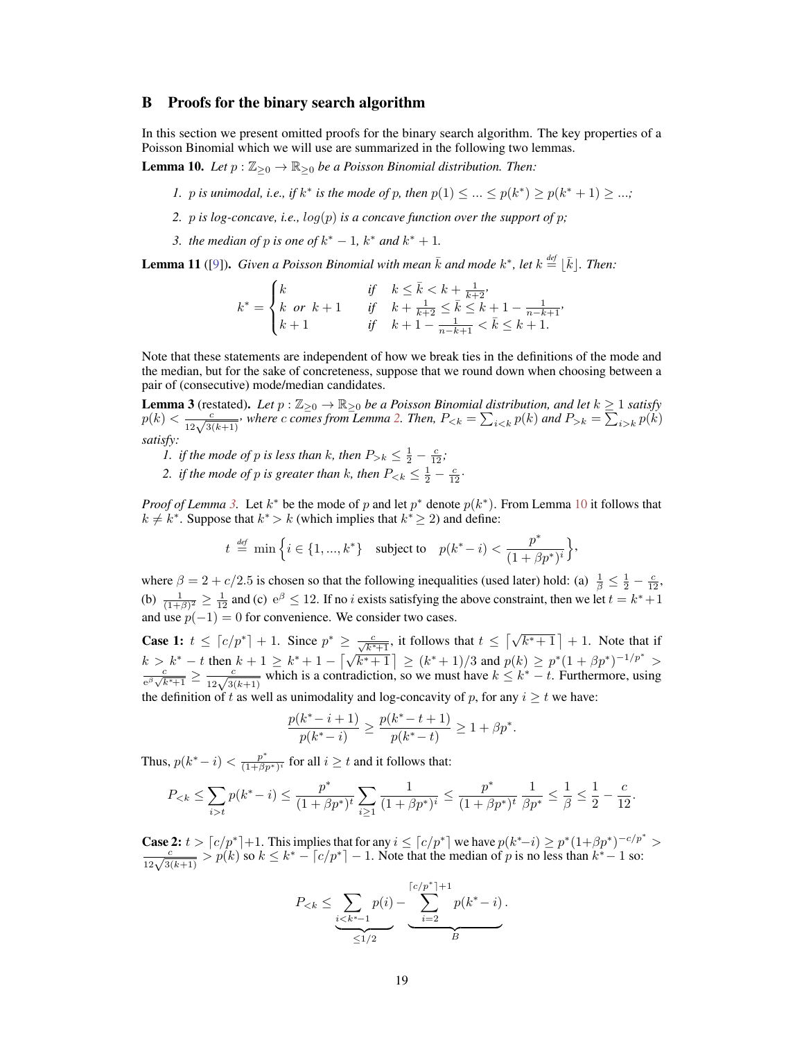## B Proofs for the binary search algorithm

In this section we present omitted proofs for the binary search algorithm. The key properties of a Poisson Binomial which we will use are summarized in the following two lemmas.

**Lemma 10.** *Let $p : \mathbb{Z}_{\geq 0} \to \mathbb{R}_{\geq 0}$ be a Poisson Binomial distribution. Then:*

1. *$p$ is unimodal, i.e., if $k^*$ is the mode of $p$, then $p(1) \leq \ldots \leq p(k^*) \geq p(k^*+1) \geq \ldots$;*
2. *$p$ is log-concave, i.e., $log(p)$ is a concave function over the support of $p$;*
3. *the median of $p$ is one of $k^*-1$, $k^*$ and $k^*+1$.*

**Lemma 11** ([9])**.** *Given a Poisson Binomial with mean $\bar{k}$ and mode $k^*$, let $k \stackrel{def}{=} \lfloor \bar{k} \rfloor$. Then:*

$$k^* = \begin{cases} k & \text{if} \quad k \leq \bar{k} < k + \frac{1}{k+2}, \\ k \text{ or } k+1 & \text{if} \quad k + \frac{1}{k+2} \leq \bar{k} \leq k + 1 - \frac{1}{n-k+1}, \\ k+1 & \text{if} \quad k + 1 - \frac{1}{n-k+1} < \bar{k} \leq k+1. \end{cases}$$

Note that these statements are independent of how we break ties in the definitions of the mode and the median, but for the sake of concreteness, suppose that we round down when choosing between a pair of (consecutive) mode/median candidates.

**Lemma 3** (restated)**.** *Let $p : \mathbb{Z}_{\geq 0} \to \mathbb{R}_{\geq 0}$ be a Poisson Binomial distribution, and let $k \geq 1$ satisfy $p(k) < \frac{c}{12\sqrt{3(k+1)}}$, where $c$ comes from Lemma 2. Then, $P_{<k} = \sum_{i<k} p(k)$ and $P_{>k} = \sum_{i>k} p(k)$ satisfy:*

1. *if the mode of $p$ is less than $k$, then $P_{>k} \leq \frac{1}{2} - \frac{c}{12}$;*
2. *if the mode of $p$ is greater than $k$, then $P_{<k} \leq \frac{1}{2} - \frac{c}{12}$.*

*Proof of Lemma 3.* Let $k^*$ be the mode of $p$ and let $p^*$ denote $p(k^*)$. From Lemma 10 it follows that $k \neq k^*$. Suppose that $k^* > k$ (which implies that $k^* \geq 2$) and define:

$$t \stackrel{def}{=} \min \Big\{ i \in \{1, ..., k^*\} \quad \text{subject to} \quad p(k^* - i) < \frac{p^*}{(1+\beta p^*)^i} \Big\},$$

where $\beta = 2 + c/2.5$ is chosen so that the following inequalities (used later) hold: (a) $\frac{1}{\beta} \leq \frac{1}{2} - \frac{c}{12}$, (b) $\frac{1}{(1+\beta)^2} \geq \frac{1}{12}$ and (c) $e^\beta \leq 12$. If no $i$ exists satisfying the above constraint, then we let $t = k^*+1$ and use $p(-1) = 0$ for convenience. We consider two cases.

**Case 1:** $t \leq \lceil c/p^* \rceil + 1$. Since $p^* \geq \frac{c}{\sqrt{k^*+1}}$, it follows that $t \leq \lceil \sqrt{k^*+1} \rceil + 1$. Note that if $k > k^* - t$ then $k + 1 \geq k^* + 1 - \lceil \sqrt{k^*+1} \rceil \geq (k^*+1)/3$ and $p(k) \geq p^*(1+\beta p^*)^{-1/p^*} > \frac{c}{e^\beta \sqrt{k^*+1}} \geq \frac{c}{12\sqrt{3(k+1)}}$ which is a contradiction, so we must have $k \leq k^* - t$. Furthermore, using the definition of $t$ as well as unimodality and log-concavity of $p$, for any $i \geq t$ we have:

$$\frac{p(k^* - i + 1)}{p(k^* - i)} \geq \frac{p(k^* - t + 1)}{p(k^* - t)} \geq 1 + \beta p^*.$$

Thus, $p(k^* - i) < \frac{p^*}{(1+\beta p^*)^i}$ for all $i \geq t$ and it follows that:

$$P_{<k} \leq \sum_{i>t} p(k^* - i) \leq \frac{p^*}{(1+\beta p^*)^t} \sum_{i \geq 1} \frac{1}{(1+\beta p^*)^i} \leq \frac{p^*}{(1+\beta p^*)^t} \frac{1}{\beta p^*} \leq \frac{1}{\beta} \leq \frac{1}{2} - \frac{c}{12}.$$

**Case 2:** $t > \lceil c/p^* \rceil + 1$. This implies that for any $i \leq \lceil c/p^* \rceil$ we have $p(k^* - i) \geq p^*(1+\beta p^*)^{-c/p^*} > \frac{c}{12\sqrt{3(k+1)}} > p(k)$ so $k \leq k^* - \lceil c/p^* \rceil - 1$. Note that the median of $p$ is no less than $k^* - 1$ so:

$$P_{<k} \leq \underbrace{\sum_{i<k^*-1} p(i)}_{\leq 1/2} - \underbrace{\sum_{i=2}^{\lceil c/p^* \rceil + 1} p(k^* - i)}_{B}.$$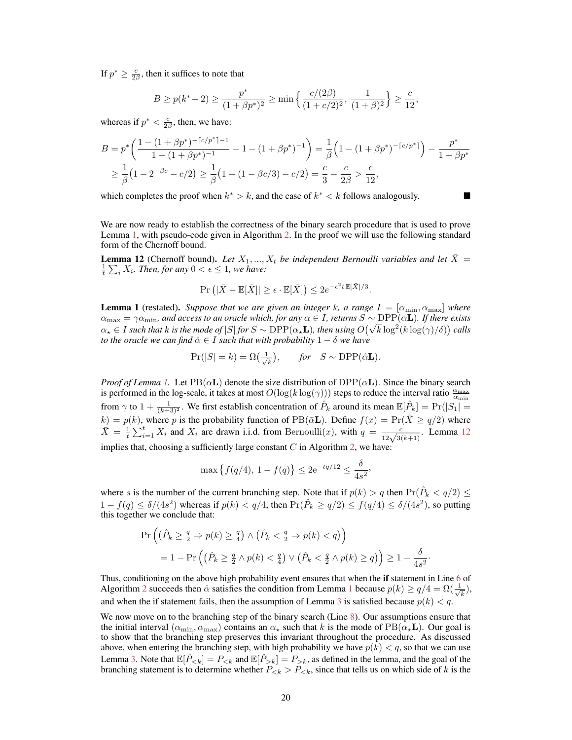If $p^* \geq \frac{c}{2\beta}$, then it suffices to note that

$$B \geq p(k^* - 2) \geq \frac{p^*}{(1+\beta p^*)^2} \geq \min\Big\{\frac{c/(2\beta)}{(1+c/2)^2},\, \frac{1}{(1+\beta)^2}\Big\} \geq \frac{c}{12},$$

whereas if $p^* < \frac{c}{2\beta}$, then, we have:

$$\begin{aligned}
B &= p^*\Big(\frac{1-(1+\beta p^*)^{-\lceil c/p^*\rceil - 1}}{1-(1+\beta p^*)^{-1}} - 1 - (1+\beta p^*)^{-1}\Big) = \frac{1}{\beta}\Big(1-(1+\beta p^*)^{-\lceil c/p^*\rceil}\Big) - \frac{p^*}{1+\beta p^*} \\
&\geq \frac{1}{\beta}\big(1 - 2^{-\beta c} - c/2\big) \geq \frac{1}{\beta}\big(1-(1-\beta c/3) - c/2\big) = \frac{c}{3} - \frac{c}{2\beta} > \frac{c}{12},
\end{aligned}$$

which completes the proof when $k^* > k$, and the case of $k^* < k$ follows analogously. ■

We are now ready to establish the correctness of the binary search procedure that is used to prove Lemma 1, with pseudo-code given in Algorithm 2. In the proof we will use the following standard form of the Chernoff bound.

**Lemma 12** (Chernoff bound). *Let $X_1, ..., X_t$ be independent Bernoulli variables and let $\bar{X} = \frac{1}{t}\sum_i X_i$. Then, for any $0 < \epsilon \leq 1$, we have:*

$$\Pr\big(|\bar{X} - \mathbb{E}[\bar{X}]| \geq \epsilon \cdot \mathbb{E}[\bar{X}]\big) \leq 2e^{-\epsilon^2 t\, \mathbb{E}[\bar{X}]/3}.$$

**Lemma 1** (restated). *Suppose that we are given an integer $k$, a range $I = [\alpha_{\min}, \alpha_{\max}]$ where $\alpha_{\max} = \gamma\alpha_{\min}$, and access to an oracle which, for any $\alpha \in I$, returns $S \sim \mathrm{DPP}(\alpha\mathbf{L})$. If there exists $\alpha_\star \in I$ such that $k$ is the mode of $|S|$ for $S \sim \mathrm{DPP}(\alpha_\star\mathbf{L})$, then using $O\big(\sqrt{k}\log^2(k\log(\gamma)/\delta)\big)$ calls to the oracle we can find $\hat{\alpha} \in I$ such that with probability $1-\delta$ we have*

$$\Pr(|S| = k) = \Omega\big(\tfrac{1}{\sqrt{k}}\big), \qquad \textit{for} \quad S \sim \mathrm{DPP}(\hat{\alpha}\mathbf{L}).$$

*Proof of Lemma 1.* Let $\mathrm{PB}(\alpha\mathbf{L})$ denote the size distribution of $\mathrm{DPP}(\alpha\mathbf{L})$. Since the binary search is performed in the log-scale, it takes at most $O(\log(k\log(\gamma)))$ steps to reduce the interval ratio $\frac{\alpha_{\max}}{\alpha_{\min}}$ from $\gamma$ to $1 + \frac{1}{(k+3)^2}$. We first establish concentration of $\hat{P}_k$ around its mean $\mathbb{E}[\hat{P}_k] = \Pr(|S_1| = k) = p(k)$, where $p$ is the probability function of $\mathrm{PB}(\bar{\alpha}\mathbf{L})$. Define $f(x) = \Pr(\bar{X} \geq q/2)$ where $\bar{X} = \frac{1}{t}\sum_{i=1}^t X_i$ and $X_i$ are drawn i.i.d. from Bernoulli$(x)$, with $q = \frac{c}{12\sqrt{3(k+1)}}$. Lemma 12 implies that, choosing a sufficiently large constant $C$ in Algorithm 2, we have:

$$\max\big\{f(q/4),\, 1 - f(q)\big\} \leq 2\mathrm{e}^{-tq/12} \leq \frac{\delta}{4s^2},$$

where $s$ is the number of the current branching step. Note that if $p(k) > q$ then $\Pr(\hat{P}_k < q/2) \leq 1 - f(q) \leq \delta/(4s^2)$ whereas if $p(k) < q/4$, then $\Pr(\hat{P}_k \geq q/2) \leq f(q/4) \leq \delta/(4s^2)$, so putting this together we conclude that:

$$\begin{aligned}
&\Pr\Big(\big(\hat{P}_k \geq \tfrac{q}{2} \Rightarrow p(k) \geq \tfrac{q}{4}\big) \wedge \big(\hat{P}_k < \tfrac{q}{2} \Rightarrow p(k) < q\big)\Big) \\
&\quad = 1 - \Pr\Big(\big(\hat{P}_k \geq \tfrac{q}{2} \wedge p(k) < \tfrac{q}{4}\big) \vee \big(\hat{P}_k < \tfrac{q}{2} \wedge p(k) \geq q\big)\Big) \geq 1 - \frac{\delta}{4s^2}.
\end{aligned}$$

Thus, conditioning on the above high probability event ensures that when the **if** statement in Line 6 of Algorithm 2 succeeds then $\hat{\alpha}$ satisfies the condition from Lemma 1 because $p(k) \geq q/4 = \Omega(\frac{1}{\sqrt{k}})$, and when the if statement fails, then the assumption of Lemma 3 is satisfied because $p(k) < q$.

We now move on to the branching step of the binary search (Line 8). Our assumptions ensure that the initial interval $(\alpha_{\min}, \alpha_{\max})$ contains an $\alpha_\star$ such that $k$ is the mode of $\mathrm{PB}(\alpha_\star\mathbf{L})$. Our goal is to show that the branching step preserves this invariant throughout the procedure. As discussed above, when entering the branching step, with high probability we have $p(k) < q$, so that we can use Lemma 3. Note that $\mathbb{E}[\hat{P}_{<k}] = P_{<k}$ and $\mathbb{E}[\hat{P}_{>k}] = P_{>k}$, as defined in the lemma, and the goal of the branching statement is to determine whether $P_{<k} > P_{<k}$, since that tells us on which side of $k$ is the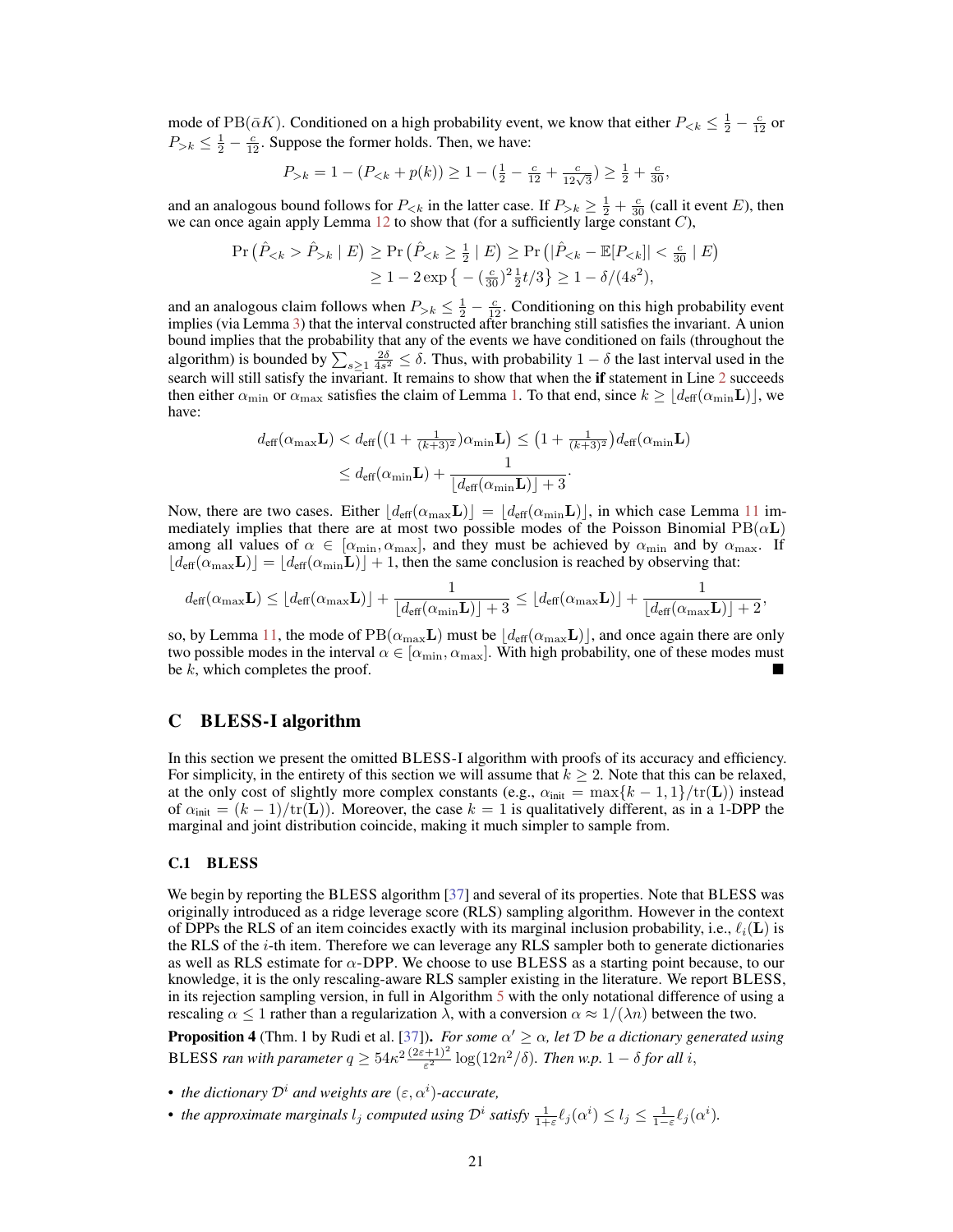mode of $\mathrm{PB}(\bar{\alpha}K)$. Conditioned on a high probability event, we know that either $P_{<k} \leq \frac{1}{2} - \frac{c}{12}$ or $P_{>k} \leq \frac{1}{2} - \frac{c}{12}$. Suppose the former holds. Then, we have:

$$P_{>k} = 1 - (P_{<k} + p(k)) \geq 1 - (\tfrac{1}{2} - \tfrac{c}{12} + \tfrac{c}{12\sqrt{3}}) \geq \tfrac{1}{2} + \tfrac{c}{30},$$

and an analogous bound follows for $P_{<k}$ in the latter case. If $P_{>k} \geq \frac{1}{2} + \frac{c}{30}$ (call it event $E$), then we can once again apply Lemma 12 to show that (for a sufficiently large constant $C$),

$$\begin{aligned}\Pr\big(\hat{P}_{<k} > \hat{P}_{>k} \mid E\big) &\geq \Pr\big(\hat{P}_{<k} \geq \tfrac{1}{2} \mid E\big) \geq \Pr\big(|\hat{P}_{<k} - \mathbb{E}[P_{<k}]| < \tfrac{c}{30} \mid E\big) \\ &\geq 1 - 2\exp\big\{-(\tfrac{c}{30})^2 \tfrac{1}{2} t/3\big\} \geq 1 - \delta/(4s^2),\end{aligned}$$

and an analogous claim follows when $P_{>k} \leq \frac{1}{2} - \frac{c}{12}$. Conditioning on this high probability event implies (via Lemma 3) that the interval constructed after branching still satisfies the invariant. A union bound implies that the probability that any of the events we have conditioned on fails (throughout the algorithm) is bounded by $\sum_{s\geq 1} \frac{2\delta}{4s^2} \leq \delta$. Thus, with probability $1-\delta$ the last interval used in the search will still satisfy the invariant. It remains to show that when the **if** statement in Line 2 succeeds then either $\alpha_{\min}$ or $\alpha_{\max}$ satisfies the claim of Lemma 1. To that end, since $k \geq \lfloor d_{\text{eff}}(\alpha_{\min}\mathbf{L})\rfloor$, we have:

$$\begin{aligned}d_{\text{eff}}(\alpha_{\max}\mathbf{L}) &< d_{\text{eff}}\big((1 + \tfrac{1}{(k+3)^2})\alpha_{\min}\mathbf{L}\big) \leq \big(1 + \tfrac{1}{(k+3)^2}\big) d_{\text{eff}}(\alpha_{\min}\mathbf{L}) \\ &\leq d_{\text{eff}}(\alpha_{\min}\mathbf{L}) + \frac{1}{\lfloor d_{\text{eff}}(\alpha_{\min}\mathbf{L})\rfloor + 3}.\end{aligned}$$

Now, there are two cases. Either $\lfloor d_{\text{eff}}(\alpha_{\max}\mathbf{L})\rfloor = \lfloor d_{\text{eff}}(\alpha_{\min}\mathbf{L})\rfloor$, in which case Lemma 11 immediately implies that there are at most two possible modes of the Poisson Binomial $\mathrm{PB}(\alpha\mathbf{L})$ among all values of $\alpha \in [\alpha_{\min}, \alpha_{\max}]$, and they must be achieved by $\alpha_{\min}$ and by $\alpha_{\max}$. If $\lfloor d_{\text{eff}}(\alpha_{\max}\mathbf{L})\rfloor = \lfloor d_{\text{eff}}(\alpha_{\min}\mathbf{L})\rfloor + 1$, then the same conclusion is reached by observing that:

$$d_{\text{eff}}(\alpha_{\max}\mathbf{L}) \leq \lfloor d_{\text{eff}}(\alpha_{\max}\mathbf{L})\rfloor + \frac{1}{\lfloor d_{\text{eff}}(\alpha_{\min}\mathbf{L})\rfloor + 3} \leq \lfloor d_{\text{eff}}(\alpha_{\max}\mathbf{L})\rfloor + \frac{1}{\lfloor d_{\text{eff}}(\alpha_{\max}\mathbf{L})\rfloor + 2},$$

so, by Lemma 11, the mode of $\mathrm{PB}(\alpha_{\max}\mathbf{L})$ must be $\lfloor d_{\text{eff}}(\alpha_{\max}\mathbf{L})\rfloor$, and once again there are only two possible modes in the interval $\alpha \in [\alpha_{\min}, \alpha_{\max}]$. With high probability, one of these modes must be $k$, which completes the proof. ■

## C BLESS-I algorithm

In this section we present the omitted BLESS-I algorithm with proofs of its accuracy and efficiency. For simplicity, in the entirety of this section we will assume that $k \geq 2$. Note that this can be relaxed, at the only cost of slightly more complex constants (e.g., $\alpha_{\text{init}} = \max\{k-1, 1\}/\mathrm{tr}(\mathbf{L})$) instead of $\alpha_{\text{init}} = (k-1)/\mathrm{tr}(\mathbf{L})$). Moreover, the case $k = 1$ is qualitatively different, as in a 1-DPP the marginal and joint distribution coincide, making it much simpler to sample from.

### C.1 BLESS

We begin by reporting the BLESS algorithm [37] and several of its properties. Note that BLESS was originally introduced as a ridge leverage score (RLS) sampling algorithm. However in the context of DPPs the RLS of an item coincides exactly with its marginal inclusion probability, i.e., $\ell_i(\mathbf{L})$ is the RLS of the $i$-th item. Therefore we can leverage any RLS sampler both to generate dictionaries as well as RLS estimate for $\alpha$-DPP. We choose to use BLESS as a starting point because, to our knowledge, it is the only rescaling-aware RLS sampler existing in the literature. We report BLESS, in its rejection sampling version, in full in Algorithm 5 with the only notational difference of using a rescaling $\alpha \leq 1$ rather than a regularization $\lambda$, with a conversion $\alpha \approx 1/(\lambda n)$ between the two.

**Proposition 4** (Thm. 1 by Rudi et al. [37]). *For some $\alpha' \geq \alpha$, let $\mathcal{D}$ be a dictionary generated using* BLESS *ran with parameter $q \geq 54\kappa^2 \frac{(2\varepsilon+1)^2}{\varepsilon^2} \log(12n^2/\delta)$. Then w.p. $1-\delta$ for all $i$,*

- *the dictionary $\mathcal{D}^i$ and weights are $(\varepsilon, \alpha^i)$-accurate,*
- *the approximate marginals $l_j$ computed using $\mathcal{D}^i$ satisfy $\frac{1}{1+\varepsilon}\ell_j(\alpha^i) \leq l_j \leq \frac{1}{1-\varepsilon}\ell_j(\alpha^i)$.*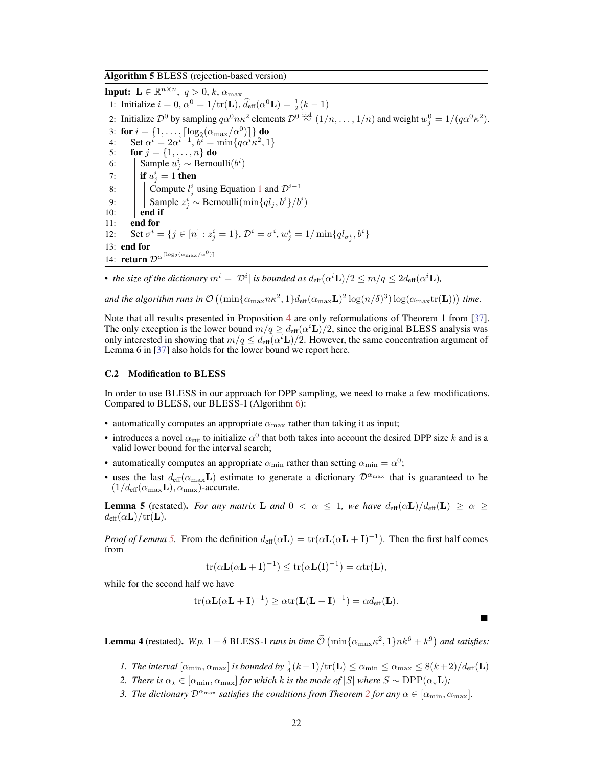**Algorithm 5** BLESS (rejection-based version)

**Input:** $\mathbf{L} \in \mathbb{R}^{n \times n}$, $q > 0$, $k$, $\alpha_{\max}$

1: Initialize $i = 0$, $\alpha^0 = 1/\mathrm{tr}(\mathbf{L})$, $\widehat{d}_{\text{eff}}(\alpha^0 \mathbf{L}) = \frac{1}{2}(k-1)$
2: Initialize $\mathcal{D}^0$ by sampling $q\alpha^0 n\kappa^2$ elements $\mathcal{D}^0 \overset{\text{i.i.d.}}{\sim} (1/n, \dots, 1/n)$ and weight $w^0_j = 1/(q\alpha^0\kappa^2)$.
3: **for** $i = \{1, \dots, \lceil \log_2(\alpha_{\max}/\alpha^0) \rceil\}$ **do**
4: Set $\alpha^i = 2\alpha^{i-1}$, $b^i = \min\{q\alpha^i\kappa^2, 1\}$
5: **for** $j = \{1, \dots, n\}$ **do**
6: Sample $u^i_j \sim \text{Bernoulli}(b^i)$
7: **if** $u^i_j = 1$ **then**
8: Compute $l^i_j$ using Equation 1 and $\mathcal{D}^{i-1}$
9: Sample $z^i_j \sim \text{Bernoulli}(\min\{ql_j, b^i\}/b^i)$
10: **end if**
11: **end for**
12: Set $\sigma^i = \{j \in [n] : z^i_j = 1\}$, $\mathcal{D}^i = \sigma^i$, $w^i_j = 1/\min\{ql_{\sigma^i_j}, b^i\}$
13: **end for**
14: **return** $\mathcal{D}^{\alpha^{\lceil \log_2(\alpha_{\max}/\alpha^0) \rceil}}$

- *the size of the dictionary $m^i = |\mathcal{D}^i|$ is bounded as $d_{\text{eff}}(\alpha^i \mathbf{L})/2 \le m/q \le 2d_{\text{eff}}(\alpha^i \mathbf{L})$,*

*and the algorithm runs in $\mathcal{O}\left((\min\{\alpha_{\max} n\kappa^2, 1\} d_{\text{eff}}(\alpha_{\max}\mathbf{L})^2 \log(n/\delta)^3) \log(\alpha_{\max}\mathrm{tr}(\mathbf{L}))\right)$ time.*

Note that all results presented in Proposition 4 are only reformulations of Theorem 1 from [37]. The only exception is the lower bound $m/q \ge d_{\text{eff}}(\alpha^i \mathbf{L})/2$, since the original BLESS analysis was only interested in showing that $m/q \le d_{\text{eff}}(\alpha^i \mathbf{L})/2$. However, the same concentration argument of Lemma 6 in [37] also holds for the lower bound we report here.

### C.2 Modification to BLESS

In order to use BLESS in our approach for DPP sampling, we need to make a few modifications. Compared to BLESS, our BLESS-I (Algorithm 6):

- automatically computes an appropriate $\alpha_{\max}$ rather than taking it as input;
- introduces a novel $\alpha_{\text{init}}$ to initialize $\alpha^0$ that both takes into account the desired DPP size $k$ and is a valid lower bound for the interval search;
- automatically computes an appropriate $\alpha_{\min}$ rather than setting $\alpha_{\min} = \alpha^0$;
- uses the last $d_{\text{eff}}(\alpha_{\max}\mathbf{L})$ estimate to generate a dictionary $\mathcal{D}^{\alpha_{\max}}$ that is guaranteed to be $(1/d_{\text{eff}}(\alpha_{\max}\mathbf{L}), \alpha_{\max})$-accurate.

**Lemma 5** (restated)**.** *For any matrix $\mathbf{L}$ and $0 < \alpha \le 1$, we have $d_{\text{eff}}(\alpha\mathbf{L})/d_{\text{eff}}(\mathbf{L}) \ge \alpha \ge d_{\text{eff}}(\alpha\mathbf{L})/\mathrm{tr}(\mathbf{L})$.*

*Proof of Lemma 5.* From the definition $d_{\text{eff}}(\alpha\mathbf{L}) = \mathrm{tr}(\alpha\mathbf{L}(\alpha\mathbf{L} + \mathbf{I})^{-1})$. Then the first half comes from

$$\mathrm{tr}(\alpha\mathbf{L}(\alpha\mathbf{L} + \mathbf{I})^{-1}) \le \mathrm{tr}(\alpha\mathbf{L}(\mathbf{I})^{-1}) = \alpha\mathrm{tr}(\mathbf{L}),$$

while for the second half we have

$$\mathrm{tr}(\alpha\mathbf{L}(\alpha\mathbf{L} + \mathbf{I})^{-1}) \ge \alpha\mathrm{tr}(\mathbf{L}(\mathbf{L} + \mathbf{I})^{-1}) = \alpha d_{\text{eff}}(\mathbf{L}).$$

∎

**Lemma 4** (restated)**.** *W.p. $1-\delta$ BLESS-I runs in time $\widetilde{\mathcal{O}}\left(\min\{\alpha_{\max}\kappa^2, 1\} nk^6 + k^9\right)$ and satisfies:*

1. *The interval $[\alpha_{\min}, \alpha_{\max}]$ is bounded by $\frac{1}{4}(k-1)/\mathrm{tr}(\mathbf{L}) \le \alpha_{\min} \le \alpha_{\max} \le 8(k+2)/d_{\text{eff}}(\mathbf{L})$*
2. *There is $\alpha_\star \in [\alpha_{\min}, \alpha_{\max}]$ for which $k$ is the mode of $|S|$ where $S \sim \mathrm{DPP}(\alpha_\star \mathbf{L})$;*
3. *The dictionary $\mathcal{D}^{\alpha_{\max}}$ satisfies the conditions from Theorem 2 for any $\alpha \in [\alpha_{\min}, \alpha_{\max}]$.*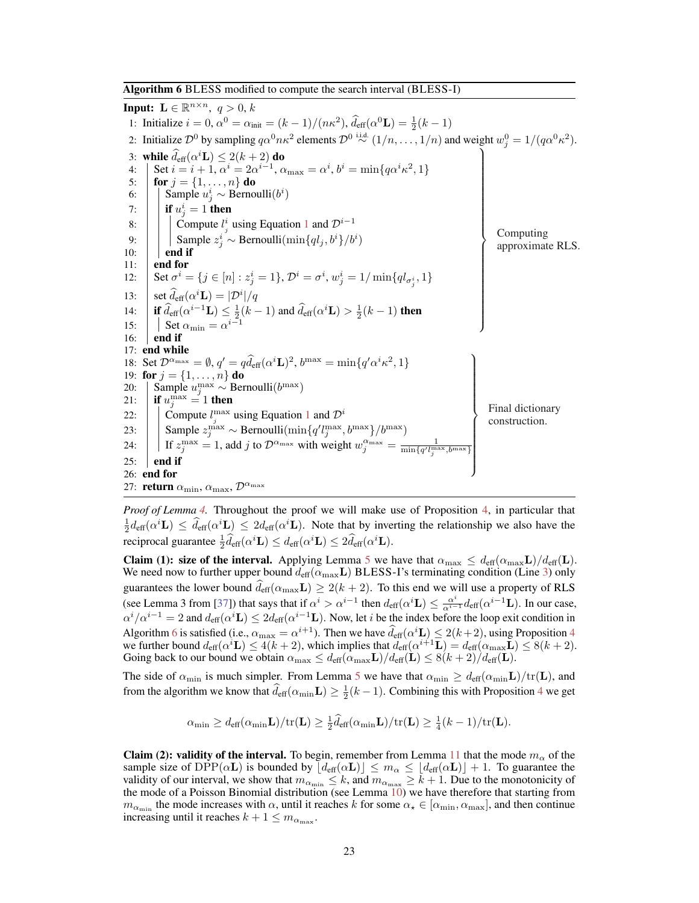**Algorithm 6** BLESS modified to compute the search interval (BLESS-I)

```
Input: L ∈ R^{n×n}, q > 0, k
 1: Initialize i = 0, α^0 = α_init = (k − 1)/(nκ^2), d̂_eff(α^0 L) = ½(k − 1)
 2: Initialize D^0 by sampling qα^0 nκ^2 elements D^0 ~i.i.d. (1/n, ..., 1/n) and weight w^0_j = 1/(qα^0 κ^2).
 3: while d̂_eff(α^i L) ≤ 2(k + 2) do                                          ⎫
 4:   Set i = i + 1, α^i = 2α^{i−1}, α_max = α^i, b^i = min{qα^i κ^2, 1}         ⎪
 5:   for j = {1, ..., n} do                                                   ⎪
 6:     Sample u^i_j ~ Bernoulli(b^i)                                          ⎪
 7:     if u^i_j = 1 then                                                      ⎪
 8:       Compute l^i_j using Equation 1 and D^{i−1}                           ⎪
 9:       Sample z^i_j ~ Bernoulli(min{ql_j, b^i}/b^i)                         ⎬ Computing approximate RLS.
10:     end if                                                                 ⎪
11:   end for                                                                  ⎪
12:   Set σ^i = {j ∈ [n] : z^i_j = 1}, D^i = σ^i, w^i_j = 1/ min{ql_{σ^i_j}, 1} ⎪
13:   set d̂_eff(α^i L) = |D^i|/q                                               ⎪
14:   if d̂_eff(α^{i−1} L) ≤ ½(k − 1) and d̂_eff(α^i L) > ½(k − 1) then           ⎪
15:     Set α_min = α^{i−1}                                                    ⎪
16:   end if                                                                   ⎭
17: end while
18: Set D^{α_max} = ∅, q' = q d̂_eff(α^i L)^2, b^max = min{q'α^i κ^2, 1}         ⎫
19: for j = {1, ..., n} do                                                     ⎪
20:   Sample u^max_j ~ Bernoulli(b^max)                                        ⎪
21:   if u^max_j = 1 then                                                      ⎪
22:     Compute l^max_j using Equation 1 and D^i                               ⎬ Final dictionary construction.
23:     Sample z^max_j ~ Bernoulli(min{q' l^max_j, b^max}/b^max)               ⎪
24:     If z^max_j = 1, add j to D^{α_max} with weight w^{α_max}_j = 1/min{q' l^max_j, b^max} ⎪
25:   end if                                                                   ⎪
26: end for                                                                    ⎭
27: return α_min, α_max, D^{α_max}
```

*Proof of Lemma 4.* Throughout the proof we will make use of Proposition 4, in particular that $\frac{1}{2}d_{\text{eff}}(\alpha^i \mathbf{L}) \leq \widehat{d}_{\text{eff}}(\alpha^i \mathbf{L}) \leq 2 d_{\text{eff}}(\alpha^i \mathbf{L})$. Note that by inverting the relationship we also have the reciprocal guarantee $\frac{1}{2}\widehat{d}_{\text{eff}}(\alpha^i \mathbf{L}) \leq d_{\text{eff}}(\alpha^i \mathbf{L}) \leq 2\widehat{d}_{\text{eff}}(\alpha^i \mathbf{L})$.

**Claim (1): size of the interval.** Applying Lemma 5 we have that $\alpha_{\max} \leq d_{\text{eff}}(\alpha_{\max}\mathbf{L})/d_{\text{eff}}(\mathbf{L})$. We need now to further upper bound $d_{\text{eff}}(\alpha_{\max}\mathbf{L})$ BLESS-I's terminating condition (Line 3) only guarantees the lower bound $\widehat{d}_{\text{eff}}(\alpha_{\max}\mathbf{L}) \geq 2(k+2)$. To this end we will use a property of RLS (see Lemma 3 from [37]) that says that if $\alpha^i > \alpha^{i-1}$ then $d_{\text{eff}}(\alpha^i \mathbf{L}) \leq \frac{\alpha^i}{\alpha^{i-1}} d_{\text{eff}}(\alpha^{i-1}\mathbf{L})$. In our case, $\alpha^i/\alpha^{i-1} = 2$ and $d_{\text{eff}}(\alpha^i \mathbf{L}) \leq 2 d_{\text{eff}}(\alpha^{i-1}\mathbf{L})$. Now, let $i$ be the index before the loop exit condition in Algorithm 6 is satisfied (i.e., $\alpha_{\max} = \alpha^{i+1}$). Then we have $\widehat{d}_{\text{eff}}(\alpha^i \mathbf{L}) \leq 2(k+2)$, using Proposition 4 we further bound $d_{\text{eff}}(\alpha^i \mathbf{L}) \leq 4(k+2)$, which implies that $d_{\text{eff}}(\alpha^{i+1}\mathbf{L}) = d_{\text{eff}}(\alpha_{\max}\mathbf{L}) \leq 8(k+2)$. Going back to our bound we obtain $\alpha_{\max} \leq d_{\text{eff}}(\alpha_{\max}\mathbf{L})/d_{\text{eff}}(\mathbf{L}) \leq 8(k+2)/d_{\text{eff}}(\mathbf{L})$.

The side of $\alpha_{\min}$ is much simpler. From Lemma 5 we have that $\alpha_{\min} \geq d_{\text{eff}}(\alpha_{\min}\mathbf{L})/\text{tr}(\mathbf{L})$, and from the algorithm we know that $\widehat{d}_{\text{eff}}(\alpha_{\min}\mathbf{L}) \geq \frac{1}{2}(k-1)$. Combining this with Proposition 4 we get

$$\alpha_{\min} \geq d_{\text{eff}}(\alpha_{\min}\mathbf{L})/\text{tr}(\mathbf{L}) \geq \tfrac{1}{2}\widehat{d}_{\text{eff}}(\alpha_{\min}\mathbf{L})/\text{tr}(\mathbf{L}) \geq \tfrac{1}{4}(k-1)/\text{tr}(\mathbf{L}).$$

**Claim (2): validity of the interval.** To begin, remember from Lemma 11 that the mode $m_\alpha$ of the sample size of DPP($\alpha\mathbf{L}$) is bounded by $\lfloor d_{\text{eff}}(\alpha\mathbf{L})\rfloor \leq m_\alpha \leq \lfloor d_{\text{eff}}(\alpha\mathbf{L})\rfloor + 1$. To guarantee the validity of our interval, we show that $m_{\alpha_{\min}} \leq k$, and $m_{\alpha_{\max}} \geq k+1$. Due to the monotonicity of the mode of a Poisson Binomial distribution (see Lemma 10) we have therefore that starting from $m_{\alpha_{\min}}$ the mode increases with $\alpha$, until it reaches $k$ for some $\alpha_\star \in [\alpha_{\min}, \alpha_{\max}]$, and then continue increasing until it reaches $k+1 \leq m_{\alpha_{\max}}$.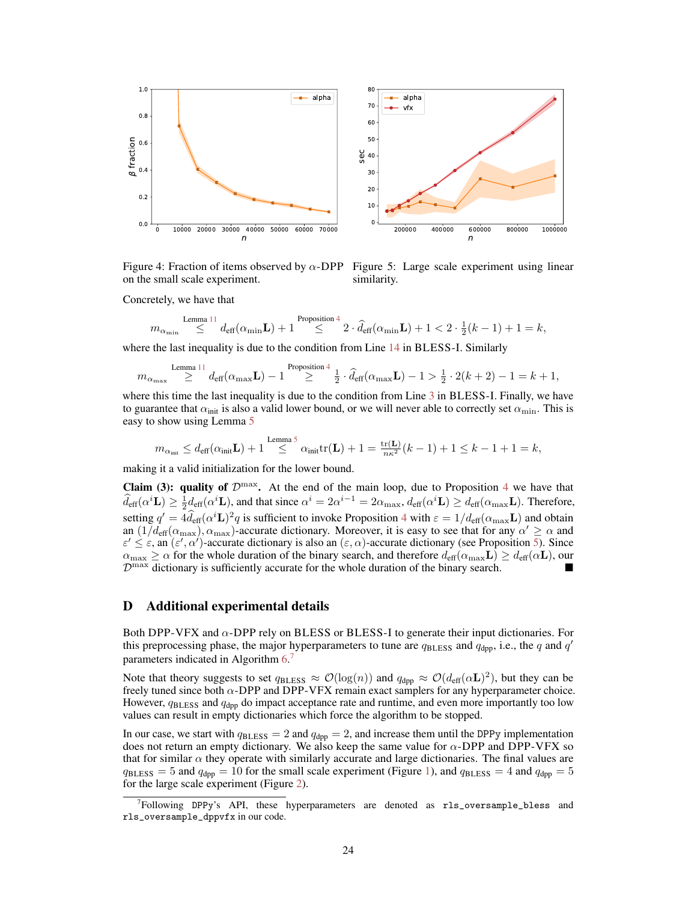Figure 4: Fraction of items observed by $\alpha$-DPP on the small scale experiment.

Figure 5: Large scale experiment using linear similarity.

Concretely, we have that

$$m_{\alpha_{\min}} \overset{\text{Lemma 11}}{\leq} d_{\text{eff}}(\alpha_{\min}\mathbf{L}) + 1 \overset{\text{Proposition 4}}{\leq} 2 \cdot \widehat{d}_{\text{eff}}(\alpha_{\min}\mathbf{L}) + 1 < 2 \cdot \tfrac{1}{2}(k-1) + 1 = k,$$

where the last inequality is due to the condition from Line 14 in BLESS-I. Similarly

$$m_{\alpha_{\max}} \overset{\text{Lemma 11}}{\geq} d_{\text{eff}}(\alpha_{\max}\mathbf{L}) - 1 \overset{\text{Proposition 4}}{\geq} \tfrac{1}{2} \cdot \widehat{d}_{\text{eff}}(\alpha_{\max}\mathbf{L}) - 1 > \tfrac{1}{2} \cdot 2(k+2) - 1 = k+1,$$

where this time the last inequality is due to the condition from Line 3 in BLESS-I. Finally, we have to guarantee that $\alpha_{\text{init}}$ is also a valid lower bound, or we will never able to correctly set $\alpha_{\min}$. This is easy to show using Lemma 5

$$m_{\alpha_{\text{init}}} \leq d_{\text{eff}}(\alpha_{\text{init}}\mathbf{L}) + 1 \overset{\text{Lemma 5}}{\leq} \alpha_{\text{init}}\text{tr}(\mathbf{L}) + 1 = \tfrac{\text{tr}(\mathbf{L})}{n\kappa^2}(k-1) + 1 \leq k - 1 + 1 = k,$$

making it a valid initialization for the lower bound.

**Claim (3): quality of $\mathcal{D}^{\max}$.** At the end of the main loop, due to Proposition 4 we have that $\widehat{d}_{\text{eff}}(\alpha^i\mathbf{L}) \geq \frac{1}{2}d_{\text{eff}}(\alpha^i\mathbf{L})$, and that since $\alpha^i = 2\alpha^{i-1} = 2\alpha_{\max}$, $d_{\text{eff}}(\alpha^i\mathbf{L}) \geq d_{\text{eff}}(\alpha_{\max}\mathbf{L})$. Therefore, setting $q' = 4\widehat{d}_{\text{eff}}(\alpha^i\mathbf{L})^2 q$ is sufficient to invoke Proposition 4 with $\varepsilon = 1/d_{\text{eff}}(\alpha_{\max}\mathbf{L})$ and obtain an $(1/d_{\text{eff}}(\alpha_{\max}), \alpha_{\max})$-accurate dictionary. Moreover, it is easy to see that for any $\alpha' \geq \alpha$ and $\varepsilon' \leq \varepsilon$, an $(\varepsilon', \alpha')$-accurate dictionary is also an $(\varepsilon, \alpha)$-accurate dictionary (see Proposition 5). Since $\alpha_{\max} \geq \alpha$ for the whole duration of the binary search, and therefore $d_{\text{eff}}(\alpha_{\max}\mathbf{L}) \geq d_{\text{eff}}(\alpha\mathbf{L})$, our $\mathcal{D}^{\max}$ dictionary is sufficiently accurate for the whole duration of the binary search. ■

## D Additional experimental details

Both DPP-VFX and $\alpha$-DPP rely on BLESS or BLESS-I to generate their input dictionaries. For this preprocessing phase, the major hyperparameters to tune are $q_{\text{BLESS}}$ and $q_{\text{dpp}}$, i.e., the $q$ and $q'$ parameters indicated in Algorithm 6.[7]

Note that theory suggests to set $q_{\text{BLESS}} \approx \mathcal{O}(\log(n))$ and $q_{\text{dpp}} \approx \mathcal{O}(d_{\text{eff}}(\alpha\mathbf{L})^2)$, but they can be freely tuned since both $\alpha$-DPP and DPP-VFX remain exact samplers for any hyperparameter choice. However, $q_{\text{BLESS}}$ and $q_{\text{dpp}}$ do impact acceptance rate and runtime, and even more importantly too low values can result in empty dictionaries which force the algorithm to be stopped.

In our case, we start with $q_{\text{BLESS}} = 2$ and $q_{\text{dpp}} = 2$, and increase them until the `DPPy` implementation does not return an empty dictionary. We also keep the same value for $\alpha$-DPP and DPP-VFX so that for similar $\alpha$ they operate with similarly accurate and large dictionaries. The final values are $q_{\text{BLESS}} = 5$ and $q_{\text{dpp}} = 10$ for the small scale experiment (Figure 1), and $q_{\text{BLESS}} = 4$ and $q_{\text{dpp}} = 5$ for the large scale experiment (Figure 2).

[7] Following DPPy's API, these hyperparameters are denoted as `rls_oversample_bless` and `rls_oversample_dppvfx` in our code.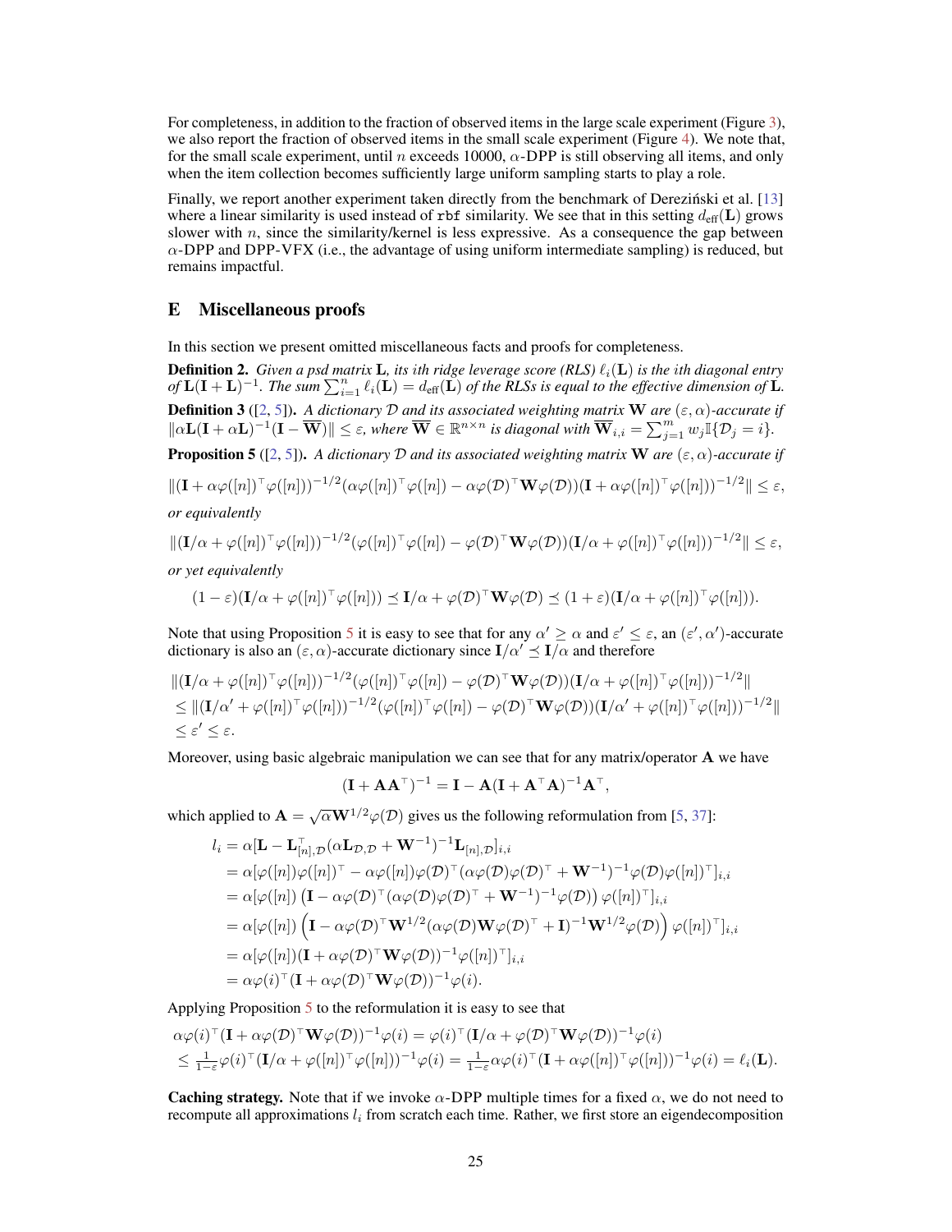For completeness, in addition to the fraction of observed items in the large scale experiment (Figure 3), we also report the fraction of observed items in the small scale experiment (Figure 4). We note that, for the small scale experiment, until $n$ exceeds 10000, $\alpha$-DPP is still observing all items, and only when the item collection becomes sufficiently large uniform sampling starts to play a role.

Finally, we report another experiment taken directly from the benchmark of Dereziński et al. [13] where a linear similarity is used instead of `rbf` similarity. We see that in this setting $d_{\text{eff}}(\mathbf{L})$ grows slower with $n$, since the similarity/kernel is less expressive. As a consequence the gap between $\alpha$-DPP and DPP-VFX (i.e., the advantage of using uniform intermediate sampling) is reduced, but remains impactful.

## E Miscellaneous proofs

In this section we present omitted miscellaneous facts and proofs for completeness.

**Definition 2.** *Given a psd matrix $\mathbf{L}$, its ith ridge leverage score (RLS) $\ell_i(\mathbf{L})$ is the ith diagonal entry of $\mathbf{L}(\mathbf{I}+\mathbf{L})^{-1}$. The sum $\sum_{i=1}^n \ell_i(\mathbf{L}) = d_{\text{eff}}(\mathbf{L})$ of the RLSs is equal to the effective dimension of $\mathbf{L}$.*

**Definition 3** ([2, 5]). *A dictionary $\mathcal{D}$ and its associated weighting matrix $\mathbf{W}$ are $(\varepsilon,\alpha)$-accurate if $\|\alpha\mathbf{L}(\mathbf{I}+\alpha\mathbf{L})^{-1}(\mathbf{I}-\overline{\mathbf{W}})\| \leq \varepsilon$, where $\overline{\mathbf{W}} \in \mathbb{R}^{n\times n}$ is diagonal with $\overline{\mathbf{W}}_{i,i} = \sum_{j=1}^m w_j \mathbb{I}\{\mathcal{D}_j = i\}$.*

**Proposition 5** ([2, 5]). *A dictionary $\mathcal{D}$ and its associated weighting matrix $\mathbf{W}$ are $(\varepsilon,\alpha)$-accurate if*

$$\|(\mathbf{I}+\alpha\varphi([n])^\top\varphi([n]))^{-1/2}(\alpha\varphi([n])^\top\varphi([n]) - \alpha\varphi(\mathcal{D})^\top\mathbf{W}\varphi(\mathcal{D}))(\mathbf{I}+\alpha\varphi([n])^\top\varphi([n]))^{-1/2}\| \leq \varepsilon,$$

*or equivalently*

$$\|(\mathbf{I}/\alpha+\varphi([n])^\top\varphi([n]))^{-1/2}(\varphi([n])^\top\varphi([n]) - \varphi(\mathcal{D})^\top\mathbf{W}\varphi(\mathcal{D}))(\mathbf{I}/\alpha+\varphi([n])^\top\varphi([n]))^{-1/2}\| \leq \varepsilon,$$

*or yet equivalently*

$$(1-\varepsilon)(\mathbf{I}/\alpha+\varphi([n])^\top\varphi([n])) \preceq \mathbf{I}/\alpha+\varphi(\mathcal{D})^\top\mathbf{W}\varphi(\mathcal{D}) \preceq (1+\varepsilon)(\mathbf{I}/\alpha+\varphi([n])^\top\varphi([n])).$$

Note that using Proposition 5 it is easy to see that for any $\alpha' \geq \alpha$ and $\varepsilon' \leq \varepsilon$, an $(\varepsilon',\alpha')$-accurate dictionary is also an $(\varepsilon,\alpha)$-accurate dictionary since $\mathbf{I}/\alpha' \preceq \mathbf{I}/\alpha$ and therefore

$$\begin{aligned}
&\|(\mathbf{I}/\alpha+\varphi([n])^\top\varphi([n]))^{-1/2}(\varphi([n])^\top\varphi([n]) - \varphi(\mathcal{D})^\top\mathbf{W}\varphi(\mathcal{D}))(\mathbf{I}/\alpha+\varphi([n])^\top\varphi([n]))^{-1/2}\| \\
&\leq \|(\mathbf{I}/\alpha'+\varphi([n])^\top\varphi([n]))^{-1/2}(\varphi([n])^\top\varphi([n]) - \varphi(\mathcal{D})^\top\mathbf{W}\varphi(\mathcal{D}))(\mathbf{I}/\alpha'+\varphi([n])^\top\varphi([n]))^{-1/2}\| \\
&\leq \varepsilon' \leq \varepsilon.
\end{aligned}$$

Moreover, using basic algebraic manipulation we can see that for any matrix/operator $\mathbf{A}$ we have

$$(\mathbf{I}+\mathbf{A}\mathbf{A}^\top)^{-1} = \mathbf{I} - \mathbf{A}(\mathbf{I}+\mathbf{A}^\top\mathbf{A})^{-1}\mathbf{A}^\top,$$

which applied to $\mathbf{A} = \sqrt{\alpha}\mathbf{W}^{1/2}\varphi(\mathcal{D})$ gives us the following reformulation from [5, 37]:

$$\begin{aligned}
l_i &= \alpha[\mathbf{L} - \mathbf{L}_{[n],\mathcal{D}}^\top(\alpha\mathbf{L}_{\mathcal{D},\mathcal{D}}+\mathbf{W}^{-1})^{-1}\mathbf{L}_{[n],\mathcal{D}}]_{i,i} \\
&= \alpha[\varphi([n])\varphi([n])^\top - \alpha\varphi([n])\varphi(\mathcal{D})^\top(\alpha\varphi(\mathcal{D})\varphi(\mathcal{D})^\top+\mathbf{W}^{-1})^{-1}\varphi(\mathcal{D})\varphi([n])^\top]_{i,i} \\
&= \alpha[\varphi([n])\left(\mathbf{I} - \alpha\varphi(\mathcal{D})^\top(\alpha\varphi(\mathcal{D})\varphi(\mathcal{D})^\top+\mathbf{W}^{-1})^{-1}\varphi(\mathcal{D})\right)\varphi([n])^\top]_{i,i} \\
&= \alpha[\varphi([n])\left(\mathbf{I} - \alpha\varphi(\mathcal{D})^\top\mathbf{W}^{1/2}(\alpha\varphi(\mathcal{D})\mathbf{W}\varphi(\mathcal{D})^\top+\mathbf{I})^{-1}\mathbf{W}^{1/2}\varphi(\mathcal{D})\right)\varphi([n])^\top]_{i,i} \\
&= \alpha[\varphi([n])(\mathbf{I}+\alpha\varphi(\mathcal{D})^\top\mathbf{W}\varphi(\mathcal{D}))^{-1}\varphi([n])^\top]_{i,i} \\
&= \alpha\varphi(i)^\top(\mathbf{I}+\alpha\varphi(\mathcal{D})^\top\mathbf{W}\varphi(\mathcal{D}))^{-1}\varphi(i).
\end{aligned}$$

Applying Proposition 5 to the reformulation it is easy to see that

$$\begin{aligned}
&\alpha\varphi(i)^\top(\mathbf{I}+\alpha\varphi(\mathcal{D})^\top\mathbf{W}\varphi(\mathcal{D}))^{-1}\varphi(i) = \varphi(i)^\top(\mathbf{I}/\alpha+\varphi(\mathcal{D})^\top\mathbf{W}\varphi(\mathcal{D}))^{-1}\varphi(i) \\
&\leq \tfrac{1}{1-\varepsilon}\varphi(i)^\top(\mathbf{I}/\alpha+\varphi([n])^\top\varphi([n]))^{-1}\varphi(i) = \tfrac{1}{1-\varepsilon}\alpha\varphi(i)^\top(\mathbf{I}+\alpha\varphi([n])^\top\varphi([n]))^{-1}\varphi(i) = \ell_i(\mathbf{L}).
\end{aligned}$$

**Caching strategy.** Note that if we invoke $\alpha$-DPP multiple times for a fixed $\alpha$, we do not need to recompute all approximations $l_i$ from scratch each time. Rather, we first store an eigendecomposition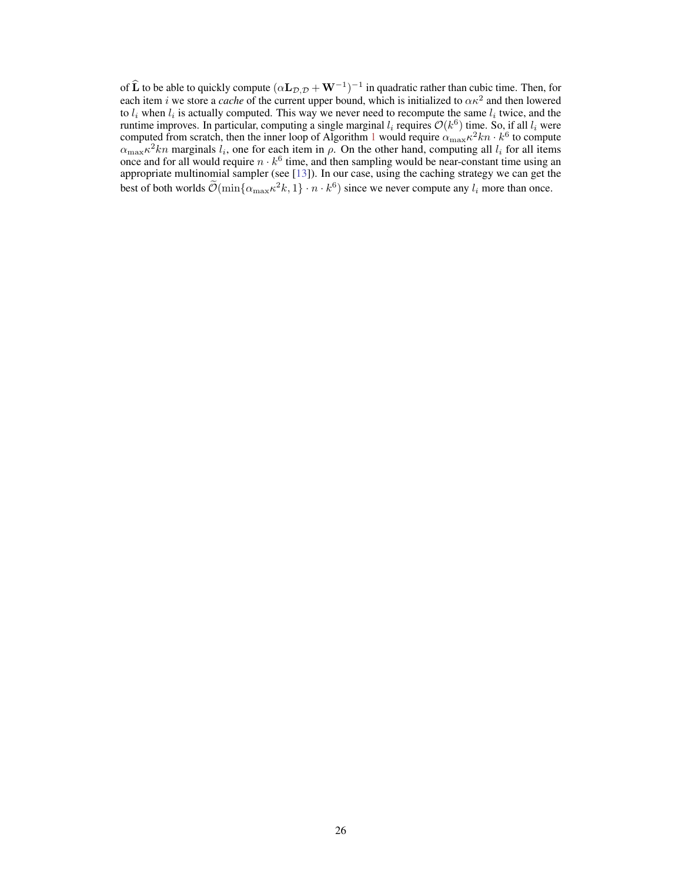of $\widehat{\mathbf{L}}$ to be able to quickly compute $(\alpha \mathbf{L}_{\mathcal{D},\mathcal{D}} + \mathbf{W}^{-1})^{-1}$ in quadratic rather than cubic time. Then, for each item $i$ we store a *cache* of the current upper bound, which is initialized to $\alpha\kappa^2$ and then lowered to $l_i$ when $l_i$ is actually computed. This way we never need to recompute the same $l_i$ twice, and the runtime improves. In particular, computing a single marginal $l_i$ requires $\mathcal{O}(k^6)$ time. So, if all $l_i$ were computed from scratch, then the inner loop of Algorithm 1 would require $\alpha_{\max}\kappa^2 kn \cdot k^6$ to compute $\alpha_{\max}\kappa^2 kn$ marginals $l_i$, one for each item in $\rho$. On the other hand, computing all $l_i$ for all items once and for all would require $n \cdot k^6$ time, and then sampling would be near-constant time using an appropriate multinomial sampler (see [13]). In our case, using the caching strategy we can get the best of both worlds $\widetilde{\mathcal{O}}(\min\{\alpha_{\max}\kappa^2 k, 1\} \cdot n \cdot k^6)$ since we never compute any $l_i$ more than once.